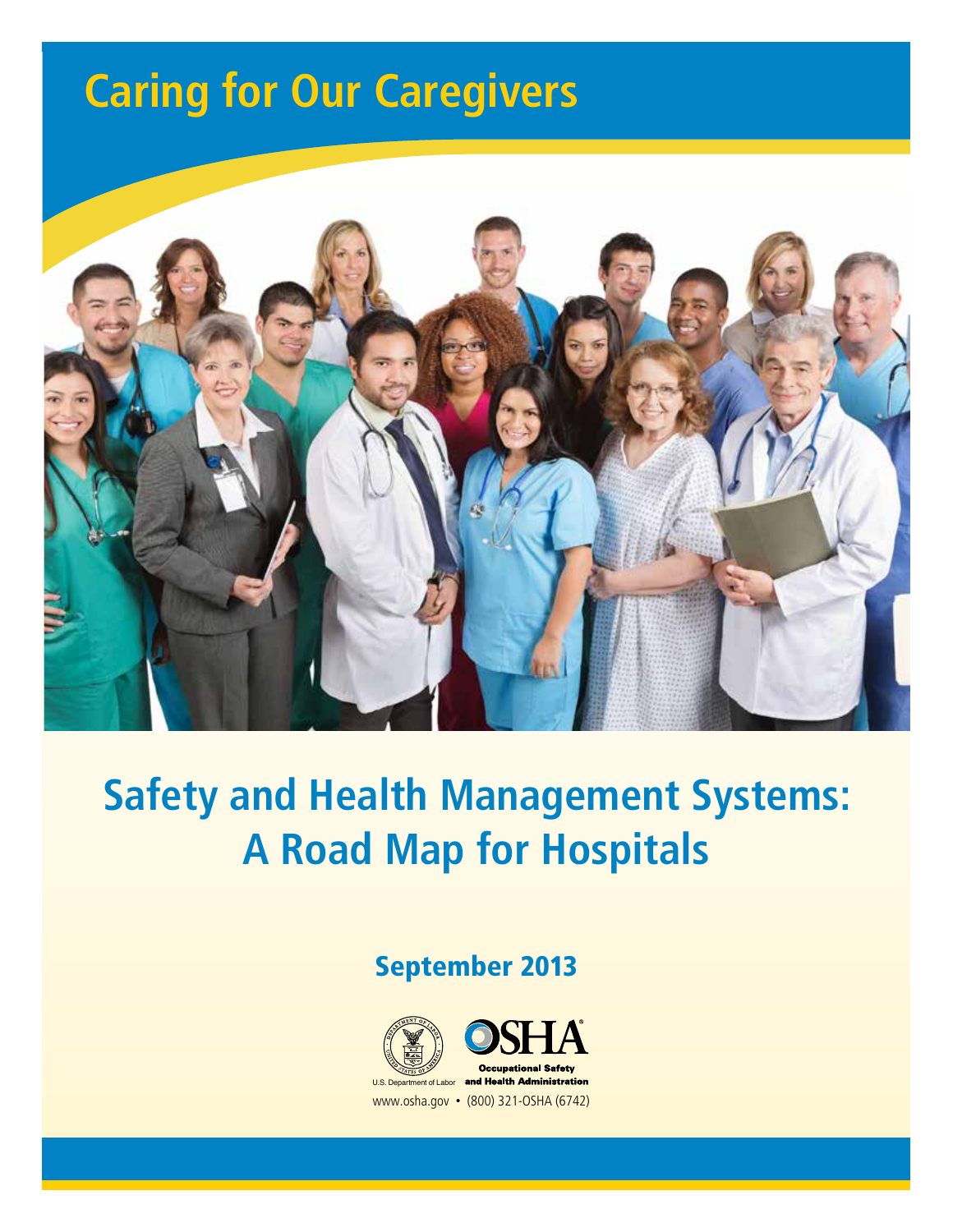# Caring for Our Caregivers

## Safety and Health Management Systems: A Road Map for Hospitals

**September 2013**

U.S. Department of Labor

OSHA Occupational Safety and Health Administration

www.osha.gov • (800) 321-OSHA (6742)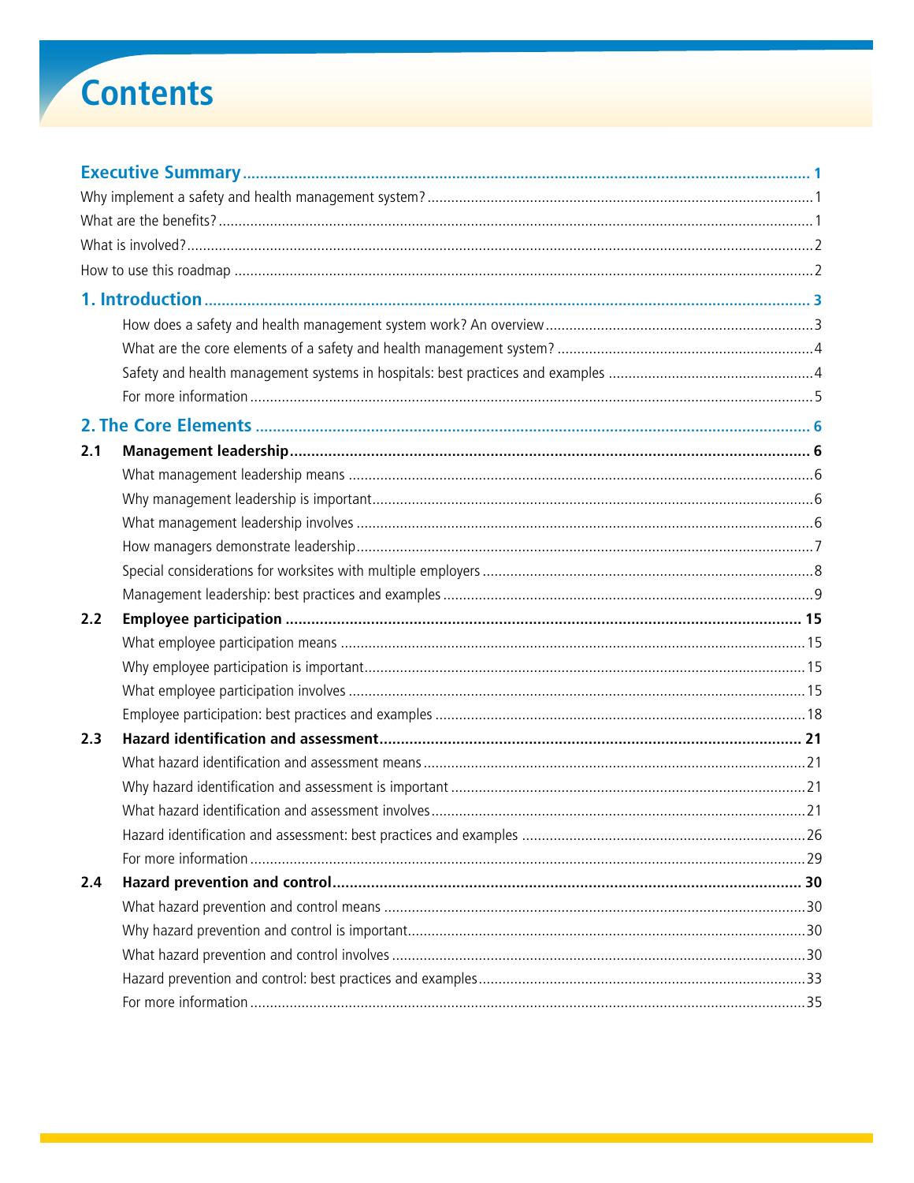# Contents

**Executive Summary** .......... 1

Why implement a safety and health management system? .......... 1

What are the benefits? .......... 1

What is involved? .......... 2

How to use this roadmap .......... 2

**1. Introduction** .......... 3

- How does a safety and health management system work? An overview .......... 3
- What are the core elements of a safety and health management system? .......... 4
- Safety and health management systems in hospitals: best practices and examples .......... 4
- For more information .......... 5

**2. The Core Elements** .......... 6

**2.1 Management leadership** .......... 6

- What management leadership means .......... 6
- Why management leadership is important .......... 6
- What management leadership involves .......... 6
- How managers demonstrate leadership .......... 7
- Special considerations for worksites with multiple employers .......... 8
- Management leadership: best practices and examples .......... 9

**2.2 Employee participation** .......... 15

- What employee participation means .......... 15
- Why employee participation is important .......... 15
- What employee participation involves .......... 15
- Employee participation: best practices and examples .......... 18

**2.3 Hazard identification and assessment** .......... 21

- What hazard identification and assessment means .......... 21
- Why hazard identification and assessment is important .......... 21
- What hazard identification and assessment involves .......... 21
- Hazard identification and assessment: best practices and examples .......... 26
- For more information .......... 29

**2.4 Hazard prevention and control** .......... 30

- What hazard prevention and control means .......... 30
- Why hazard prevention and control is important .......... 30
- What hazard prevention and control involves .......... 30
- Hazard prevention and control: best practices and examples .......... 33
- For more information .......... 35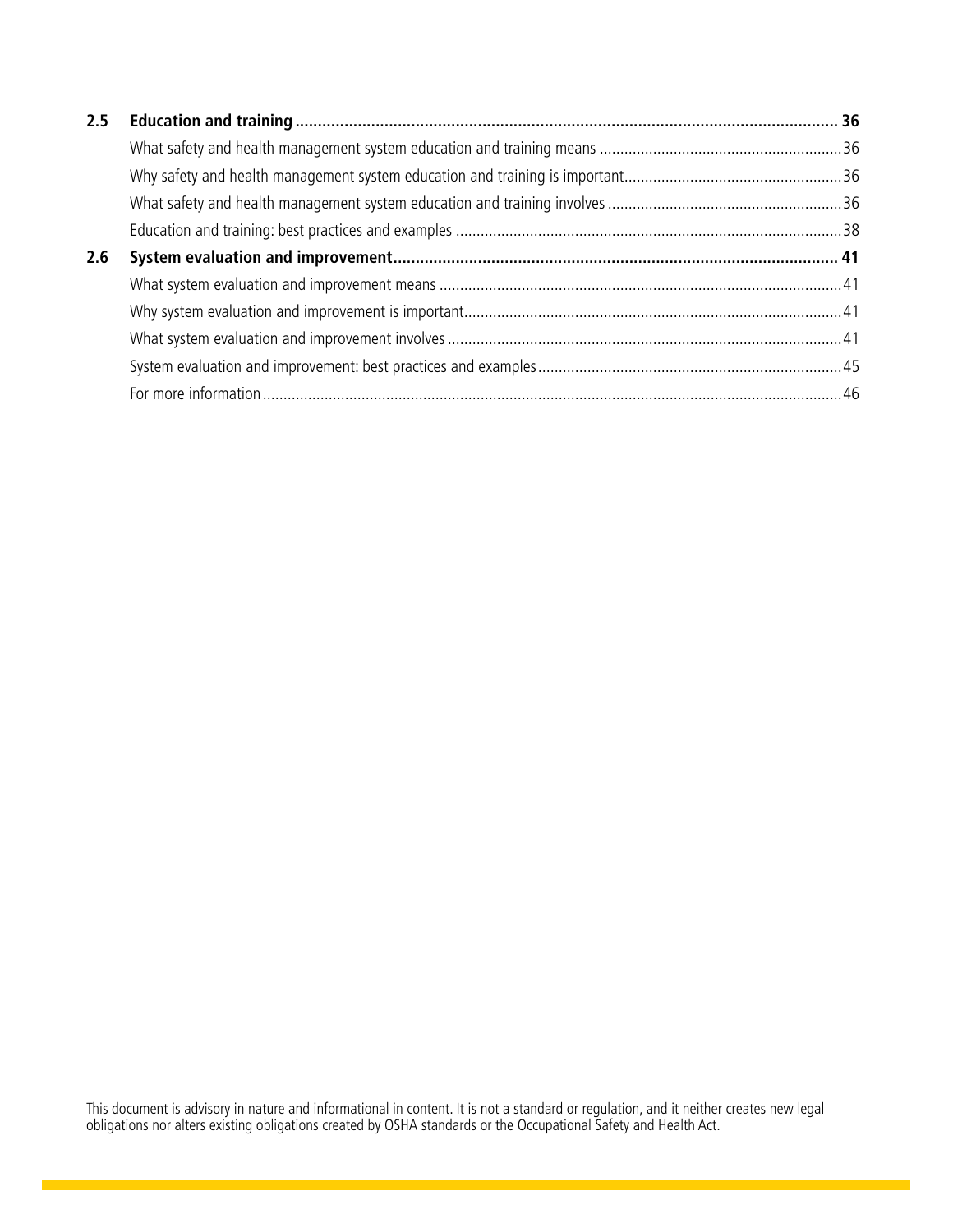| | | |
|---|---|---|
| **2.5** | **Education and training** | **36** |
| | What safety and health management system education and training means | 36 |
| | Why safety and health management system education and training is important | 36 |
| | What safety and health management system education and training involves | 36 |
| | Education and training: best practices and examples | 38 |
| **2.6** | **System evaluation and improvement** | **41** |
| | What system evaluation and improvement means | 41 |
| | Why system evaluation and improvement is important | 41 |
| | What system evaluation and improvement involves | 41 |
| | System evaluation and improvement: best practices and examples | 45 |
| | For more information | 46 |

This document is advisory in nature and informational in content. It is not a standard or regulation, and it neither creates new legal obligations nor alters existing obligations created by OSHA standards or the Occupational Safety and Health Act.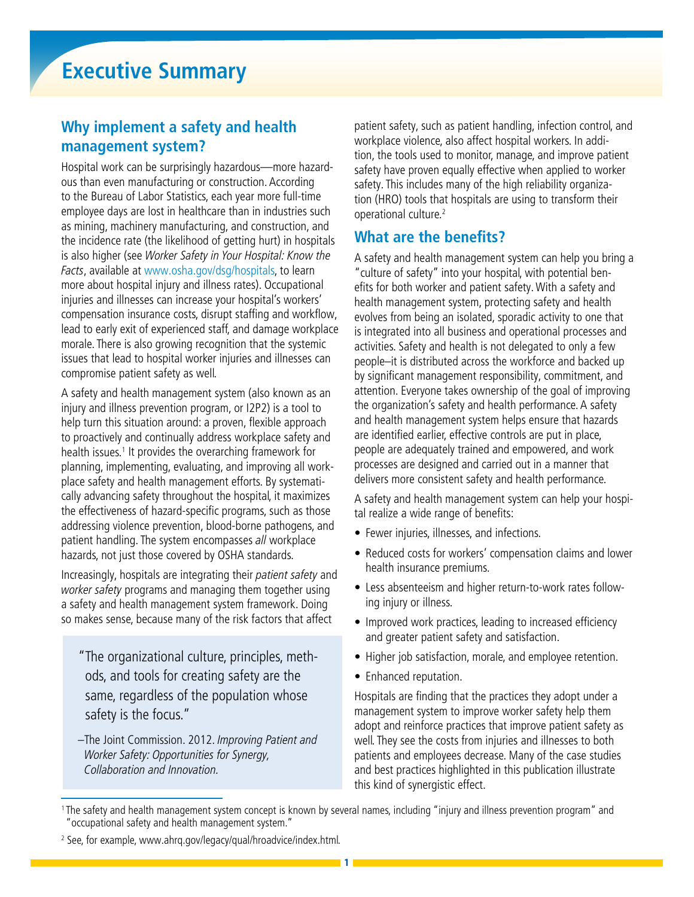# Executive Summary

## Why implement a safety and health management system?

Hospital work can be surprisingly hazardous—more hazardous than even manufacturing or construction. According to the Bureau of Labor Statistics, each year more full-time employee days are lost in healthcare than in industries such as mining, machinery manufacturing, and construction, and the incidence rate (the likelihood of getting hurt) in hospitals is also higher (see *Worker Safety in Your Hospital: Know the Facts*, available at www.osha.gov/dsg/hospitals, to learn more about hospital injury and illness rates). Occupational injuries and illnesses can increase your hospital's workers' compensation insurance costs, disrupt staffing and workflow, lead to early exit of experienced staff, and damage workplace morale. There is also growing recognition that the systemic issues that lead to hospital worker injuries and illnesses can compromise patient safety as well.

A safety and health management system (also known as an injury and illness prevention program, or I2P2) is a tool to help turn this situation around: a proven, flexible approach to proactively and continually address workplace safety and health issues.[1] It provides the overarching framework for planning, implementing, evaluating, and improving all workplace safety and health management efforts. By systematically advancing safety throughout the hospital, it maximizes the effectiveness of hazard-specific programs, such as those addressing violence prevention, blood-borne pathogens, and patient handling. The system encompasses *all* workplace hazards, not just those covered by OSHA standards.

Increasingly, hospitals are integrating their *patient safety* and *worker safety* programs and managing them together using a safety and health management system framework. Doing so makes sense, because many of the risk factors that affect patient safety, such as patient handling, infection control, and workplace violence, also affect hospital workers. In addition, the tools used to monitor, manage, and improve patient safety have proven equally effective when applied to worker safety. This includes many of the high reliability organization (HRO) tools that hospitals are using to transform their operational culture.[2]

> "The organizational culture, principles, methods, and tools for creating safety are the same, regardless of the population whose safety is the focus."
>
> –The Joint Commission. 2012. *Improving Patient and Worker Safety: Opportunities for Synergy, Collaboration and Innovation.*

## What are the benefits?

A safety and health management system can help you bring a "culture of safety" into your hospital, with potential benefits for both worker and patient safety. With a safety and health management system, protecting safety and health evolves from being an isolated, sporadic activity to one that is integrated into all business and operational processes and activities. Safety and health is not delegated to only a few people–it is distributed across the workforce and backed up by significant management responsibility, commitment, and attention. Everyone takes ownership of the goal of improving the organization's safety and health performance. A safety and health management system helps ensure that hazards are identified earlier, effective controls are put in place, people are adequately trained and empowered, and work processes are designed and carried out in a manner that delivers more consistent safety and health performance.

A safety and health management system can help your hospital realize a wide range of benefits:

- Fewer injuries, illnesses, and infections.
- Reduced costs for workers' compensation claims and lower health insurance premiums.
- Less absenteeism and higher return-to-work rates following injury or illness.
- Improved work practices, leading to increased efficiency and greater patient safety and satisfaction.
- Higher job satisfaction, morale, and employee retention.
- Enhanced reputation.

Hospitals are finding that the practices they adopt under a management system to improve worker safety help them adopt and reinforce practices that improve patient safety as well. They see the costs from injuries and illnesses to both patients and employees decrease. Many of the case studies and best practices highlighted in this publication illustrate this kind of synergistic effect.

---

[1] The safety and health management system concept is known by several names, including "injury and illness prevention program" and "occupational safety and health management system."

[2] See, for example, www.ahrq.gov/legacy/qual/hroadvice/index.html.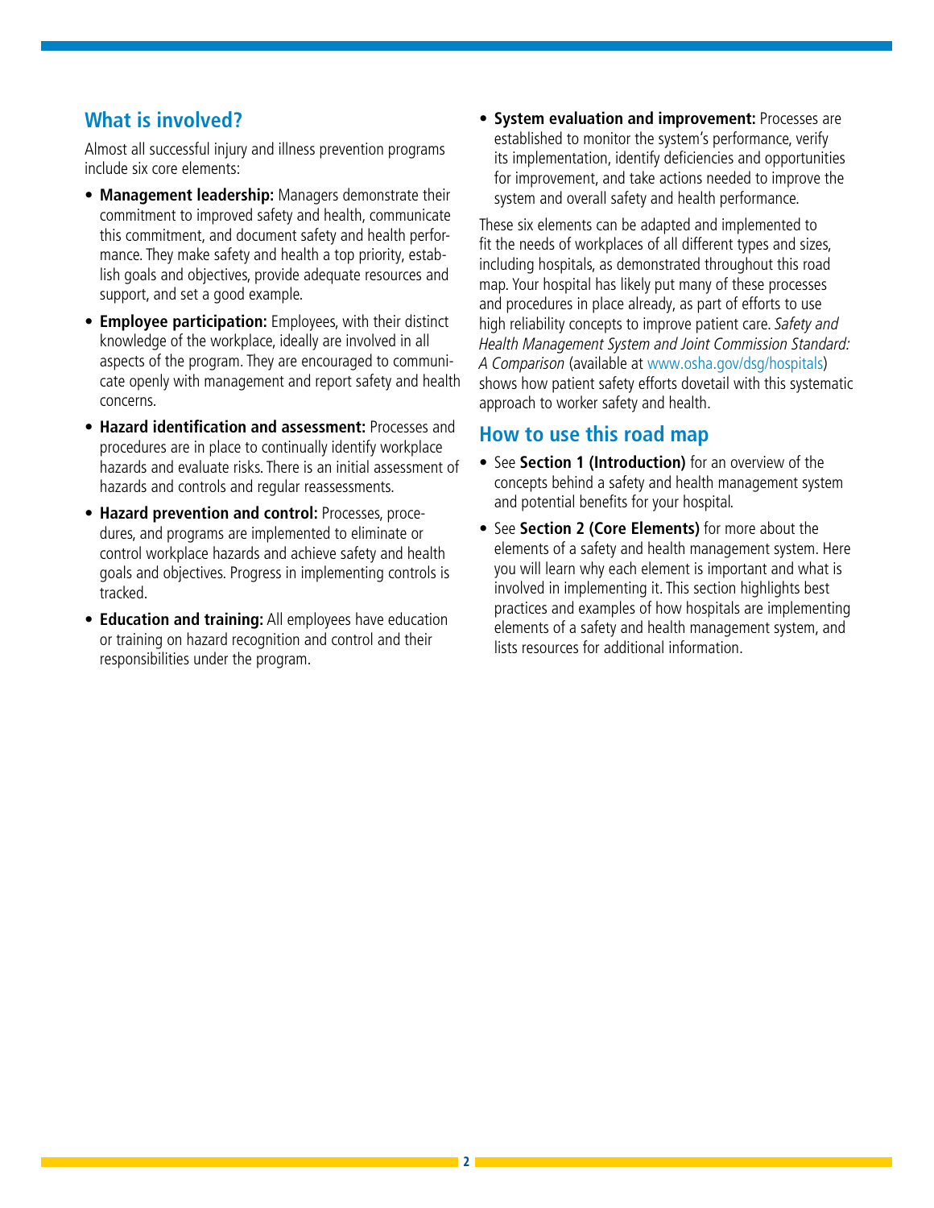## What is involved?

Almost all successful injury and illness prevention programs include six core elements:

- **Management leadership:** Managers demonstrate their commitment to improved safety and health, communicate this commitment, and document safety and health performance. They make safety and health a top priority, establish goals and objectives, provide adequate resources and support, and set a good example.
- **Employee participation:** Employees, with their distinct knowledge of the workplace, ideally are involved in all aspects of the program. They are encouraged to communicate openly with management and report safety and health concerns.
- **Hazard identification and assessment:** Processes and procedures are in place to continually identify workplace hazards and evaluate risks. There is an initial assessment of hazards and controls and regular reassessments.
- **Hazard prevention and control:** Processes, procedures, and programs are implemented to eliminate or control workplace hazards and achieve safety and health goals and objectives. Progress in implementing controls is tracked.
- **Education and training:** All employees have education or training on hazard recognition and control and their responsibilities under the program.
- **System evaluation and improvement:** Processes are established to monitor the system's performance, verify its implementation, identify deficiencies and opportunities for improvement, and take actions needed to improve the system and overall safety and health performance.

These six elements can be adapted and implemented to fit the needs of workplaces of all different types and sizes, including hospitals, as demonstrated throughout this road map. Your hospital has likely put many of these processes and procedures in place already, as part of efforts to use high reliability concepts to improve patient care. *Safety and Health Management System and Joint Commission Standard: A Comparison* (available at www.osha.gov/dsg/hospitals) shows how patient safety efforts dovetail with this systematic approach to worker safety and health.

## How to use this road map

- See **Section 1 (Introduction)** for an overview of the concepts behind a safety and health management system and potential benefits for your hospital.
- See **Section 2 (Core Elements)** for more about the elements of a safety and health management system. Here you will learn why each element is important and what is involved in implementing it. This section highlights best practices and examples of how hospitals are implementing elements of a safety and health management system, and lists resources for additional information.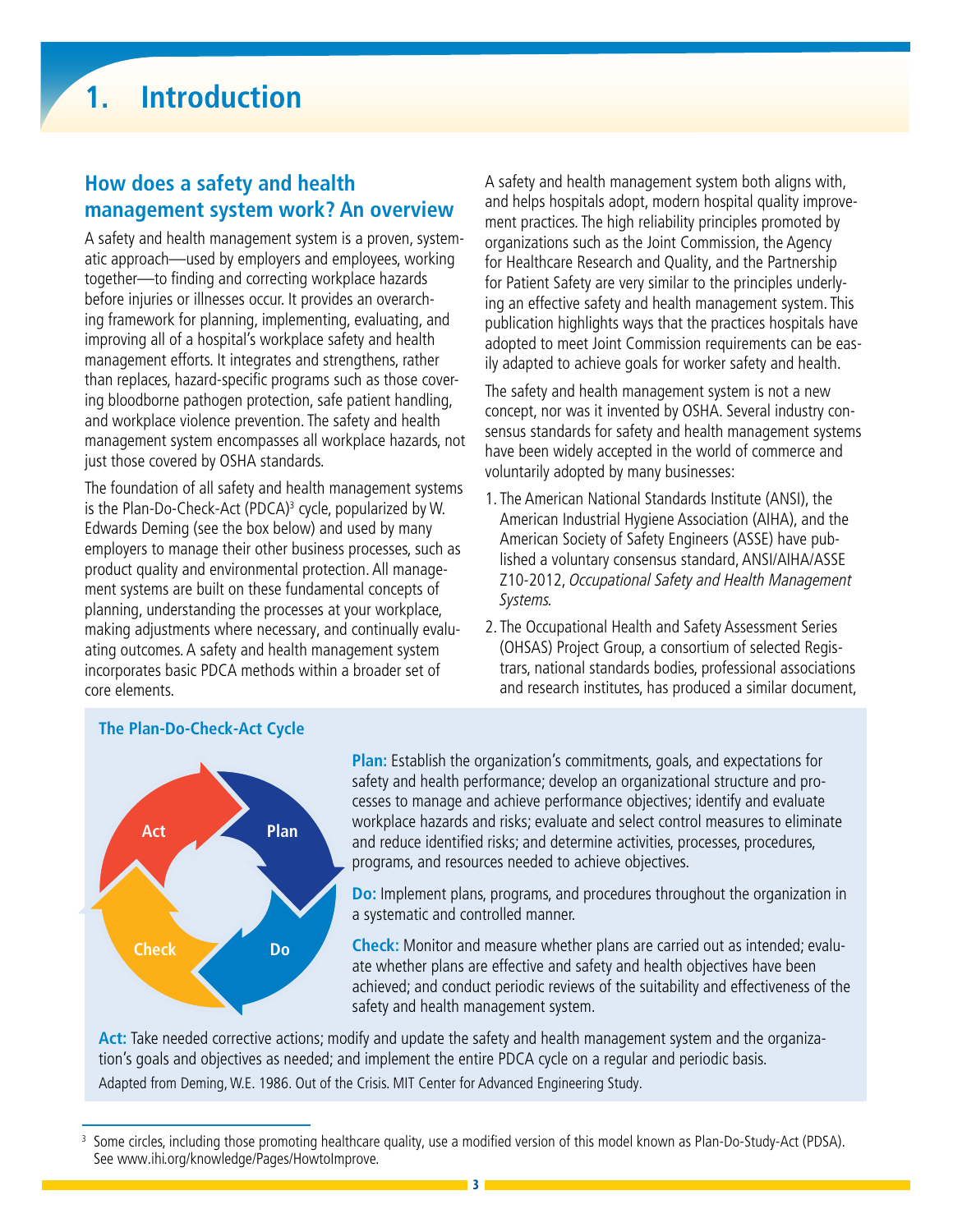# 1. Introduction

## How does a safety and health management system work? An overview

A safety and health management system is a proven, systematic approach—used by employers and employees, working together—to finding and correcting workplace hazards before injuries or illnesses occur. It provides an overarching framework for planning, implementing, evaluating, and improving all of a hospital's workplace safety and health management efforts. It integrates and strengthens, rather than replaces, hazard-specific programs such as those covering bloodborne pathogen protection, safe patient handling, and workplace violence prevention. The safety and health management system encompasses all workplace hazards, not just those covered by OSHA standards.

The foundation of all safety and health management systems is the Plan-Do-Check-Act (PDCA)[3] cycle, popularized by W. Edwards Deming (see the box below) and used by many employers to manage their other business processes, such as product quality and environmental protection. All management systems are built on these fundamental concepts of planning, understanding the processes at your workplace, making adjustments where necessary, and continually evaluating outcomes. A safety and health management system incorporates basic PDCA methods within a broader set of core elements.

A safety and health management system both aligns with, and helps hospitals adopt, modern hospital quality improvement practices. The high reliability principles promoted by organizations such as the Joint Commission, the Agency for Healthcare Research and Quality, and the Partnership for Patient Safety are very similar to the principles underlying an effective safety and health management system. This publication highlights ways that the practices hospitals have adopted to meet Joint Commission requirements can be easily adapted to achieve goals for worker safety and health.

The safety and health management system is not a new concept, nor was it invented by OSHA. Several industry consensus standards for safety and health management systems have been widely accepted in the world of commerce and voluntarily adopted by many businesses:

1. The American National Standards Institute (ANSI), the American Industrial Hygiene Association (AIHA), and the American Society of Safety Engineers (ASSE) have published a voluntary consensus standard, ANSI/AIHA/ASSE Z10-2012, *Occupational Safety and Health Management Systems*.
2. The Occupational Health and Safety Assessment Series (OHSAS) Project Group, a consortium of selected Registrars, national standards bodies, professional associations and research institutes, has produced a similar document,

### The Plan-Do-Check-Act Cycle

**Plan:** Establish the organization's commitments, goals, and expectations for safety and health performance; develop an organizational structure and processes to manage and achieve performance objectives; identify and evaluate workplace hazards and risks; evaluate and select control measures to eliminate and reduce identified risks; and determine activities, processes, procedures, programs, and resources needed to achieve objectives.

**Do:** Implement plans, programs, and procedures throughout the organization in a systematic and controlled manner.

**Check:** Monitor and measure whether plans are carried out as intended; evaluate whether plans are effective and safety and health objectives have been achieved; and conduct periodic reviews of the suitability and effectiveness of the safety and health management system.

**Act:** Take needed corrective actions; modify and update the safety and health management system and the organization's goals and objectives as needed; and implement the entire PDCA cycle on a regular and periodic basis.

Adapted from Deming, W.E. 1986. Out of the Crisis. MIT Center for Advanced Engineering Study.

---

[3] Some circles, including those promoting healthcare quality, use a modified version of this model known as Plan-Do-Study-Act (PDSA). See www.ihi.org/knowledge/Pages/HowtoImprove.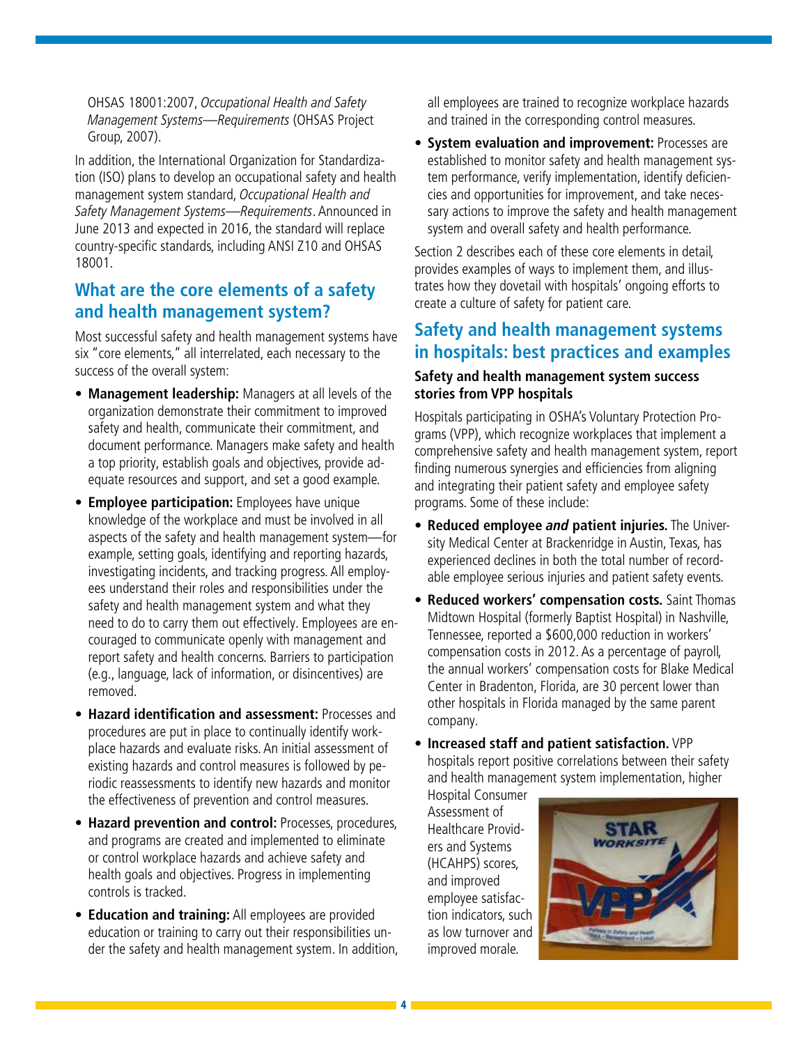OHSAS 18001:2007, *Occupational Health and Safety Management Systems—Requirements* (OHSAS Project Group, 2007).

In addition, the International Organization for Standardization (ISO) plans to develop an occupational safety and health management system standard, *Occupational Health and Safety Management Systems—Requirements*. Announced in June 2013 and expected in 2016, the standard will replace country-specific standards, including ANSI Z10 and OHSAS 18001.

## What are the core elements of a safety and health management system?

Most successful safety and health management systems have six "core elements," all interrelated, each necessary to the success of the overall system:

- **Management leadership:** Managers at all levels of the organization demonstrate their commitment to improved safety and health, communicate their commitment, and document performance. Managers make safety and health a top priority, establish goals and objectives, provide adequate resources and support, and set a good example.
- **Employee participation:** Employees have unique knowledge of the workplace and must be involved in all aspects of the safety and health management system—for example, setting goals, identifying and reporting hazards, investigating incidents, and tracking progress. All employees understand their roles and responsibilities under the safety and health management system and what they need to do to carry them out effectively. Employees are encouraged to communicate openly with management and report safety and health concerns. Barriers to participation (e.g., language, lack of information, or disincentives) are removed.
- **Hazard identification and assessment:** Processes and procedures are put in place to continually identify workplace hazards and evaluate risks. An initial assessment of existing hazards and control measures is followed by periodic reassessments to identify new hazards and monitor the effectiveness of prevention and control measures.
- **Hazard prevention and control:** Processes, procedures, and programs are created and implemented to eliminate or control workplace hazards and achieve safety and health goals and objectives. Progress in implementing controls is tracked.
- **Education and training:** All employees are provided education or training to carry out their responsibilities under the safety and health management system. In addition, all employees are trained to recognize workplace hazards and trained in the corresponding control measures.
- **System evaluation and improvement:** Processes are established to monitor safety and health management system performance, verify implementation, identify deficiencies and opportunities for improvement, and take necessary actions to improve the safety and health management system and overall safety and health performance.

Section 2 describes each of these core elements in detail, provides examples of ways to implement them, and illustrates how they dovetail with hospitals' ongoing efforts to create a culture of safety for patient care.

## Safety and health management systems in hospitals: best practices and examples

### Safety and health management system success stories from VPP hospitals

Hospitals participating in OSHA's Voluntary Protection Programs (VPP), which recognize workplaces that implement a comprehensive safety and health management system, report finding numerous synergies and efficiencies from aligning and integrating their patient safety and employee safety programs. Some of these include:

- **Reduced employee *and* patient injuries.** The University Medical Center at Brackenridge in Austin, Texas, has experienced declines in both the total number of recordable employee serious injuries and patient safety events.
- **Reduced workers' compensation costs.** Saint Thomas Midtown Hospital (formerly Baptist Hospital) in Nashville, Tennessee, reported a $600,000 reduction in workers' compensation costs in 2012. As a percentage of payroll, the annual workers' compensation costs for Blake Medical Center in Bradenton, Florida, are 30 percent lower than other hospitals in Florida managed by the same parent company.
- **Increased staff and patient satisfaction.** VPP hospitals report positive correlations between their safety and health management system implementation, higher Hospital Consumer Assessment of Healthcare Providers and Systems (HCAHPS) scores, and improved employee satisfaction indicators, such as low turnover and improved morale.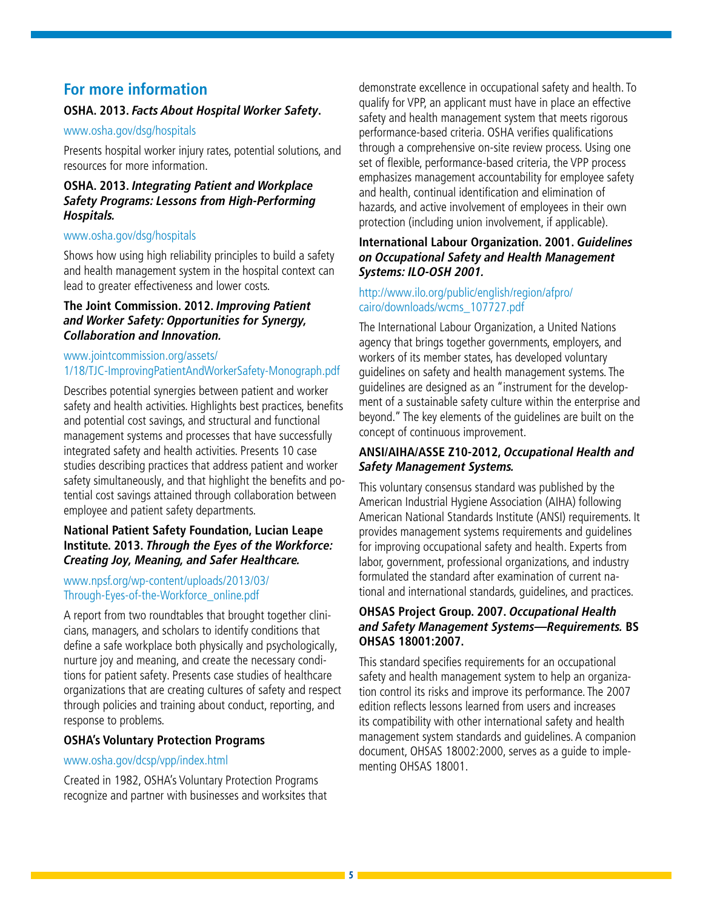## For more information

**OSHA. 2013. *Facts About Hospital Worker Safety*.**

www.osha.gov/dsg/hospitals

Presents hospital worker injury rates, potential solutions, and resources for more information.

**OSHA. 2013. *Integrating Patient and Workplace Safety Programs: Lessons from High-Performing Hospitals.***

www.osha.gov/dsg/hospitals

Shows how using high reliability principles to build a safety and health management system in the hospital context can lead to greater effectiveness and lower costs.

**The Joint Commission. 2012. *Improving Patient and Worker Safety: Opportunities for Synergy, Collaboration and Innovation.***

www.jointcommission.org/assets/1/18/TJC-ImprovingPatientAndWorkerSafety-Monograph.pdf

Describes potential synergies between patient and worker safety and health activities. Highlights best practices, benefits and potential cost savings, and structural and functional management systems and processes that have successfully integrated safety and health activities. Presents 10 case studies describing practices that address patient and worker safety simultaneously, and that highlight the benefits and potential cost savings attained through collaboration between employee and patient safety departments.

**National Patient Safety Foundation, Lucian Leape Institute. 2013. *Through the Eyes of the Workforce: Creating Joy, Meaning, and Safer Healthcare.***

www.npsf.org/wp-content/uploads/2013/03/Through-Eyes-of-the-Workforce_online.pdf

A report from two roundtables that brought together clinicians, managers, and scholars to identify conditions that define a safe workplace both physically and psychologically, nurture joy and meaning, and create the necessary conditions for patient safety. Presents case studies of healthcare organizations that are creating cultures of safety and respect through policies and training about conduct, reporting, and response to problems.

**OSHA's Voluntary Protection Programs**

www.osha.gov/dcsp/vpp/index.html

Created in 1982, OSHA's Voluntary Protection Programs recognize and partner with businesses and worksites that demonstrate excellence in occupational safety and health. To qualify for VPP, an applicant must have in place an effective safety and health management system that meets rigorous performance-based criteria. OSHA verifies qualifications through a comprehensive on-site review process. Using one set of flexible, performance-based criteria, the VPP process emphasizes management accountability for employee safety and health, continual identification and elimination of hazards, and active involvement of employees in their own protection (including union involvement, if applicable).

**International Labour Organization. 2001. *Guidelines on Occupational Safety and Health Management Systems: ILO-OSH 2001.***

http://www.ilo.org/public/english/region/afpro/cairo/downloads/wcms_107727.pdf

The International Labour Organization, a United Nations agency that brings together governments, employers, and workers of its member states, has developed voluntary guidelines on safety and health management systems. The guidelines are designed as an "instrument for the development of a sustainable safety culture within the enterprise and beyond." The key elements of the guidelines are built on the concept of continuous improvement.

**ANSI/AIHA/ASSE Z10-2012, *Occupational Health and Safety Management Systems.***

This voluntary consensus standard was published by the American Industrial Hygiene Association (AIHA) following American National Standards Institute (ANSI) requirements. It provides management systems requirements and guidelines for improving occupational safety and health. Experts from labor, government, professional organizations, and industry formulated the standard after examination of current national and international standards, guidelines, and practices.

**OHSAS Project Group. 2007. *Occupational Health and Safety Management Systems—Requirements.* BS OHSAS 18001:2007.**

This standard specifies requirements for an occupational safety and health management system to help an organization control its risks and improve its performance. The 2007 edition reflects lessons learned from users and increases its compatibility with other international safety and health management system standards and guidelines. A companion document, OHSAS 18002:2000, serves as a guide to implementing OHSAS 18001.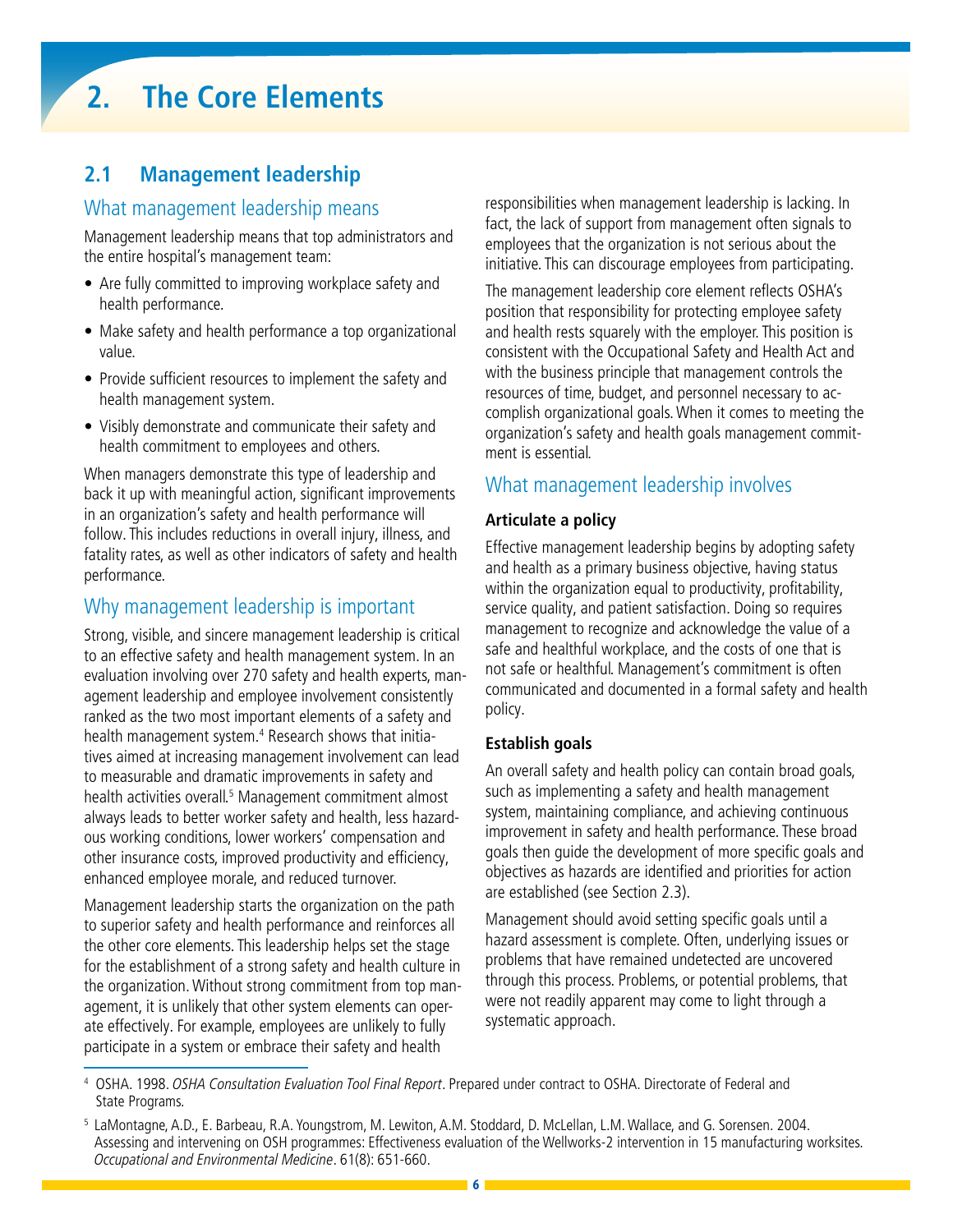# 2. The Core Elements

## 2.1 Management leadership

### What management leadership means

Management leadership means that top administrators and the entire hospital's management team:

- Are fully committed to improving workplace safety and health performance.
- Make safety and health performance a top organizational value.
- Provide sufficient resources to implement the safety and health management system.
- Visibly demonstrate and communicate their safety and health commitment to employees and others.

When managers demonstrate this type of leadership and back it up with meaningful action, significant improvements in an organization's safety and health performance will follow. This includes reductions in overall injury, illness, and fatality rates, as well as other indicators of safety and health performance.

### Why management leadership is important

Strong, visible, and sincere management leadership is critical to an effective safety and health management system. In an evaluation involving over 270 safety and health experts, management leadership and employee involvement consistently ranked as the two most important elements of a safety and health management system.[4] Research shows that initiatives aimed at increasing management involvement can lead to measurable and dramatic improvements in safety and health activities overall.[5] Management commitment almost always leads to better worker safety and health, less hazardous working conditions, lower workers' compensation and other insurance costs, improved productivity and efficiency, enhanced employee morale, and reduced turnover.

Management leadership starts the organization on the path to superior safety and health performance and reinforces all the other core elements. This leadership helps set the stage for the establishment of a strong safety and health culture in the organization. Without strong commitment from top management, it is unlikely that other system elements can operate effectively. For example, employees are unlikely to fully participate in a system or embrace their safety and health responsibilities when management leadership is lacking. In fact, the lack of support from management often signals to employees that the organization is not serious about the initiative. This can discourage employees from participating.

The management leadership core element reflects OSHA's position that responsibility for protecting employee safety and health rests squarely with the employer. This position is consistent with the Occupational Safety and Health Act and with the business principle that management controls the resources of time, budget, and personnel necessary to accomplish organizational goals. When it comes to meeting the organization's safety and health goals management commitment is essential.

### What management leadership involves

**Articulate a policy**

Effective management leadership begins by adopting safety and health as a primary business objective, having status within the organization equal to productivity, profitability, service quality, and patient satisfaction. Doing so requires management to recognize and acknowledge the value of a safe and healthful workplace, and the costs of one that is not safe or healthful. Management's commitment is often communicated and documented in a formal safety and health policy.

**Establish goals**

An overall safety and health policy can contain broad goals, such as implementing a safety and health management system, maintaining compliance, and achieving continuous improvement in safety and health performance. These broad goals then guide the development of more specific goals and objectives as hazards are identified and priorities for action are established (see Section 2.3).

Management should avoid setting specific goals until a hazard assessment is complete. Often, underlying issues or problems that have remained undetected are uncovered through this process. Problems, or potential problems, that were not readily apparent may come to light through a systematic approach.

---

[4] OSHA. 1998. *OSHA Consultation Evaluation Tool Final Report*. Prepared under contract to OSHA. Directorate of Federal and State Programs.

[5] LaMontagne, A.D., E. Barbeau, R.A. Youngstrom, M. Lewiton, A.M. Stoddard, D. McLellan, L.M. Wallace, and G. Sorensen. 2004. Assessing and intervening on OSH programmes: Effectiveness evaluation of the Wellworks-2 intervention in 15 manufacturing worksites. *Occupational and Environmental Medicine*. 61(8): 651-660.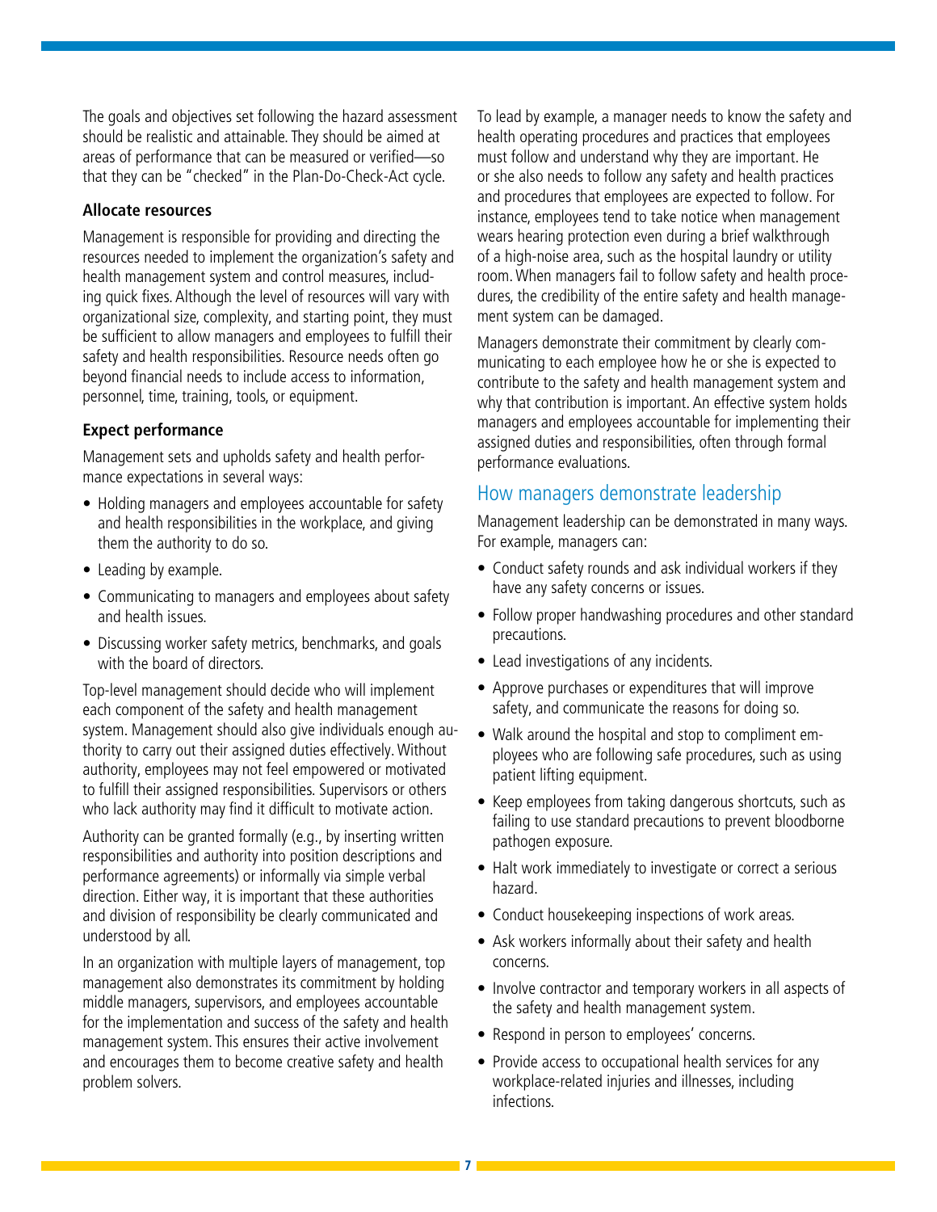The goals and objectives set following the hazard assessment should be realistic and attainable. They should be aimed at areas of performance that can be measured or verified—so that they can be "checked" in the Plan-Do-Check-Act cycle.

**Allocate resources**

Management is responsible for providing and directing the resources needed to implement the organization's safety and health management system and control measures, including quick fixes. Although the level of resources will vary with organizational size, complexity, and starting point, they must be sufficient to allow managers and employees to fulfill their safety and health responsibilities. Resource needs often go beyond financial needs to include access to information, personnel, time, training, tools, or equipment.

**Expect performance**

Management sets and upholds safety and health performance expectations in several ways:

- Holding managers and employees accountable for safety and health responsibilities in the workplace, and giving them the authority to do so.
- Leading by example.
- Communicating to managers and employees about safety and health issues.
- Discussing worker safety metrics, benchmarks, and goals with the board of directors.

Top-level management should decide who will implement each component of the safety and health management system. Management should also give individuals enough authority to carry out their assigned duties effectively. Without authority, employees may not feel empowered or motivated to fulfill their assigned responsibilities. Supervisors or others who lack authority may find it difficult to motivate action.

Authority can be granted formally (e.g., by inserting written responsibilities and authority into position descriptions and performance agreements) or informally via simple verbal direction. Either way, it is important that these authorities and division of responsibility be clearly communicated and understood by all.

In an organization with multiple layers of management, top management also demonstrates its commitment by holding middle managers, supervisors, and employees accountable for the implementation and success of the safety and health management system. This ensures their active involvement and encourages them to become creative safety and health problem solvers.

To lead by example, a manager needs to know the safety and health operating procedures and practices that employees must follow and understand why they are important. He or she also needs to follow any safety and health practices and procedures that employees are expected to follow. For instance, employees tend to take notice when management wears hearing protection even during a brief walkthrough of a high-noise area, such as the hospital laundry or utility room. When managers fail to follow safety and health procedures, the credibility of the entire safety and health management system can be damaged.

Managers demonstrate their commitment by clearly communicating to each employee how he or she is expected to contribute to the safety and health management system and why that contribution is important. An effective system holds managers and employees accountable for implementing their assigned duties and responsibilities, often through formal performance evaluations.

## How managers demonstrate leadership

Management leadership can be demonstrated in many ways. For example, managers can:

- Conduct safety rounds and ask individual workers if they have any safety concerns or issues.
- Follow proper handwashing procedures and other standard precautions.
- Lead investigations of any incidents.
- Approve purchases or expenditures that will improve safety, and communicate the reasons for doing so.
- Walk around the hospital and stop to compliment employees who are following safe procedures, such as using patient lifting equipment.
- Keep employees from taking dangerous shortcuts, such as failing to use standard precautions to prevent bloodborne pathogen exposure.
- Halt work immediately to investigate or correct a serious hazard.
- Conduct housekeeping inspections of work areas.
- Ask workers informally about their safety and health concerns.
- Involve contractor and temporary workers in all aspects of the safety and health management system.
- Respond in person to employees' concerns.
- Provide access to occupational health services for any workplace-related injuries and illnesses, including infections.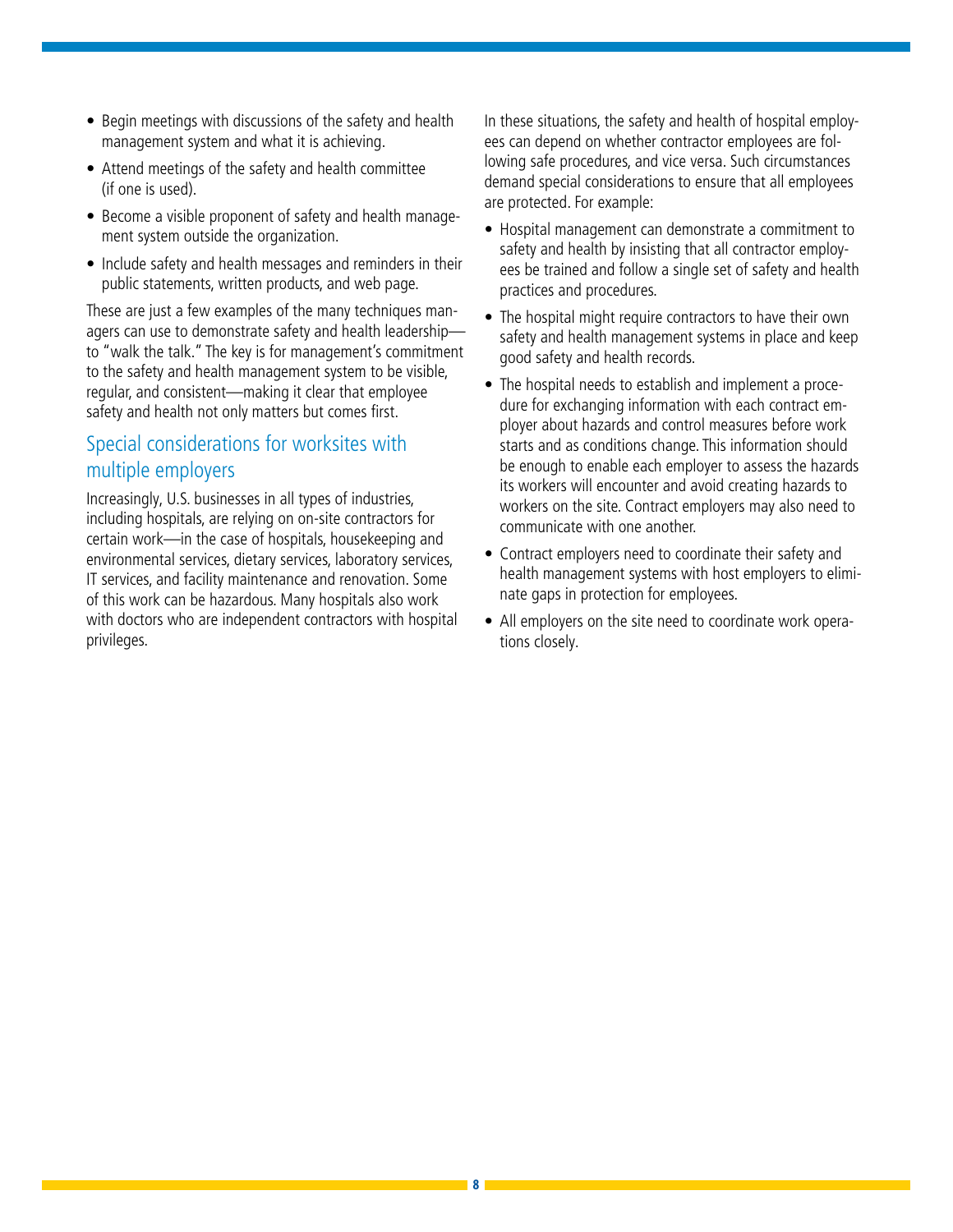- Begin meetings with discussions of the safety and health management system and what it is achieving.
- Attend meetings of the safety and health committee (if one is used).
- Become a visible proponent of safety and health management system outside the organization.
- Include safety and health messages and reminders in their public statements, written products, and web page.

These are just a few examples of the many techniques managers can use to demonstrate safety and health leadership—to "walk the talk." The key is for management's commitment to the safety and health management system to be visible, regular, and consistent—making it clear that employee safety and health not only matters but comes first.

## Special considerations for worksites with multiple employers

Increasingly, U.S. businesses in all types of industries, including hospitals, are relying on on-site contractors for certain work—in the case of hospitals, housekeeping and environmental services, dietary services, laboratory services, IT services, and facility maintenance and renovation. Some of this work can be hazardous. Many hospitals also work with doctors who are independent contractors with hospital privileges.

In these situations, the safety and health of hospital employees can depend on whether contractor employees are following safe procedures, and vice versa. Such circumstances demand special considerations to ensure that all employees are protected. For example:

- Hospital management can demonstrate a commitment to safety and health by insisting that all contractor employees be trained and follow a single set of safety and health practices and procedures.
- The hospital might require contractors to have their own safety and health management systems in place and keep good safety and health records.
- The hospital needs to establish and implement a procedure for exchanging information with each contract employer about hazards and control measures before work starts and as conditions change. This information should be enough to enable each employer to assess the hazards its workers will encounter and avoid creating hazards to workers on the site. Contract employers may also need to communicate with one another.
- Contract employers need to coordinate their safety and health management systems with host employers to eliminate gaps in protection for employees.
- All employers on the site need to coordinate work operations closely.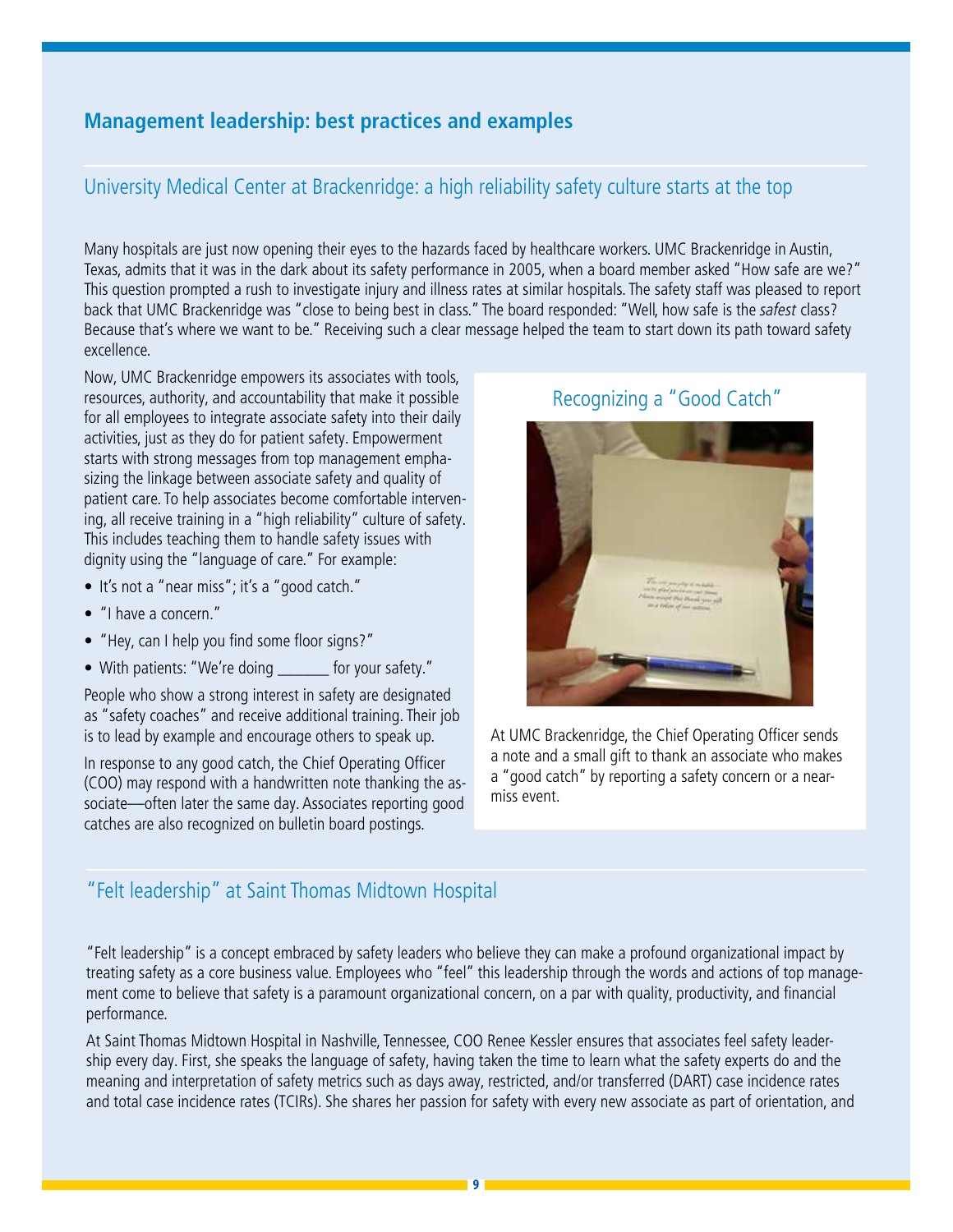## Management leadership: best practices and examples

### University Medical Center at Brackenridge: a high reliability safety culture starts at the top

Many hospitals are just now opening their eyes to the hazards faced by healthcare workers. UMC Brackenridge in Austin, Texas, admits that it was in the dark about its safety performance in 2005, when a board member asked "How safe are we?" This question prompted a rush to investigate injury and illness rates at similar hospitals. The safety staff was pleased to report back that UMC Brackenridge was "close to being best in class." The board responded: "Well, how safe is the *safest* class? Because that's where we want to be." Receiving such a clear message helped the team to start down its path toward safety excellence.

Now, UMC Brackenridge empowers its associates with tools, resources, authority, and accountability that make it possible for all employees to integrate associate safety into their daily activities, just as they do for patient safety. Empowerment starts with strong messages from top management emphasizing the linkage between associate safety and quality of patient care. To help associates become comfortable intervening, all receive training in a "high reliability" culture of safety. This includes teaching them to handle safety issues with dignity using the "language of care." For example:

- It's not a "near miss"; it's a "good catch."
- "I have a concern."
- "Hey, can I help you find some floor signs?"
- With patients: "We're doing _______ for your safety."

People who show a strong interest in safety are designated as "safety coaches" and receive additional training. Their job is to lead by example and encourage others to speak up.

In response to any good catch, the Chief Operating Officer (COO) may respond with a handwritten note thanking the associate—often later the same day. Associates reporting good catches are also recognized on bulletin board postings.

#### Recognizing a "Good Catch"

At UMC Brackenridge, the Chief Operating Officer sends a note and a small gift to thank an associate who makes a "good catch" by reporting a safety concern or a near-miss event.

### "Felt leadership" at Saint Thomas Midtown Hospital

"Felt leadership" is a concept embraced by safety leaders who believe they can make a profound organizational impact by treating safety as a core business value. Employees who "feel" this leadership through the words and actions of top management come to believe that safety is a paramount organizational concern, on a par with quality, productivity, and financial performance.

At Saint Thomas Midtown Hospital in Nashville, Tennessee, COO Renee Kessler ensures that associates feel safety leadership every day. First, she speaks the language of safety, having taken the time to learn what the safety experts do and the meaning and interpretation of safety metrics such as days away, restricted, and/or transferred (DART) case incidence rates and total case incidence rates (TCIRs). She shares her passion for safety with every new associate as part of orientation, and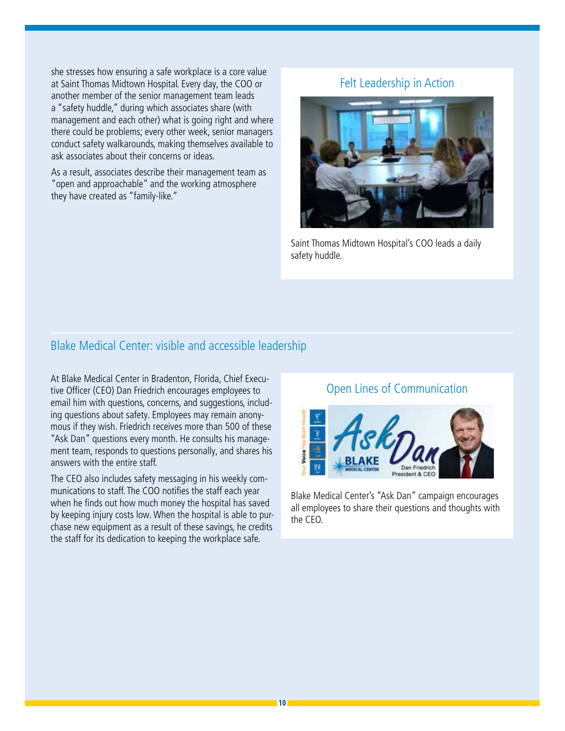she stresses how ensuring a safe workplace is a core value at Saint Thomas Midtown Hospital. Every day, the COO or another member of the senior management team leads a "safety huddle," during which associates share (with management and each other) what is going right and where there could be problems; every other week, senior managers conduct safety walkarounds, making themselves available to ask associates about their concerns or ideas.

As a result, associates describe their management team as "open and approachable" and the working atmosphere they have created as "family-like."

### Felt Leadership in Action

Saint Thomas Midtown Hospital's COO leads a daily safety huddle.

## Blake Medical Center: visible and accessible leadership

At Blake Medical Center in Bradenton, Florida, Chief Executive Officer (CEO) Dan Friedrich encourages employees to email him with questions, concerns, and suggestions, including questions about safety. Employees may remain anonymous if they wish. Friedrich receives more than 500 of these "Ask Dan" questions every month. He consults his management team, responds to questions personally, and shares his answers with the entire staff.

The CEO also includes safety messaging in his weekly communications to staff. The COO notifies the staff each year when he finds out how much money the hospital has saved by keeping injury costs low. When the hospital is able to purchase new equipment as a result of these savings, he credits the staff for its dedication to keeping the workplace safe.

### Open Lines of Communication

Blake Medical Center's "Ask Dan" campaign encourages all employees to share their questions and thoughts with the CEO.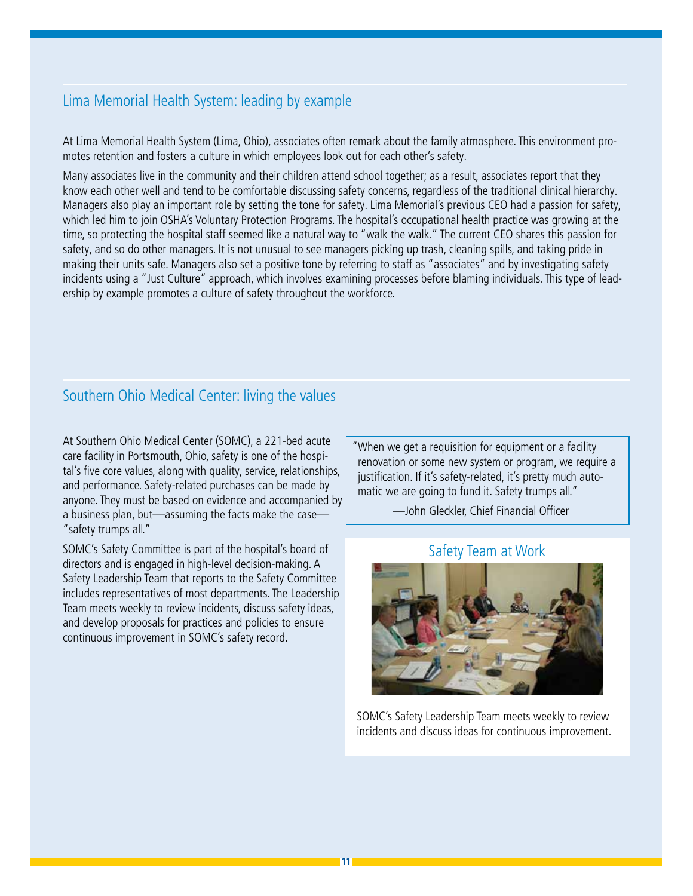## Lima Memorial Health System: leading by example

At Lima Memorial Health System (Lima, Ohio), associates often remark about the family atmosphere. This environment promotes retention and fosters a culture in which employees look out for each other's safety.

Many associates live in the community and their children attend school together; as a result, associates report that they know each other well and tend to be comfortable discussing safety concerns, regardless of the traditional clinical hierarchy. Managers also play an important role by setting the tone for safety. Lima Memorial's previous CEO had a passion for safety, which led him to join OSHA's Voluntary Protection Programs. The hospital's occupational health practice was growing at the time, so protecting the hospital staff seemed like a natural way to "walk the walk." The current CEO shares this passion for safety, and so do other managers. It is not unusual to see managers picking up trash, cleaning spills, and taking pride in making their units safe. Managers also set a positive tone by referring to staff as "associates" and by investigating safety incidents using a "Just Culture" approach, which involves examining processes before blaming individuals. This type of leadership by example promotes a culture of safety throughout the workforce.

## Southern Ohio Medical Center: living the values

At Southern Ohio Medical Center (SOMC), a 221-bed acute care facility in Portsmouth, Ohio, safety is one of the hospital's five core values, along with quality, service, relationships, and performance. Safety-related purchases can be made by anyone. They must be based on evidence and accompanied by a business plan, but—assuming the facts make the case—"safety trumps all."

SOMC's Safety Committee is part of the hospital's board of directors and is engaged in high-level decision-making. A Safety Leadership Team that reports to the Safety Committee includes representatives of most departments. The Leadership Team meets weekly to review incidents, discuss safety ideas, and develop proposals for practices and policies to ensure continuous improvement in SOMC's safety record.

> "When we get a requisition for equipment or a facility renovation or some new system or program, we require a justification. If it's safety-related, it's pretty much automatic we are going to fund it. Safety trumps all."
>
> —John Gleckler, Chief Financial Officer

### Safety Team at Work

SOMC's Safety Leadership Team meets weekly to review incidents and discuss ideas for continuous improvement.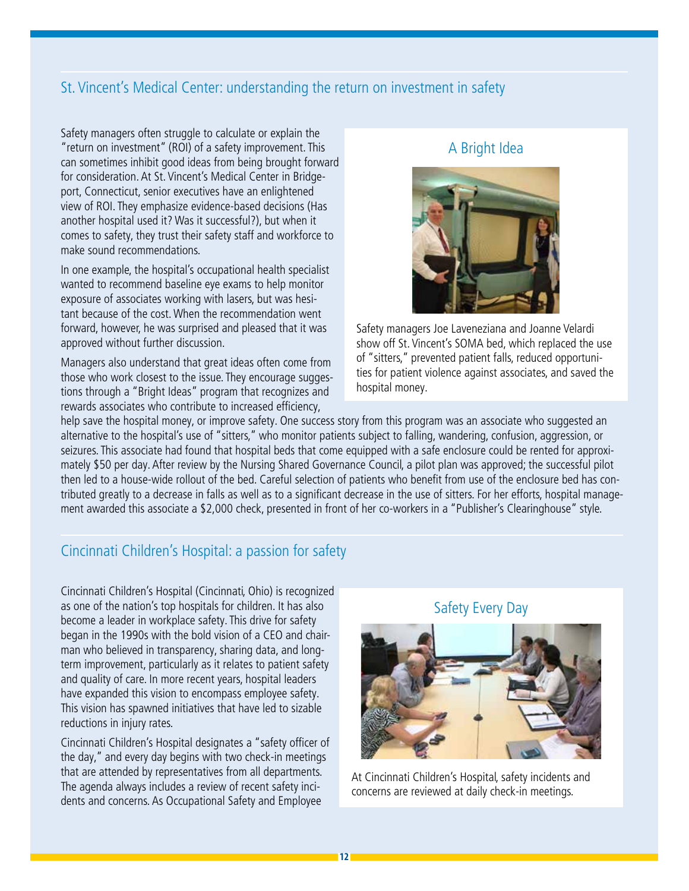## St. Vincent's Medical Center: understanding the return on investment in safety

Safety managers often struggle to calculate or explain the "return on investment" (ROI) of a safety improvement. This can sometimes inhibit good ideas from being brought forward for consideration. At St. Vincent's Medical Center in Bridgeport, Connecticut, senior executives have an enlightened view of ROI. They emphasize evidence-based decisions (Has another hospital used it? Was it successful?), but when it comes to safety, they trust their safety staff and workforce to make sound recommendations.

In one example, the hospital's occupational health specialist wanted to recommend baseline eye exams to help monitor exposure of associates working with lasers, but was hesitant because of the cost. When the recommendation went forward, however, he was surprised and pleased that it was approved without further discussion.

Managers also understand that great ideas often come from those who work closest to the issue. They encourage suggestions through a "Bright Ideas" program that recognizes and rewards associates who contribute to increased efficiency, help save the hospital money, or improve safety. One success story from this program was an associate who suggested an alternative to the hospital's use of "sitters," who monitor patients subject to falling, wandering, confusion, aggression, or seizures. This associate had found that hospital beds that come equipped with a safe enclosure could be rented for approximately $50 per day. After review by the Nursing Shared Governance Council, a pilot plan was approved; the successful pilot then led to a house-wide rollout of the bed. Careful selection of patients who benefit from use of the enclosure bed has contributed greatly to a decrease in falls as well as to a significant decrease in the use of sitters. For her efforts, hospital management awarded this associate a $2,000 check, presented in front of her co-workers in a "Publisher's Clearinghouse" style.

### A Bright Idea

Safety managers Joe Laveneziana and Joanne Velardi show off St. Vincent's SOMA bed, which replaced the use of "sitters," prevented patient falls, reduced opportunities for patient violence against associates, and saved the hospital money.

## Cincinnati Children's Hospital: a passion for safety

Cincinnati Children's Hospital (Cincinnati, Ohio) is recognized as one of the nation's top hospitals for children. It has also become a leader in workplace safety. This drive for safety began in the 1990s with the bold vision of a CEO and chairman who believed in transparency, sharing data, and long-term improvement, particularly as it relates to patient safety and quality of care. In more recent years, hospital leaders have expanded this vision to encompass employee safety. This vision has spawned initiatives that have led to sizable reductions in injury rates.

Cincinnati Children's Hospital designates a "safety officer of the day," and every day begins with two check-in meetings that are attended by representatives from all departments. The agenda always includes a review of recent safety incidents and concerns. As Occupational Safety and Employee

### Safety Every Day

At Cincinnati Children's Hospital, safety incidents and concerns are reviewed at daily check-in meetings.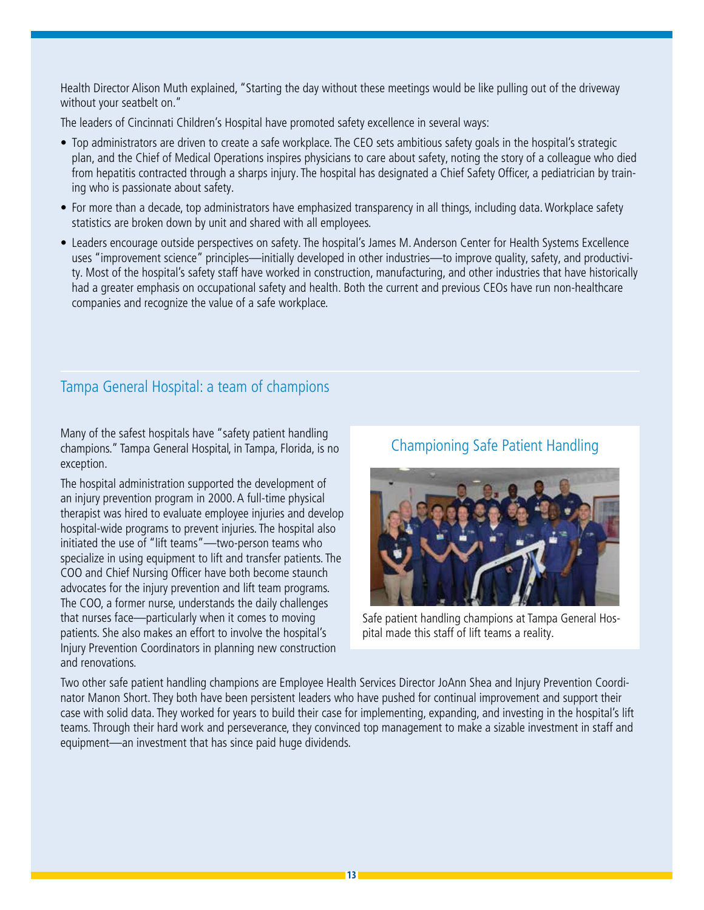Health Director Alison Muth explained, "Starting the day without these meetings would be like pulling out of the driveway without your seatbelt on."

The leaders of Cincinnati Children's Hospital have promoted safety excellence in several ways:

- Top administrators are driven to create a safe workplace. The CEO sets ambitious safety goals in the hospital's strategic plan, and the Chief of Medical Operations inspires physicians to care about safety, noting the story of a colleague who died from hepatitis contracted through a sharps injury. The hospital has designated a Chief Safety Officer, a pediatrician by training who is passionate about safety.
- For more than a decade, top administrators have emphasized transparency in all things, including data. Workplace safety statistics are broken down by unit and shared with all employees.
- Leaders encourage outside perspectives on safety. The hospital's James M. Anderson Center for Health Systems Excellence uses "improvement science" principles—initially developed in other industries—to improve quality, safety, and productivity. Most of the hospital's safety staff have worked in construction, manufacturing, and other industries that have historically had a greater emphasis on occupational safety and health. Both the current and previous CEOs have run non-healthcare companies and recognize the value of a safe workplace.

## Tampa General Hospital: a team of champions

Many of the safest hospitals have "safety patient handling champions." Tampa General Hospital, in Tampa, Florida, is no exception.

The hospital administration supported the development of an injury prevention program in 2000. A full-time physical therapist was hired to evaluate employee injuries and develop hospital-wide programs to prevent injuries. The hospital also initiated the use of "lift teams"—two-person teams who specialize in using equipment to lift and transfer patients. The COO and Chief Nursing Officer have both become staunch advocates for the injury prevention and lift team programs. The COO, a former nurse, understands the daily challenges that nurses face—particularly when it comes to moving patients. She also makes an effort to involve the hospital's Injury Prevention Coordinators in planning new construction and renovations.

### Championing Safe Patient Handling

Safe patient handling champions at Tampa General Hospital made this staff of lift teams a reality.

Two other safe patient handling champions are Employee Health Services Director JoAnn Shea and Injury Prevention Coordinator Manon Short. They both have been persistent leaders who have pushed for continual improvement and support their case with solid data. They worked for years to build their case for implementing, expanding, and investing in the hospital's lift teams. Through their hard work and perseverance, they convinced top management to make a sizable investment in staff and equipment—an investment that has since paid huge dividends.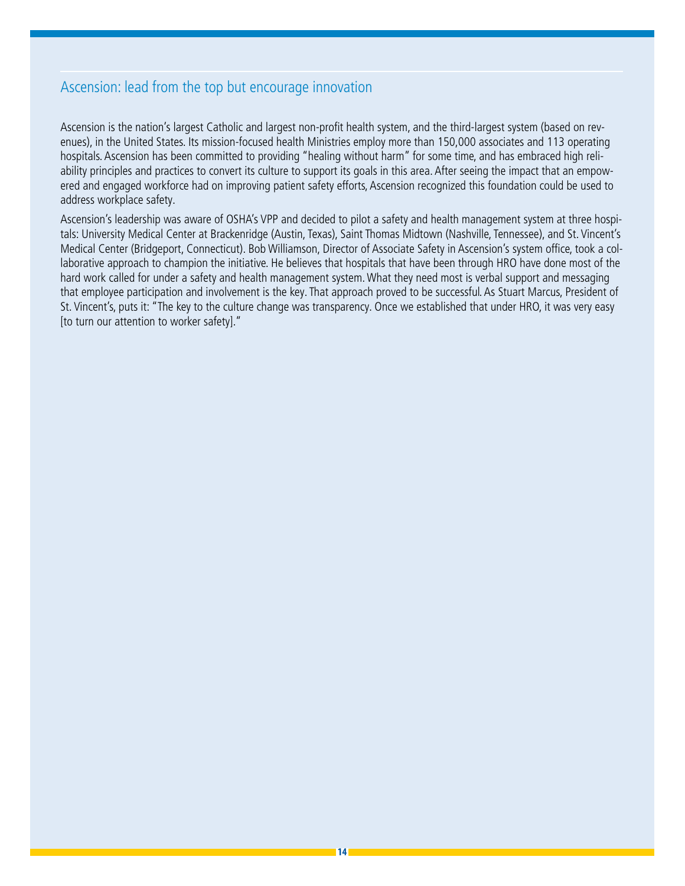## Ascension: lead from the top but encourage innovation

Ascension is the nation's largest Catholic and largest non-profit health system, and the third-largest system (based on revenues), in the United States. Its mission-focused health Ministries employ more than 150,000 associates and 113 operating hospitals. Ascension has been committed to providing "healing without harm" for some time, and has embraced high reliability principles and practices to convert its culture to support its goals in this area. After seeing the impact that an empowered and engaged workforce had on improving patient safety efforts, Ascension recognized this foundation could be used to address workplace safety.

Ascension's leadership was aware of OSHA's VPP and decided to pilot a safety and health management system at three hospitals: University Medical Center at Brackenridge (Austin, Texas), Saint Thomas Midtown (Nashville, Tennessee), and St. Vincent's Medical Center (Bridgeport, Connecticut). Bob Williamson, Director of Associate Safety in Ascension's system office, took a collaborative approach to champion the initiative. He believes that hospitals that have been through HRO have done most of the hard work called for under a safety and health management system. What they need most is verbal support and messaging that employee participation and involvement is the key. That approach proved to be successful. As Stuart Marcus, President of St. Vincent's, puts it: "The key to the culture change was transparency. Once we established that under HRO, it was very easy [to turn our attention to worker safety]."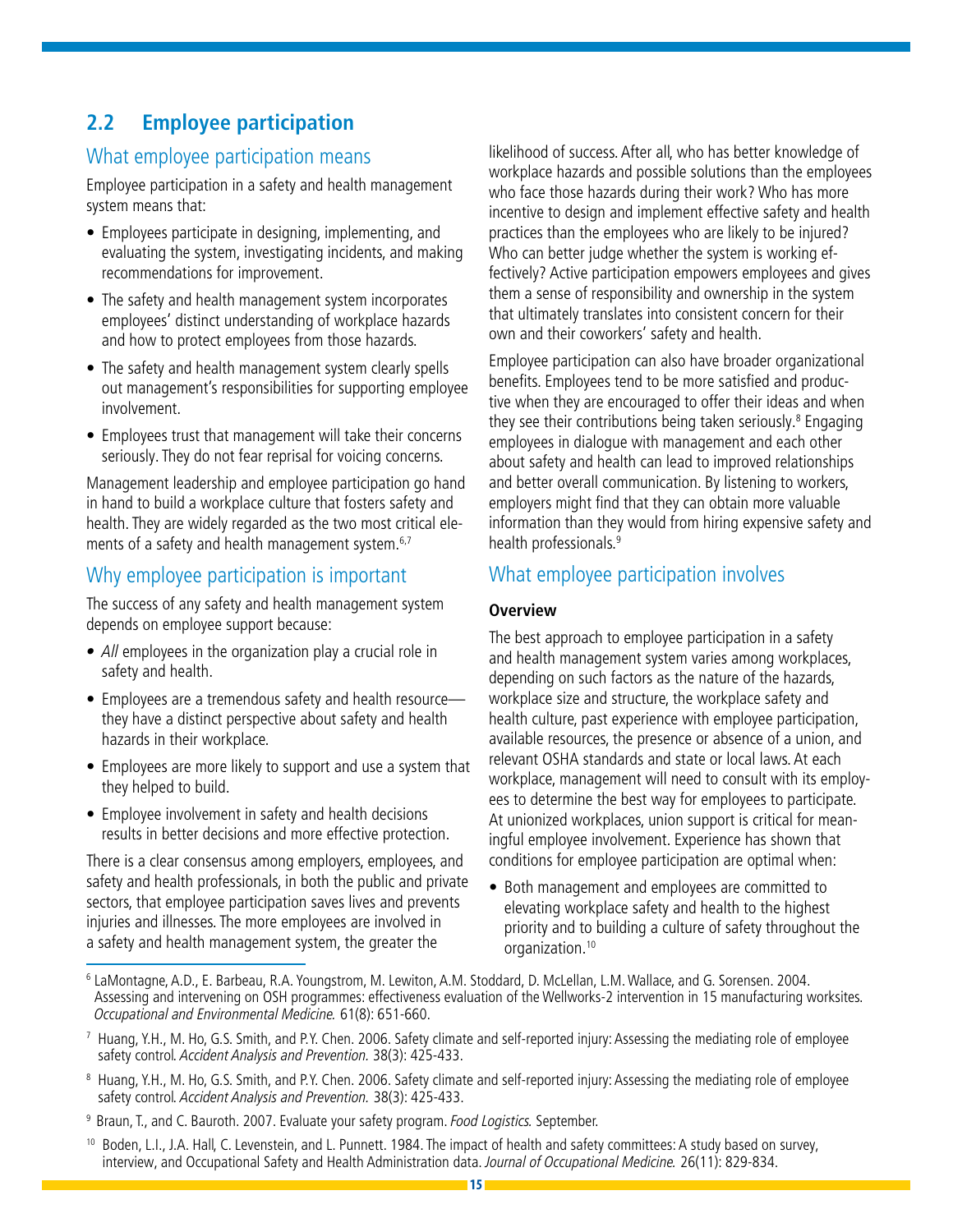## 2.2 Employee participation

### What employee participation means

Employee participation in a safety and health management system means that:

- Employees participate in designing, implementing, and evaluating the system, investigating incidents, and making recommendations for improvement.
- The safety and health management system incorporates employees' distinct understanding of workplace hazards and how to protect employees from those hazards.
- The safety and health management system clearly spells out management's responsibilities for supporting employee involvement.
- Employees trust that management will take their concerns seriously. They do not fear reprisal for voicing concerns.

Management leadership and employee participation go hand in hand to build a workplace culture that fosters safety and health. They are widely regarded as the two most critical elements of a safety and health management system.[6,7]

### Why employee participation is important

The success of any safety and health management system depends on employee support because:

- *All* employees in the organization play a crucial role in safety and health.
- Employees are a tremendous safety and health resource—they have a distinct perspective about safety and health hazards in their workplace.
- Employees are more likely to support and use a system that they helped to build.
- Employee involvement in safety and health decisions results in better decisions and more effective protection.

There is a clear consensus among employers, employees, and safety and health professionals, in both the public and private sectors, that employee participation saves lives and prevents injuries and illnesses. The more employees are involved in a safety and health management system, the greater the likelihood of success. After all, who has better knowledge of workplace hazards and possible solutions than the employees who face those hazards during their work? Who has more incentive to design and implement effective safety and health practices than the employees who are likely to be injured? Who can better judge whether the system is working effectively? Active participation empowers employees and gives them a sense of responsibility and ownership in the system that ultimately translates into consistent concern for their own and their coworkers' safety and health.

Employee participation can also have broader organizational benefits. Employees tend to be more satisfied and productive when they are encouraged to offer their ideas and when they see their contributions being taken seriously.[8] Engaging employees in dialogue with management and each other about safety and health can lead to improved relationships and better overall communication. By listening to workers, employers might find that they can obtain more valuable information than they would from hiring expensive safety and health professionals.[9]

### What employee participation involves

**Overview**

The best approach to employee participation in a safety and health management system varies among workplaces, depending on such factors as the nature of the hazards, workplace size and structure, the workplace safety and health culture, past experience with employee participation, available resources, the presence or absence of a union, and relevant OSHA standards and state or local laws. At each workplace, management will need to consult with its employees to determine the best way for employees to participate. At unionized workplaces, union support is critical for meaningful employee involvement. Experience has shown that conditions for employee participation are optimal when:

- Both management and employees are committed to elevating workplace safety and health to the highest priority and to building a culture of safety throughout the organization.[10]

---

[6] LaMontagne, A.D., E. Barbeau, R.A. Youngstrom, M. Lewiton, A.M. Stoddard, D. McLellan, L.M. Wallace, and G. Sorensen. 2004. Assessing and intervening on OSH programmes: effectiveness evaluation of the Wellworks-2 intervention in 15 manufacturing worksites. *Occupational and Environmental Medicine.* 61(8): 651-660.

[7] Huang, Y.H., M. Ho, G.S. Smith, and P.Y. Chen. 2006. Safety climate and self-reported injury: Assessing the mediating role of employee safety control. *Accident Analysis and Prevention.* 38(3): 425-433.

[8] Huang, Y.H., M. Ho, G.S. Smith, and P.Y. Chen. 2006. Safety climate and self-reported injury: Assessing the mediating role of employee safety control. *Accident Analysis and Prevention.* 38(3): 425-433.

[9] Braun, T., and C. Bauroth. 2007. Evaluate your safety program. *Food Logistics.* September.

[10] Boden, L.I., J.A. Hall, C. Levenstein, and L. Punnett. 1984. The impact of health and safety committees: A study based on survey, interview, and Occupational Safety and Health Administration data. *Journal of Occupational Medicine.* 26(11): 829-834.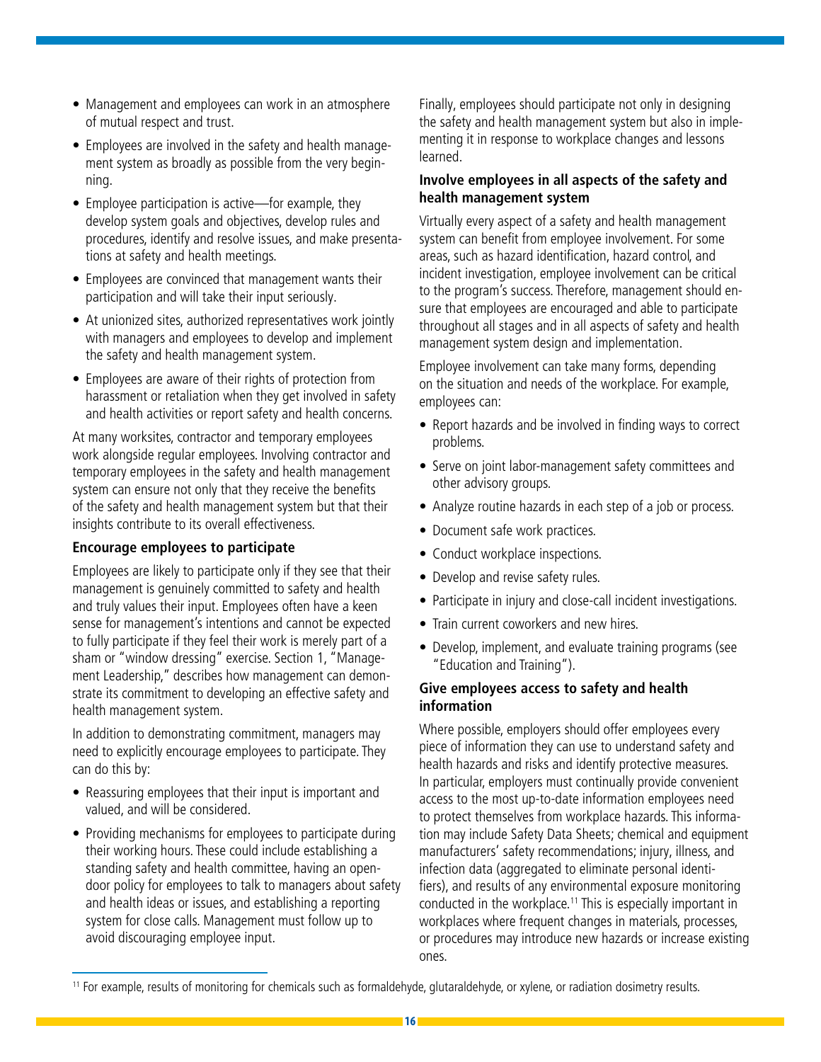- Management and employees can work in an atmosphere of mutual respect and trust.
- Employees are involved in the safety and health management system as broadly as possible from the very beginning.
- Employee participation is active—for example, they develop system goals and objectives, develop rules and procedures, identify and resolve issues, and make presentations at safety and health meetings.
- Employees are convinced that management wants their participation and will take their input seriously.
- At unionized sites, authorized representatives work jointly with managers and employees to develop and implement the safety and health management system.
- Employees are aware of their rights of protection from harassment or retaliation when they get involved in safety and health activities or report safety and health concerns.

At many worksites, contractor and temporary employees work alongside regular employees. Involving contractor and temporary employees in the safety and health management system can ensure not only that they receive the benefits of the safety and health management system but that their insights contribute to its overall effectiveness.

### Encourage employees to participate

Employees are likely to participate only if they see that their management is genuinely committed to safety and health and truly values their input. Employees often have a keen sense for management's intentions and cannot be expected to fully participate if they feel their work is merely part of a sham or "window dressing" exercise. Section 1, "Management Leadership," describes how management can demonstrate its commitment to developing an effective safety and health management system.

In addition to demonstrating commitment, managers may need to explicitly encourage employees to participate. They can do this by:

- Reassuring employees that their input is important and valued, and will be considered.
- Providing mechanisms for employees to participate during their working hours. These could include establishing a standing safety and health committee, having an open-door policy for employees to talk to managers about safety and health ideas or issues, and establishing a reporting system for close calls. Management must follow up to avoid discouraging employee input.

Finally, employees should participate not only in designing the safety and health management system but also in implementing it in response to workplace changes and lessons learned.

### Involve employees in all aspects of the safety and health management system

Virtually every aspect of a safety and health management system can benefit from employee involvement. For some areas, such as hazard identification, hazard control, and incident investigation, employee involvement can be critical to the program's success. Therefore, management should ensure that employees are encouraged and able to participate throughout all stages and in all aspects of safety and health management system design and implementation.

Employee involvement can take many forms, depending on the situation and needs of the workplace. For example, employees can:

- Report hazards and be involved in finding ways to correct problems.
- Serve on joint labor-management safety committees and other advisory groups.
- Analyze routine hazards in each step of a job or process.
- Document safe work practices.
- Conduct workplace inspections.
- Develop and revise safety rules.
- Participate in injury and close-call incident investigations.
- Train current coworkers and new hires.
- Develop, implement, and evaluate training programs (see "Education and Training").

### Give employees access to safety and health information

Where possible, employers should offer employees every piece of information they can use to understand safety and health hazards and risks and identify protective measures. In particular, employers must continually provide convenient access to the most up-to-date information employees need to protect themselves from workplace hazards. This information may include Safety Data Sheets; chemical and equipment manufacturers' safety recommendations; injury, illness, and infection data (aggregated to eliminate personal identifiers), and results of any environmental exposure monitoring conducted in the workplace.[11] This is especially important in workplaces where frequent changes in materials, processes, or procedures may introduce new hazards or increase existing ones.

[11] For example, results of monitoring for chemicals such as formaldehyde, glutaraldehyde, or xylene, or radiation dosimetry results.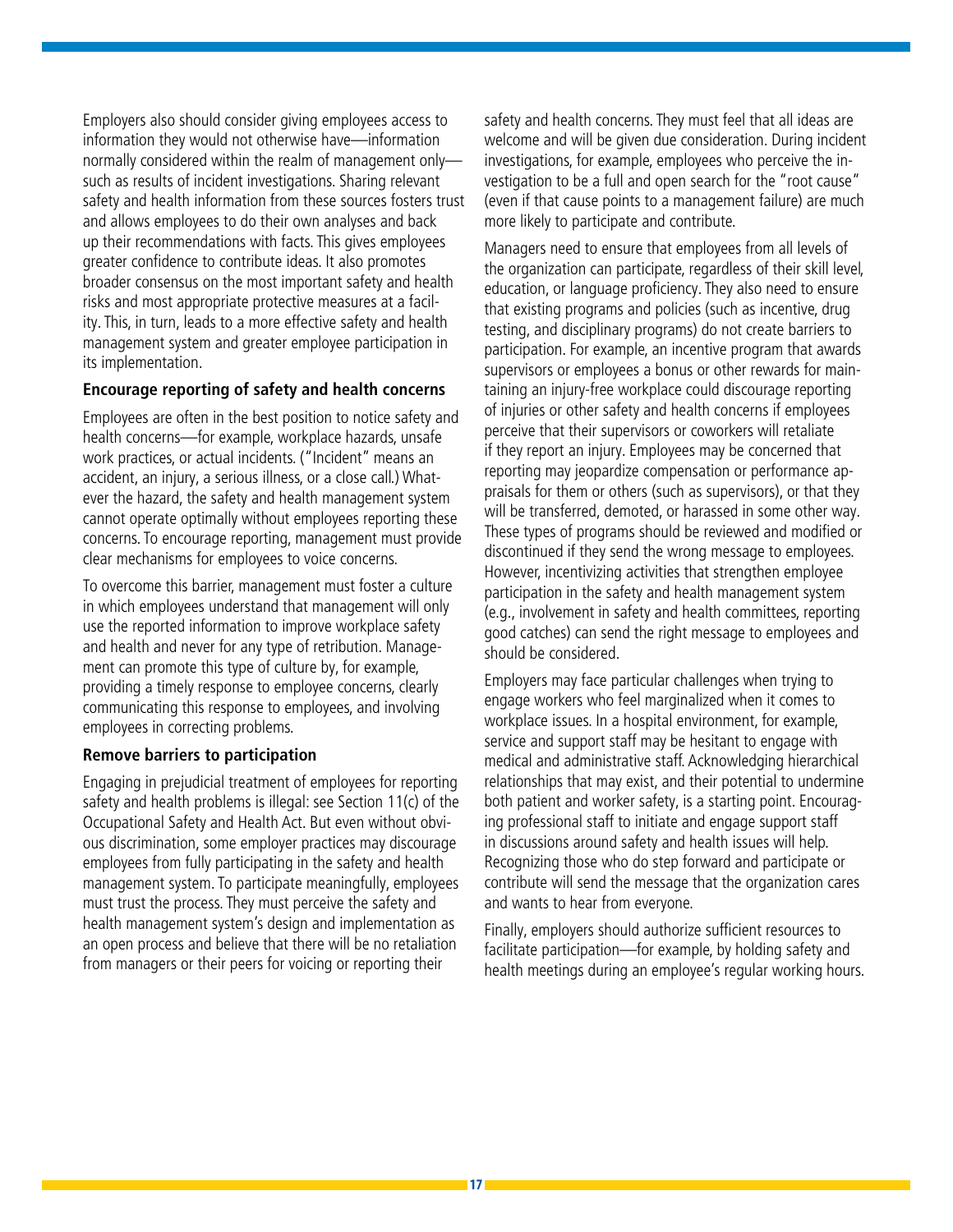Employers also should consider giving employees access to information they would not otherwise have—information normally considered within the realm of management only—such as results of incident investigations. Sharing relevant safety and health information from these sources fosters trust and allows employees to do their own analyses and back up their recommendations with facts. This gives employees greater confidence to contribute ideas. It also promotes broader consensus on the most important safety and health risks and most appropriate protective measures at a facility. This, in turn, leads to a more effective safety and health management system and greater employee participation in its implementation.

**Encourage reporting of safety and health concerns**

Employees are often in the best position to notice safety and health concerns—for example, workplace hazards, unsafe work practices, or actual incidents. ("Incident" means an accident, an injury, a serious illness, or a close call.) Whatever the hazard, the safety and health management system cannot operate optimally without employees reporting these concerns. To encourage reporting, management must provide clear mechanisms for employees to voice concerns.

To overcome this barrier, management must foster a culture in which employees understand that management will only use the reported information to improve workplace safety and health and never for any type of retribution. Management can promote this type of culture by, for example, providing a timely response to employee concerns, clearly communicating this response to employees, and involving employees in correcting problems.

**Remove barriers to participation**

Engaging in prejudicial treatment of employees for reporting safety and health problems is illegal: see Section 11(c) of the Occupational Safety and Health Act. But even without obvious discrimination, some employer practices may discourage employees from fully participating in the safety and health management system. To participate meaningfully, employees must trust the process. They must perceive the safety and health management system's design and implementation as an open process and believe that there will be no retaliation from managers or their peers for voicing or reporting their safety and health concerns. They must feel that all ideas are welcome and will be given due consideration. During incident investigations, for example, employees who perceive the investigation to be a full and open search for the "root cause" (even if that cause points to a management failure) are much more likely to participate and contribute.

Managers need to ensure that employees from all levels of the organization can participate, regardless of their skill level, education, or language proficiency. They also need to ensure that existing programs and policies (such as incentive, drug testing, and disciplinary programs) do not create barriers to participation. For example, an incentive program that awards supervisors or employees a bonus or other rewards for maintaining an injury-free workplace could discourage reporting of injuries or other safety and health concerns if employees perceive that their supervisors or coworkers will retaliate if they report an injury. Employees may be concerned that reporting may jeopardize compensation or performance appraisals for them or others (such as supervisors), or that they will be transferred, demoted, or harassed in some other way. These types of programs should be reviewed and modified or discontinued if they send the wrong message to employees. However, incentivizing activities that strengthen employee participation in the safety and health management system (e.g., involvement in safety and health committees, reporting good catches) can send the right message to employees and should be considered.

Employers may face particular challenges when trying to engage workers who feel marginalized when it comes to workplace issues. In a hospital environment, for example, service and support staff may be hesitant to engage with medical and administrative staff. Acknowledging hierarchical relationships that may exist, and their potential to undermine both patient and worker safety, is a starting point. Encouraging professional staff to initiate and engage support staff in discussions around safety and health issues will help. Recognizing those who do step forward and participate or contribute will send the message that the organization cares and wants to hear from everyone.

Finally, employers should authorize sufficient resources to facilitate participation—for example, by holding safety and health meetings during an employee's regular working hours.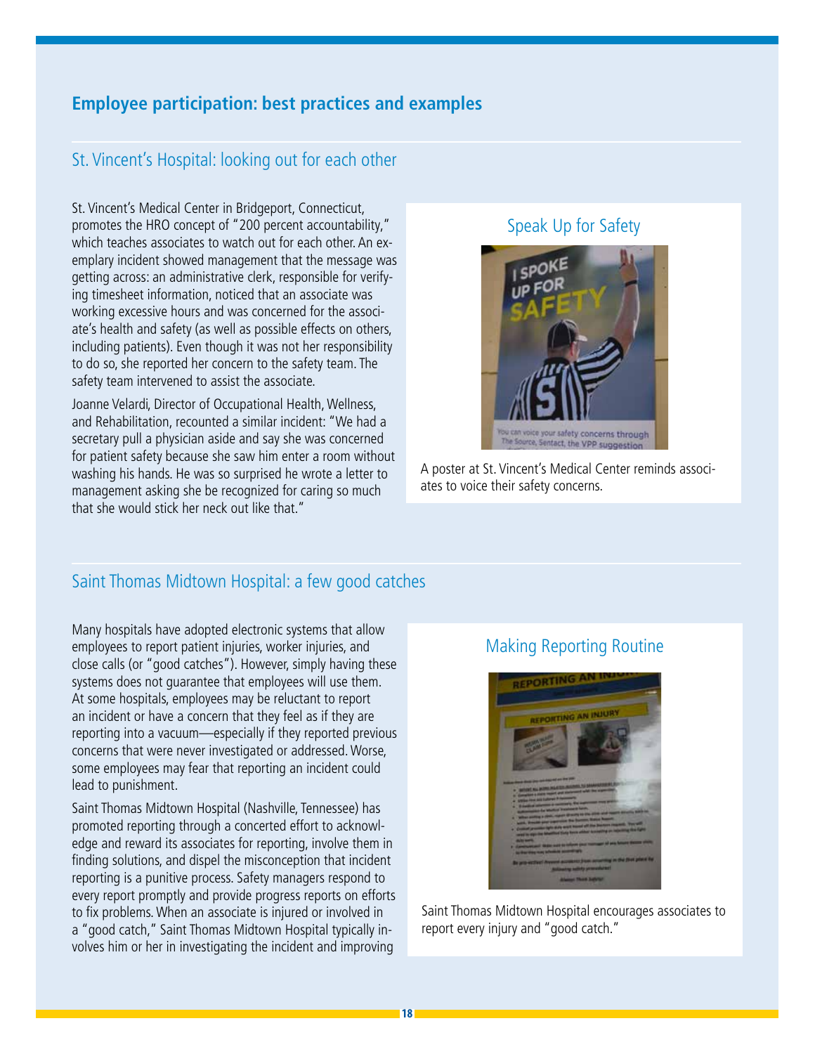## Employee participation: best practices and examples

### St. Vincent's Hospital: looking out for each other

St. Vincent's Medical Center in Bridgeport, Connecticut, promotes the HRO concept of "200 percent accountability," which teaches associates to watch out for each other. An exemplary incident showed management that the message was getting across: an administrative clerk, responsible for verifying timesheet information, noticed that an associate was working excessive hours and was concerned for the associate's health and safety (as well as possible effects on others, including patients). Even though it was not her responsibility to do so, she reported her concern to the safety team. The safety team intervened to assist the associate.

Joanne Velardi, Director of Occupational Health, Wellness, and Rehabilitation, recounted a similar incident: "We had a secretary pull a physician aside and say she was concerned for patient safety because she saw him enter a room without washing his hands. He was so surprised he wrote a letter to management asking she be recognized for caring so much that she would stick her neck out like that."

#### Speak Up for Safety

A poster at St. Vincent's Medical Center reminds associates to voice their safety concerns.

### Saint Thomas Midtown Hospital: a few good catches

Many hospitals have adopted electronic systems that allow employees to report patient injuries, worker injuries, and close calls (or "good catches"). However, simply having these systems does not guarantee that employees will use them. At some hospitals, employees may be reluctant to report an incident or have a concern that they feel as if they are reporting into a vacuum—especially if they reported previous concerns that were never investigated or addressed. Worse, some employees may fear that reporting an incident could lead to punishment.

Saint Thomas Midtown Hospital (Nashville, Tennessee) has promoted reporting through a concerted effort to acknowledge and reward its associates for reporting, involve them in finding solutions, and dispel the misconception that incident reporting is a punitive process. Safety managers respond to every report promptly and provide progress reports on efforts to fix problems. When an associate is injured or involved in a "good catch," Saint Thomas Midtown Hospital typically involves him or her in investigating the incident and improving

#### Making Reporting Routine

Saint Thomas Midtown Hospital encourages associates to report every injury and "good catch."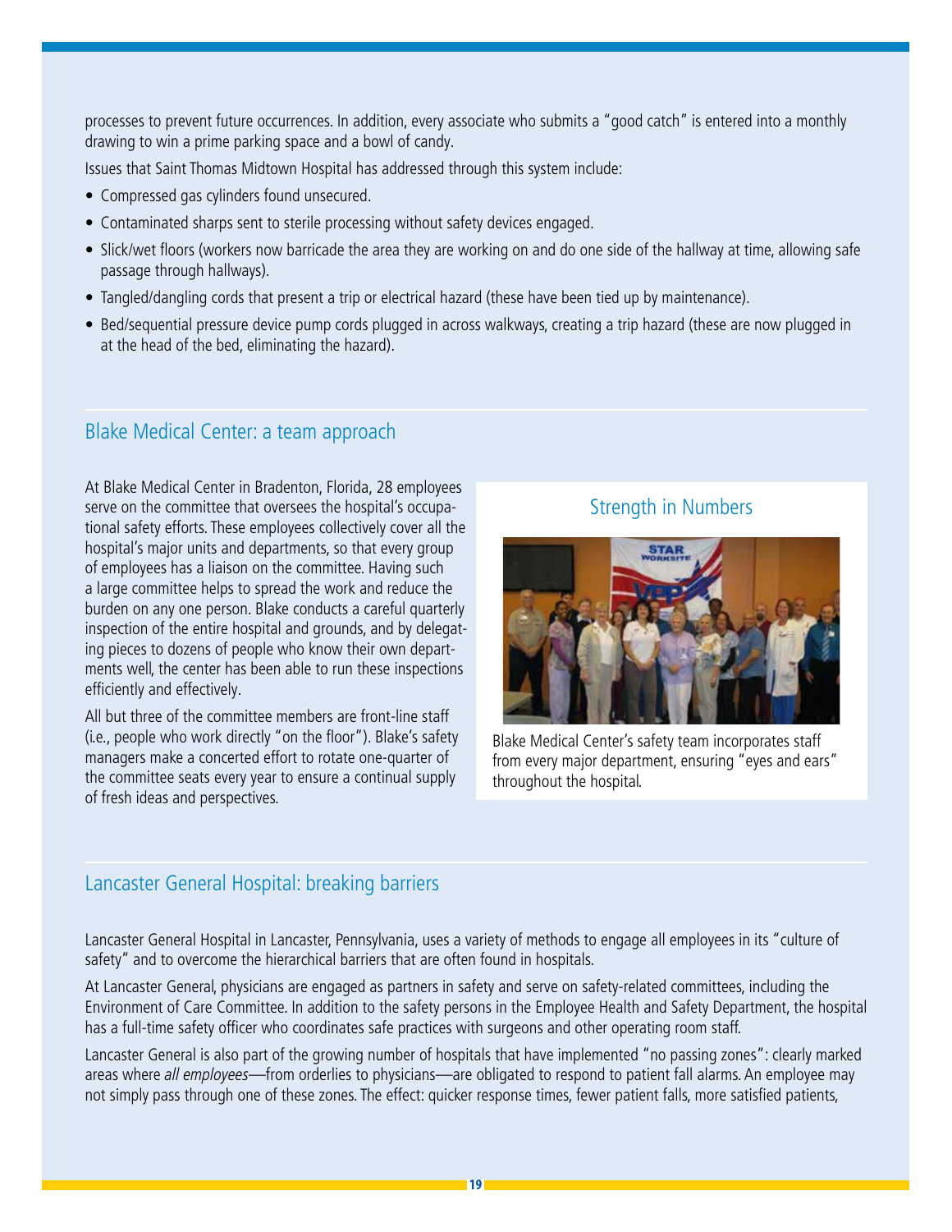processes to prevent future occurrences. In addition, every associate who submits a "good catch" is entered into a monthly drawing to win a prime parking space and a bowl of candy.

Issues that Saint Thomas Midtown Hospital has addressed through this system include:

- Compressed gas cylinders found unsecured.
- Contaminated sharps sent to sterile processing without safety devices engaged.
- Slick/wet floors (workers now barricade the area they are working on and do one side of the hallway at time, allowing safe passage through hallways).
- Tangled/dangling cords that present a trip or electrical hazard (these have been tied up by maintenance).
- Bed/sequential pressure device pump cords plugged in across walkways, creating a trip hazard (these are now plugged in at the head of the bed, eliminating the hazard).

## Blake Medical Center: a team approach

At Blake Medical Center in Bradenton, Florida, 28 employees serve on the committee that oversees the hospital's occupational safety efforts. These employees collectively cover all the hospital's major units and departments, so that every group of employees has a liaison on the committee. Having such a large committee helps to spread the work and reduce the burden on any one person. Blake conducts a careful quarterly inspection of the entire hospital and grounds, and by delegating pieces to dozens of people who know their own departments well, the center has been able to run these inspections efficiently and effectively.

All but three of the committee members are front-line staff (i.e., people who work directly "on the floor"). Blake's safety managers make a concerted effort to rotate one-quarter of the committee seats every year to ensure a continual supply of fresh ideas and perspectives.

### Strength in Numbers

Blake Medical Center's safety team incorporates staff from every major department, ensuring "eyes and ears" throughout the hospital.

## Lancaster General Hospital: breaking barriers

Lancaster General Hospital in Lancaster, Pennsylvania, uses a variety of methods to engage all employees in its "culture of safety" and to overcome the hierarchical barriers that are often found in hospitals.

At Lancaster General, physicians are engaged as partners in safety and serve on safety-related committees, including the Environment of Care Committee. In addition to the safety persons in the Employee Health and Safety Department, the hospital has a full-time safety officer who coordinates safe practices with surgeons and other operating room staff.

Lancaster General is also part of the growing number of hospitals that have implemented "no passing zones": clearly marked areas where *all employees*—from orderlies to physicians—are obligated to respond to patient fall alarms. An employee may not simply pass through one of these zones. The effect: quicker response times, fewer patient falls, more satisfied patients,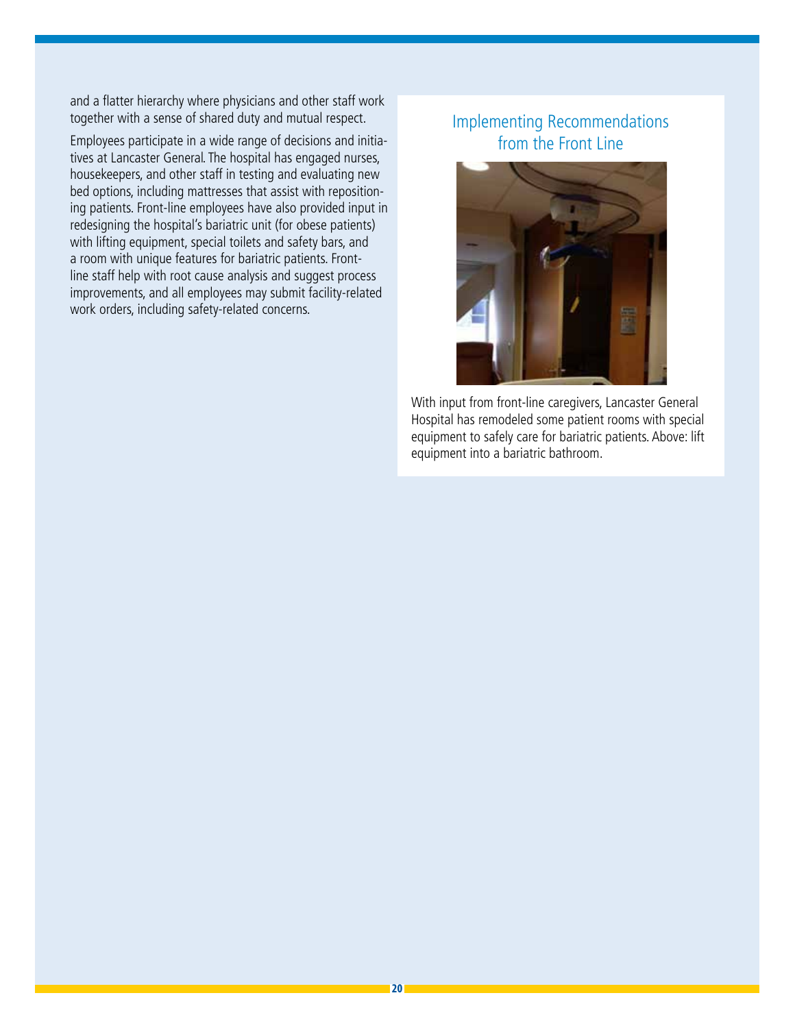and a flatter hierarchy where physicians and other staff work together with a sense of shared duty and mutual respect.

Employees participate in a wide range of decisions and initiatives at Lancaster General. The hospital has engaged nurses, housekeepers, and other staff in testing and evaluating new bed options, including mattresses that assist with repositioning patients. Front-line employees have also provided input in redesigning the hospital's bariatric unit (for obese patients) with lifting equipment, special toilets and safety bars, and a room with unique features for bariatric patients. Front-line staff help with root cause analysis and suggest process improvements, and all employees may submit facility-related work orders, including safety-related concerns.

## Implementing Recommendations from the Front Line

With input from front-line caregivers, Lancaster General Hospital has remodeled some patient rooms with special equipment to safely care for bariatric patients. Above: lift equipment into a bariatric bathroom.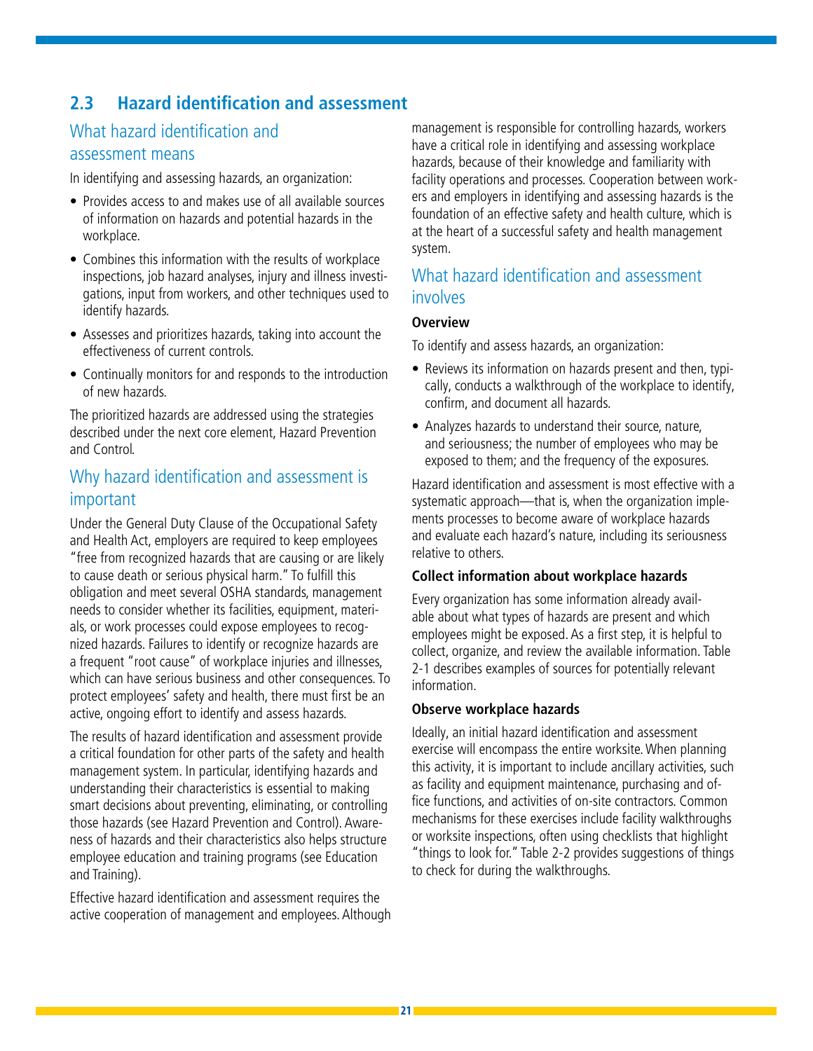## 2.3 Hazard identification and assessment

### What hazard identification and assessment means

In identifying and assessing hazards, an organization:

- Provides access to and makes use of all available sources of information on hazards and potential hazards in the workplace.
- Combines this information with the results of workplace inspections, job hazard analyses, injury and illness investigations, input from workers, and other techniques used to identify hazards.
- Assesses and prioritizes hazards, taking into account the effectiveness of current controls.
- Continually monitors for and responds to the introduction of new hazards.

The prioritized hazards are addressed using the strategies described under the next core element, Hazard Prevention and Control.

### Why hazard identification and assessment is important

Under the General Duty Clause of the Occupational Safety and Health Act, employers are required to keep employees "free from recognized hazards that are causing or are likely to cause death or serious physical harm." To fulfill this obligation and meet several OSHA standards, management needs to consider whether its facilities, equipment, materials, or work processes could expose employees to recognized hazards. Failures to identify or recognize hazards are a frequent "root cause" of workplace injuries and illnesses, which can have serious business and other consequences. To protect employees' safety and health, there must first be an active, ongoing effort to identify and assess hazards.

The results of hazard identification and assessment provide a critical foundation for other parts of the safety and health management system. In particular, identifying hazards and understanding their characteristics is essential to making smart decisions about preventing, eliminating, or controlling those hazards (see Hazard Prevention and Control). Awareness of hazards and their characteristics also helps structure employee education and training programs (see Education and Training).

Effective hazard identification and assessment requires the active cooperation of management and employees. Although management is responsible for controlling hazards, workers have a critical role in identifying and assessing workplace hazards, because of their knowledge and familiarity with facility operations and processes. Cooperation between workers and employers in identifying and assessing hazards is the foundation of an effective safety and health culture, which is at the heart of a successful safety and health management system.

### What hazard identification and assessment involves

**Overview**

To identify and assess hazards, an organization:

- Reviews its information on hazards present and then, typically, conducts a walkthrough of the workplace to identify, confirm, and document all hazards.
- Analyzes hazards to understand their source, nature, and seriousness; the number of employees who may be exposed to them; and the frequency of the exposures.

Hazard identification and assessment is most effective with a systematic approach—that is, when the organization implements processes to become aware of workplace hazards and evaluate each hazard's nature, including its seriousness relative to others.

**Collect information about workplace hazards**

Every organization has some information already available about what types of hazards are present and which employees might be exposed. As a first step, it is helpful to collect, organize, and review the available information. Table 2-1 describes examples of sources for potentially relevant information.

**Observe workplace hazards**

Ideally, an initial hazard identification and assessment exercise will encompass the entire worksite. When planning this activity, it is important to include ancillary activities, such as facility and equipment maintenance, purchasing and office functions, and activities of on-site contractors. Common mechanisms for these exercises include facility walkthroughs or worksite inspections, often using checklists that highlight "things to look for." Table 2-2 provides suggestions of things to check for during the walkthroughs.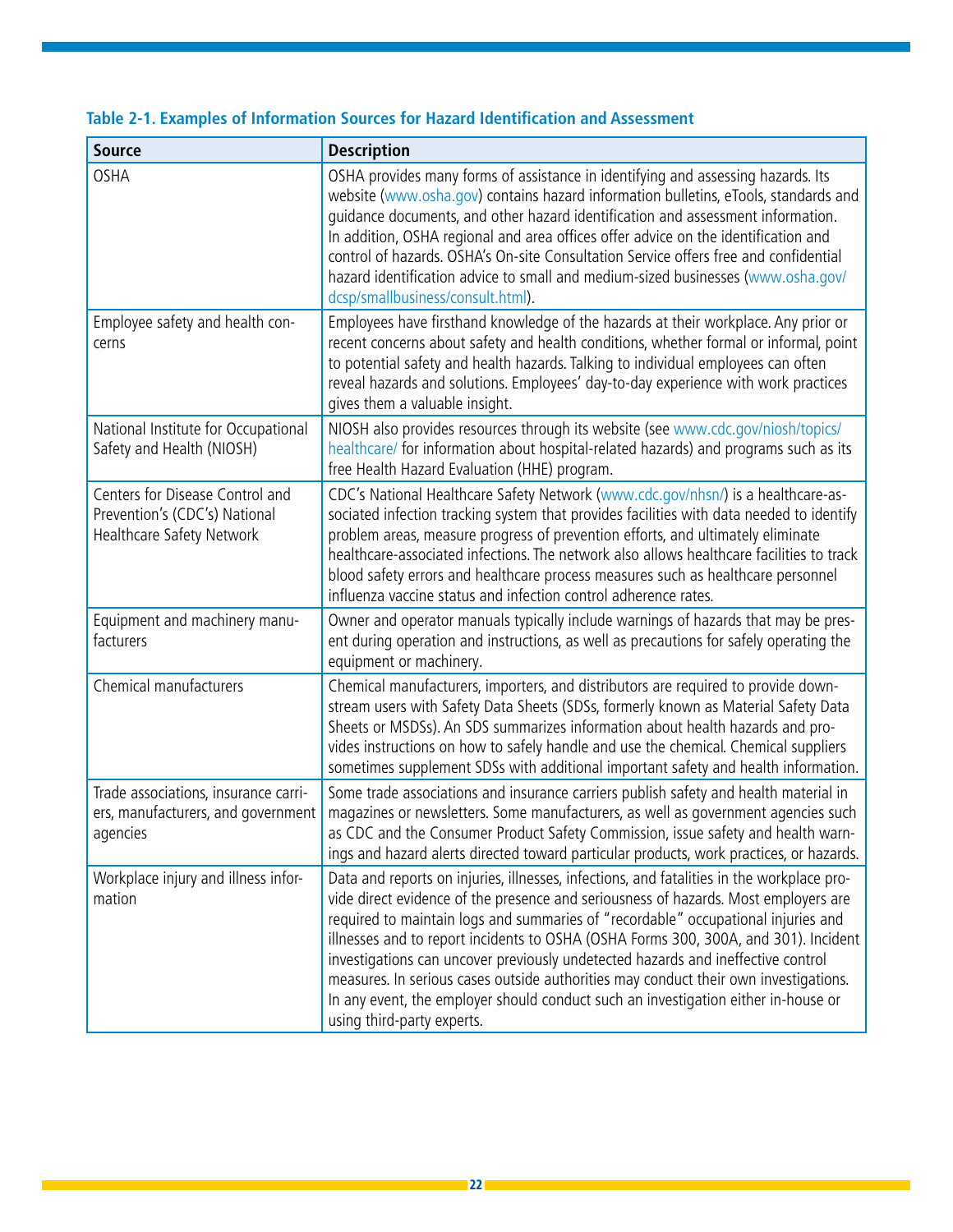**Table 2-1. Examples of Information Sources for Hazard Identification and Assessment**

| Source | Description |
| --- | --- |
| OSHA | OSHA provides many forms of assistance in identifying and assessing hazards. Its website (www.osha.gov) contains hazard information bulletins, eTools, standards and guidance documents, and other hazard identification and assessment information. In addition, OSHA regional and area offices offer advice on the identification and control of hazards. OSHA's On-site Consultation Service offers free and confidential hazard identification advice to small and medium-sized businesses (www.osha.gov/dcsp/smallbusiness/consult.html). |
| Employee safety and health concerns | Employees have firsthand knowledge of the hazards at their workplace. Any prior or recent concerns about safety and health conditions, whether formal or informal, point to potential safety and health hazards. Talking to individual employees can often reveal hazards and solutions. Employees' day-to-day experience with work practices gives them a valuable insight. |
| National Institute for Occupational Safety and Health (NIOSH) | NIOSH also provides resources through its website (see www.cdc.gov/niosh/topics/healthcare/ for information about hospital-related hazards) and programs such as its free Health Hazard Evaluation (HHE) program. |
| Centers for Disease Control and Prevention's (CDC's) National Healthcare Safety Network | CDC's National Healthcare Safety Network (www.cdc.gov/nhsn/) is a healthcare-associated infection tracking system that provides facilities with data needed to identify problem areas, measure progress of prevention efforts, and ultimately eliminate healthcare-associated infections. The network also allows healthcare facilities to track blood safety errors and healthcare process measures such as healthcare personnel influenza vaccine status and infection control adherence rates. |
| Equipment and machinery manufacturers | Owner and operator manuals typically include warnings of hazards that may be present during operation and instructions, as well as precautions for safely operating the equipment or machinery. |
| Chemical manufacturers | Chemical manufacturers, importers, and distributors are required to provide downstream users with Safety Data Sheets (SDSs, formerly known as Material Safety Data Sheets or MSDSs). An SDS summarizes information about health hazards and provides instructions on how to safely handle and use the chemical. Chemical suppliers sometimes supplement SDSs with additional important safety and health information. |
| Trade associations, insurance carriers, manufacturers, and government agencies | Some trade associations and insurance carriers publish safety and health material in magazines or newsletters. Some manufacturers, as well as government agencies such as CDC and the Consumer Product Safety Commission, issue safety and health warnings and hazard alerts directed toward particular products, work practices, or hazards. |
| Workplace injury and illness information | Data and reports on injuries, illnesses, infections, and fatalities in the workplace provide direct evidence of the presence and seriousness of hazards. Most employers are required to maintain logs and summaries of "recordable" occupational injuries and illnesses and to report incidents to OSHA (OSHA Forms 300, 300A, and 301). Incident investigations can uncover previously undetected hazards and ineffective control measures. In serious cases outside authorities may conduct their own investigations. In any event, the employer should conduct such an investigation either in-house or using third-party experts. |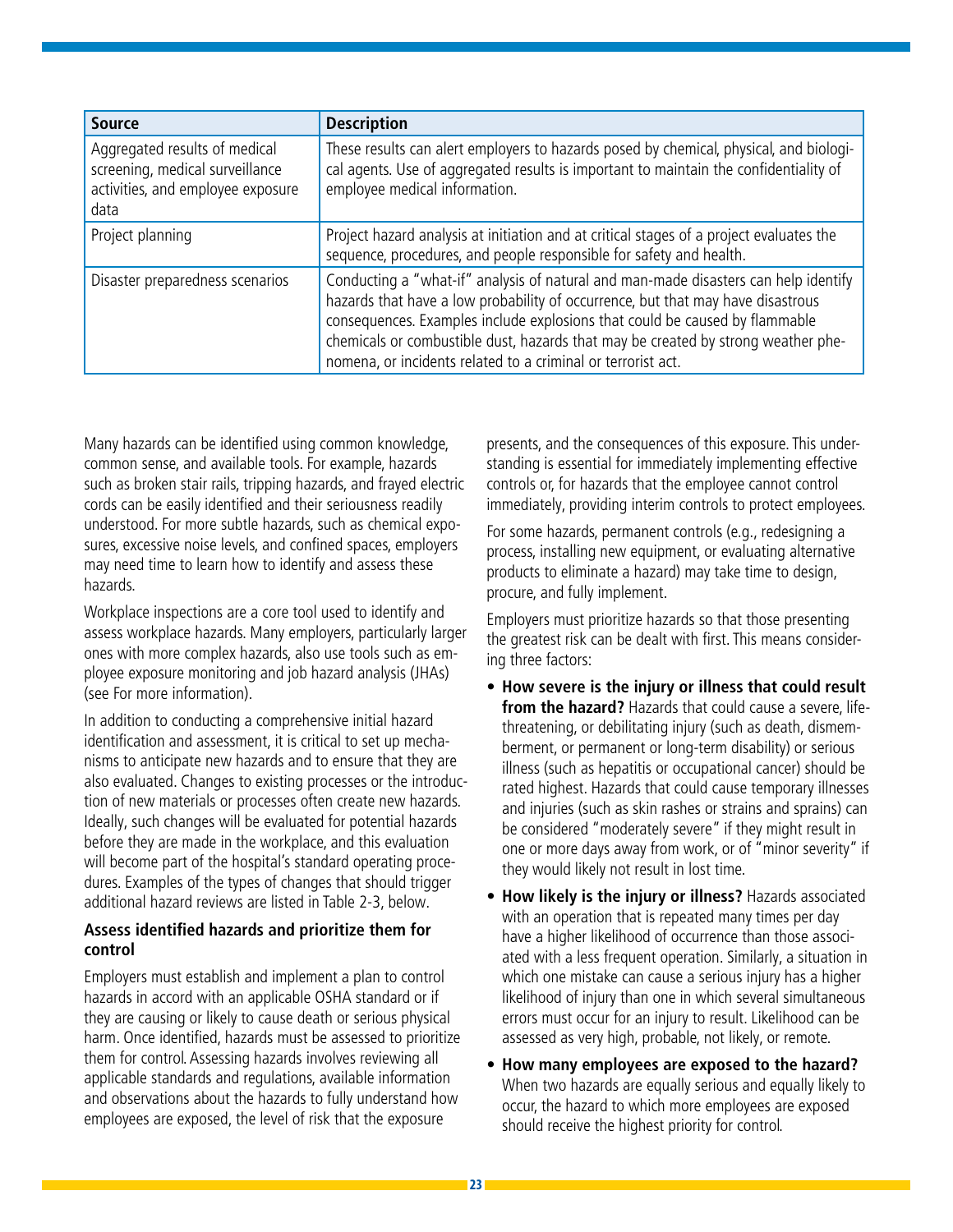| Source | Description |
|---|---|
| Aggregated results of medical screening, medical surveillance activities, and employee exposure data | These results can alert employers to hazards posed by chemical, physical, and biological agents. Use of aggregated results is important to maintain the confidentiality of employee medical information. |
| Project planning | Project hazard analysis at initiation and at critical stages of a project evaluates the sequence, procedures, and people responsible for safety and health. |
| Disaster preparedness scenarios | Conducting a "what-if" analysis of natural and man-made disasters can help identify hazards that have a low probability of occurrence, but that may have disastrous consequences. Examples include explosions that could be caused by flammable chemicals or combustible dust, hazards that may be created by strong weather phenomena, or incidents related to a criminal or terrorist act. |

Many hazards can be identified using common knowledge, common sense, and available tools. For example, hazards such as broken stair rails, tripping hazards, and frayed electric cords can be easily identified and their seriousness readily understood. For more subtle hazards, such as chemical exposures, excessive noise levels, and confined spaces, employers may need time to learn how to identify and assess these hazards.

Workplace inspections are a core tool used to identify and assess workplace hazards. Many employers, particularly larger ones with more complex hazards, also use tools such as employee exposure monitoring and job hazard analysis (JHAs) (see For more information).

In addition to conducting a comprehensive initial hazard identification and assessment, it is critical to set up mechanisms to anticipate new hazards and to ensure that they are also evaluated. Changes to existing processes or the introduction of new materials or processes often create new hazards. Ideally, such changes will be evaluated for potential hazards before they are made in the workplace, and this evaluation will become part of the hospital's standard operating procedures. Examples of the types of changes that should trigger additional hazard reviews are listed in Table 2-3, below.

### Assess identified hazards and prioritize them for control

Employers must establish and implement a plan to control hazards in accord with an applicable OSHA standard or if they are causing or likely to cause death or serious physical harm. Once identified, hazards must be assessed to prioritize them for control. Assessing hazards involves reviewing all applicable standards and regulations, available information and observations about the hazards to fully understand how employees are exposed, the level of risk that the exposure presents, and the consequences of this exposure. This understanding is essential for immediately implementing effective controls or, for hazards that the employee cannot control immediately, providing interim controls to protect employees.

For some hazards, permanent controls (e.g., redesigning a process, installing new equipment, or evaluating alternative products to eliminate a hazard) may take time to design, procure, and fully implement.

Employers must prioritize hazards so that those presenting the greatest risk can be dealt with first. This means considering three factors:

- **How severe is the injury or illness that could result from the hazard?** Hazards that could cause a severe, life-threatening, or debilitating injury (such as death, dismemberment, or permanent or long-term disability) or serious illness (such as hepatitis or occupational cancer) should be rated highest. Hazards that could cause temporary illnesses and injuries (such as skin rashes or strains and sprains) can be considered "moderately severe" if they might result in one or more days away from work, or of "minor severity" if they would likely not result in lost time.
- **How likely is the injury or illness?** Hazards associated with an operation that is repeated many times per day have a higher likelihood of occurrence than those associated with a less frequent operation. Similarly, a situation in which one mistake can cause a serious injury has a higher likelihood of injury than one in which several simultaneous errors must occur for an injury to result. Likelihood can be assessed as very high, probable, not likely, or remote.
- **How many employees are exposed to the hazard?** When two hazards are equally serious and equally likely to occur, the hazard to which more employees are exposed should receive the highest priority for control.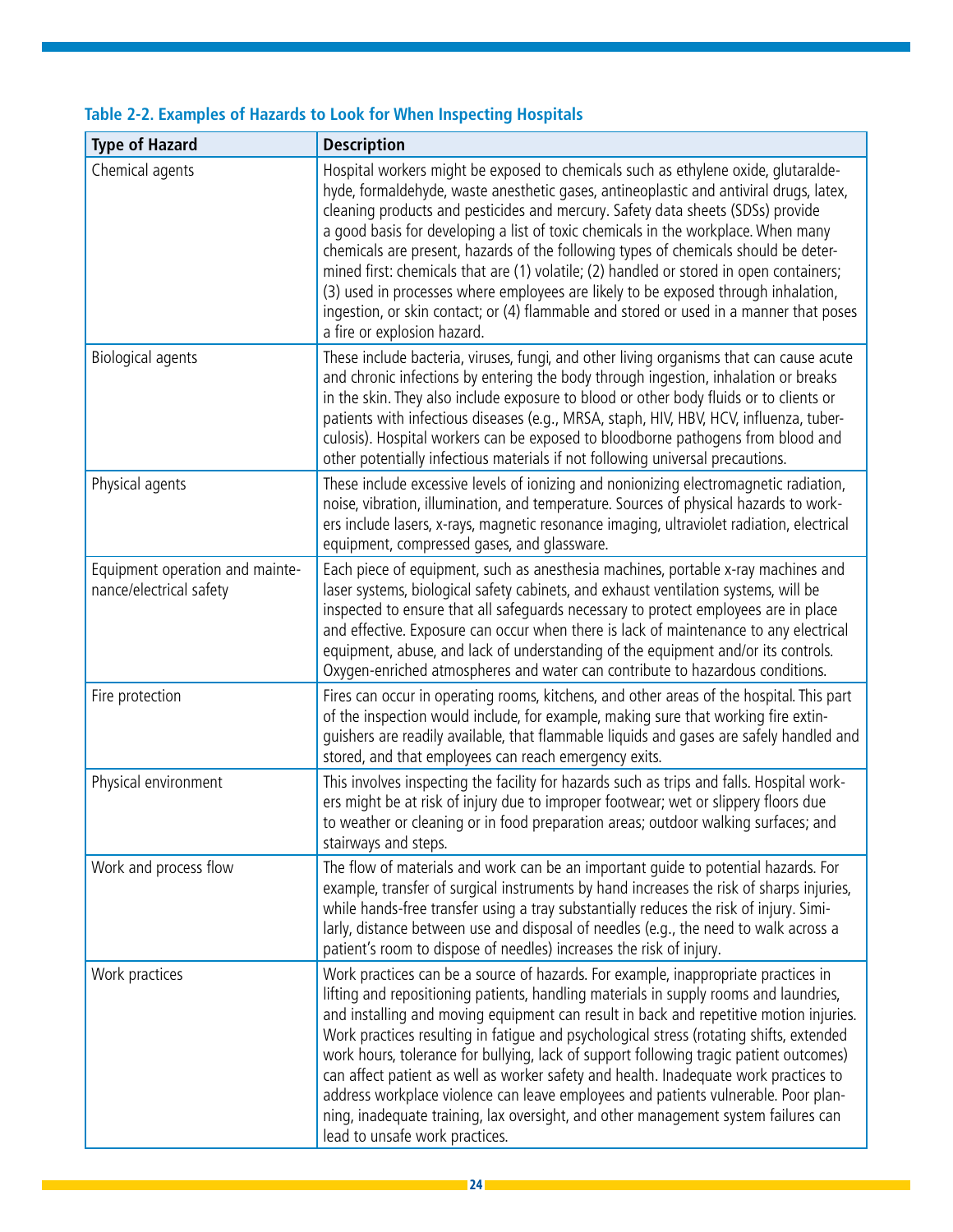**Table 2-2. Examples of Hazards to Look for When Inspecting Hospitals**

| Type of Hazard | Description |
| --- | --- |
| Chemical agents | Hospital workers might be exposed to chemicals such as ethylene oxide, glutaraldehyde, formaldehyde, waste anesthetic gases, antineoplastic and antiviral drugs, latex, cleaning products and pesticides and mercury. Safety data sheets (SDSs) provide a good basis for developing a list of toxic chemicals in the workplace. When many chemicals are present, hazards of the following types of chemicals should be determined first: chemicals that are (1) volatile; (2) handled or stored in open containers; (3) used in processes where employees are likely to be exposed through inhalation, ingestion, or skin contact; or (4) flammable and stored or used in a manner that poses a fire or explosion hazard. |
| Biological agents | These include bacteria, viruses, fungi, and other living organisms that can cause acute and chronic infections by entering the body through ingestion, inhalation or breaks in the skin. They also include exposure to blood or other body fluids or to clients or patients with infectious diseases (e.g., MRSA, staph, HIV, HBV, HCV, influenza, tuberculosis). Hospital workers can be exposed to bloodborne pathogens from blood and other potentially infectious materials if not following universal precautions. |
| Physical agents | These include excessive levels of ionizing and nonionizing electromagnetic radiation, noise, vibration, illumination, and temperature. Sources of physical hazards to workers include lasers, x-rays, magnetic resonance imaging, ultraviolet radiation, electrical equipment, compressed gases, and glassware. |
| Equipment operation and maintenance/electrical safety | Each piece of equipment, such as anesthesia machines, portable x-ray machines and laser systems, biological safety cabinets, and exhaust ventilation systems, will be inspected to ensure that all safeguards necessary to protect employees are in place and effective. Exposure can occur when there is lack of maintenance to any electrical equipment, abuse, and lack of understanding of the equipment and/or its controls. Oxygen-enriched atmospheres and water can contribute to hazardous conditions. |
| Fire protection | Fires can occur in operating rooms, kitchens, and other areas of the hospital. This part of the inspection would include, for example, making sure that working fire extinguishers are readily available, that flammable liquids and gases are safely handled and stored, and that employees can reach emergency exits. |
| Physical environment | This involves inspecting the facility for hazards such as trips and falls. Hospital workers might be at risk of injury due to improper footwear; wet or slippery floors due to weather or cleaning or in food preparation areas; outdoor walking surfaces; and stairways and steps. |
| Work and process flow | The flow of materials and work can be an important guide to potential hazards. For example, transfer of surgical instruments by hand increases the risk of sharps injuries, while hands-free transfer using a tray substantially reduces the risk of injury. Similarly, distance between use and disposal of needles (e.g., the need to walk across a patient's room to dispose of needles) increases the risk of injury. |
| Work practices | Work practices can be a source of hazards. For example, inappropriate practices in lifting and repositioning patients, handling materials in supply rooms and laundries, and installing and moving equipment can result in back and repetitive motion injuries. Work practices resulting in fatigue and psychological stress (rotating shifts, extended work hours, tolerance for bullying, lack of support following tragic patient outcomes) can affect patient as well as worker safety and health. Inadequate work practices to address workplace violence can leave employees and patients vulnerable. Poor planning, inadequate training, lax oversight, and other management system failures can lead to unsafe work practices. |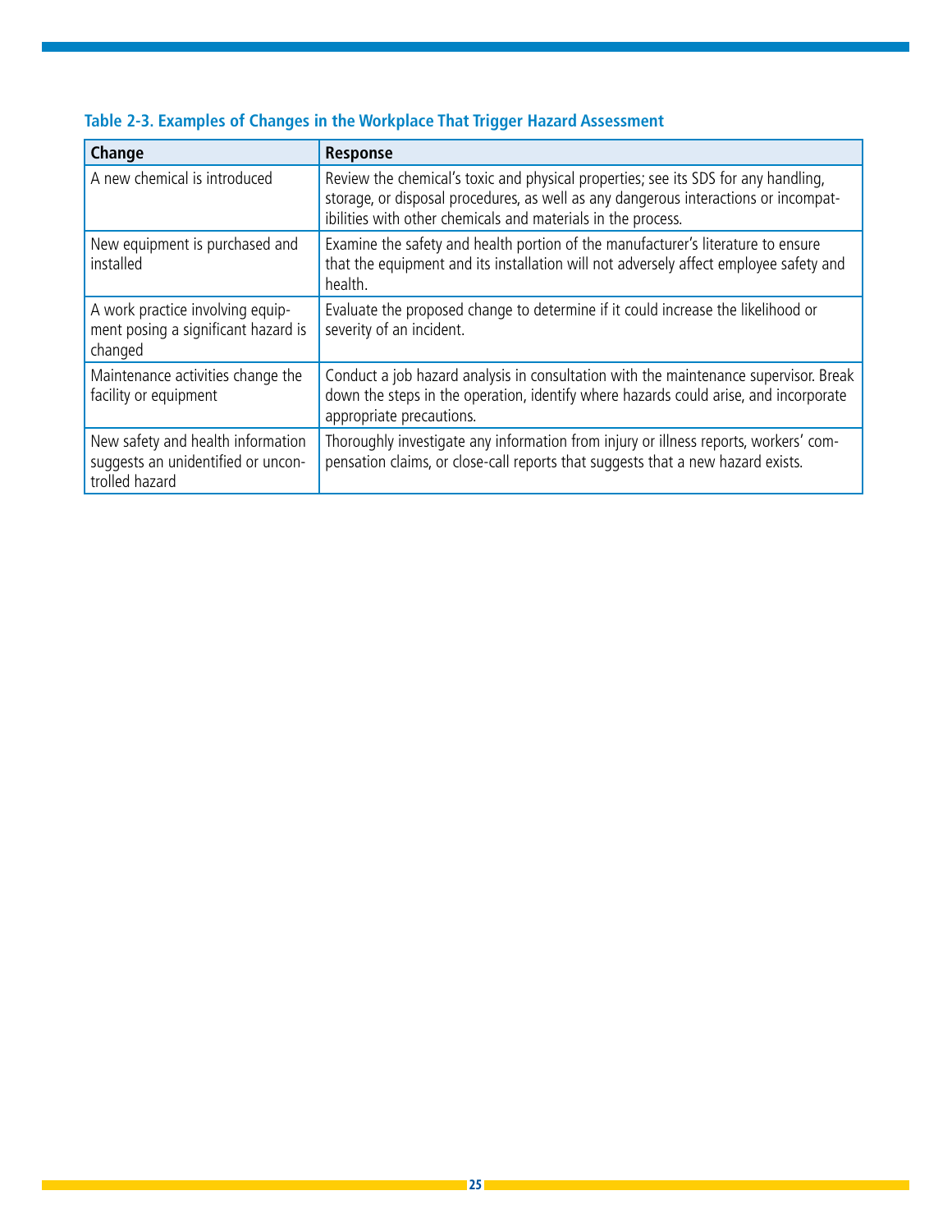**Table 2-3. Examples of Changes in the Workplace That Trigger Hazard Assessment**

| Change | Response |
| --- | --- |
| A new chemical is introduced | Review the chemical's toxic and physical properties; see its SDS for any handling, storage, or disposal procedures, as well as any dangerous interactions or incompatibilities with other chemicals and materials in the process. |
| New equipment is purchased and installed | Examine the safety and health portion of the manufacturer's literature to ensure that the equipment and its installation will not adversely affect employee safety and health. |
| A work practice involving equipment posing a significant hazard is changed | Evaluate the proposed change to determine if it could increase the likelihood or severity of an incident. |
| Maintenance activities change the facility or equipment | Conduct a job hazard analysis in consultation with the maintenance supervisor. Break down the steps in the operation, identify where hazards could arise, and incorporate appropriate precautions. |
| New safety and health information suggests an unidentified or uncontrolled hazard | Thoroughly investigate any information from injury or illness reports, workers' compensation claims, or close-call reports that suggests that a new hazard exists. |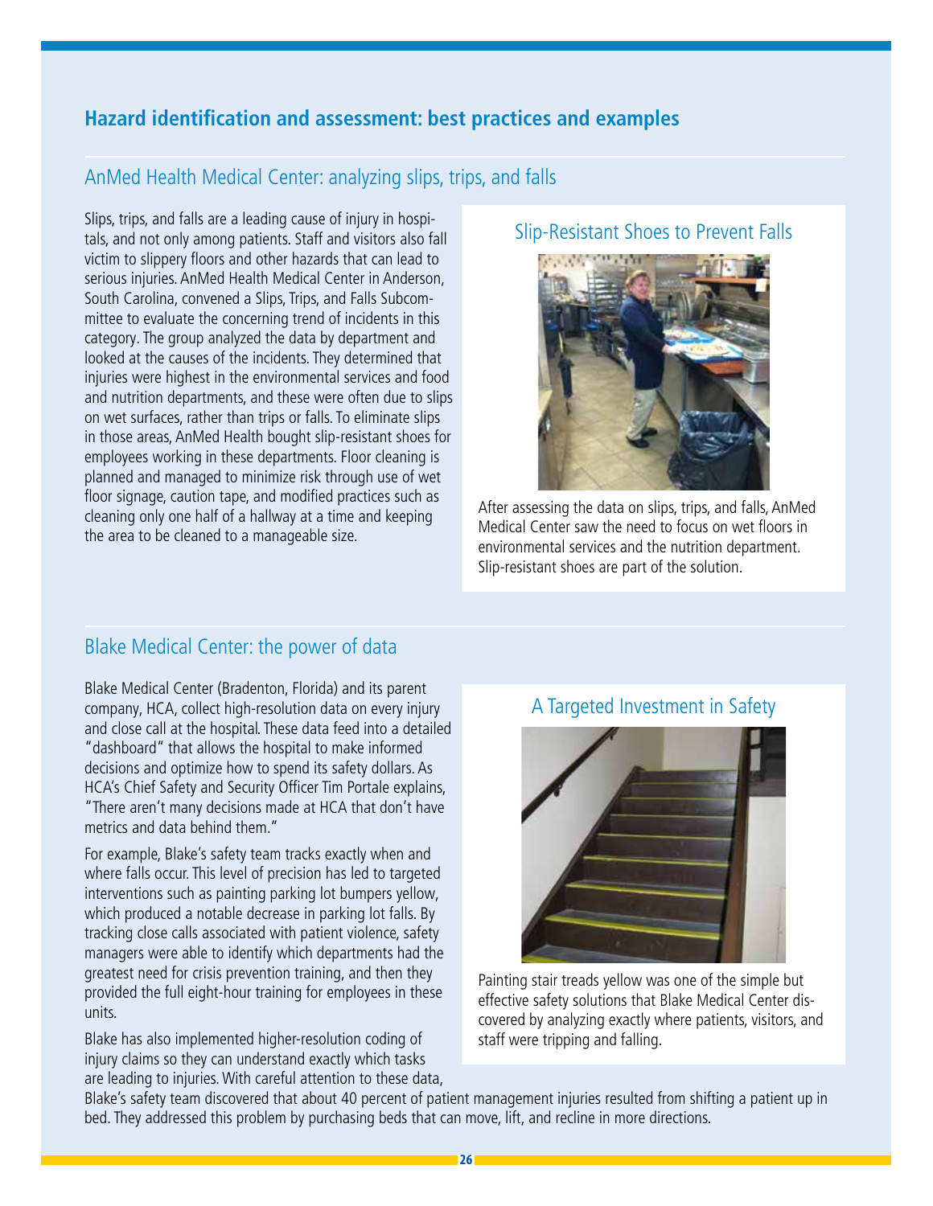## Hazard identification and assessment: best practices and examples

### AnMed Health Medical Center: analyzing slips, trips, and falls

Slips, trips, and falls are a leading cause of injury in hospitals, and not only among patients. Staff and visitors also fall victim to slippery floors and other hazards that can lead to serious injuries. AnMed Health Medical Center in Anderson, South Carolina, convened a Slips, Trips, and Falls Subcommittee to evaluate the concerning trend of incidents in this category. The group analyzed the data by department and looked at the causes of the incidents. They determined that injuries were highest in the environmental services and food and nutrition departments, and these were often due to slips on wet surfaces, rather than trips or falls. To eliminate slips in those areas, AnMed Health bought slip-resistant shoes for employees working in these departments. Floor cleaning is planned and managed to minimize risk through use of wet floor signage, caution tape, and modified practices such as cleaning only one half of a hallway at a time and keeping the area to be cleaned to a manageable size.

#### Slip-Resistant Shoes to Prevent Falls

After assessing the data on slips, trips, and falls, AnMed Medical Center saw the need to focus on wet floors in environmental services and the nutrition department. Slip-resistant shoes are part of the solution.

### Blake Medical Center: the power of data

Blake Medical Center (Bradenton, Florida) and its parent company, HCA, collect high-resolution data on every injury and close call at the hospital. These data feed into a detailed "dashboard" that allows the hospital to make informed decisions and optimize how to spend its safety dollars. As HCA's Chief Safety and Security Officer Tim Portale explains, "There aren't many decisions made at HCA that don't have metrics and data behind them."

For example, Blake's safety team tracks exactly when and where falls occur. This level of precision has led to targeted interventions such as painting parking lot bumpers yellow, which produced a notable decrease in parking lot falls. By tracking close calls associated with patient violence, safety managers were able to identify which departments had the greatest need for crisis prevention training, and then they provided the full eight-hour training for employees in these units.

Blake has also implemented higher-resolution coding of injury claims so they can understand exactly which tasks are leading to injuries. With careful attention to these data, Blake's safety team discovered that about 40 percent of patient management injuries resulted from shifting a patient up in bed. They addressed this problem by purchasing beds that can move, lift, and recline in more directions.

#### A Targeted Investment in Safety

Painting stair treads yellow was one of the simple but effective safety solutions that Blake Medical Center discovered by analyzing exactly where patients, visitors, and staff were tripping and falling.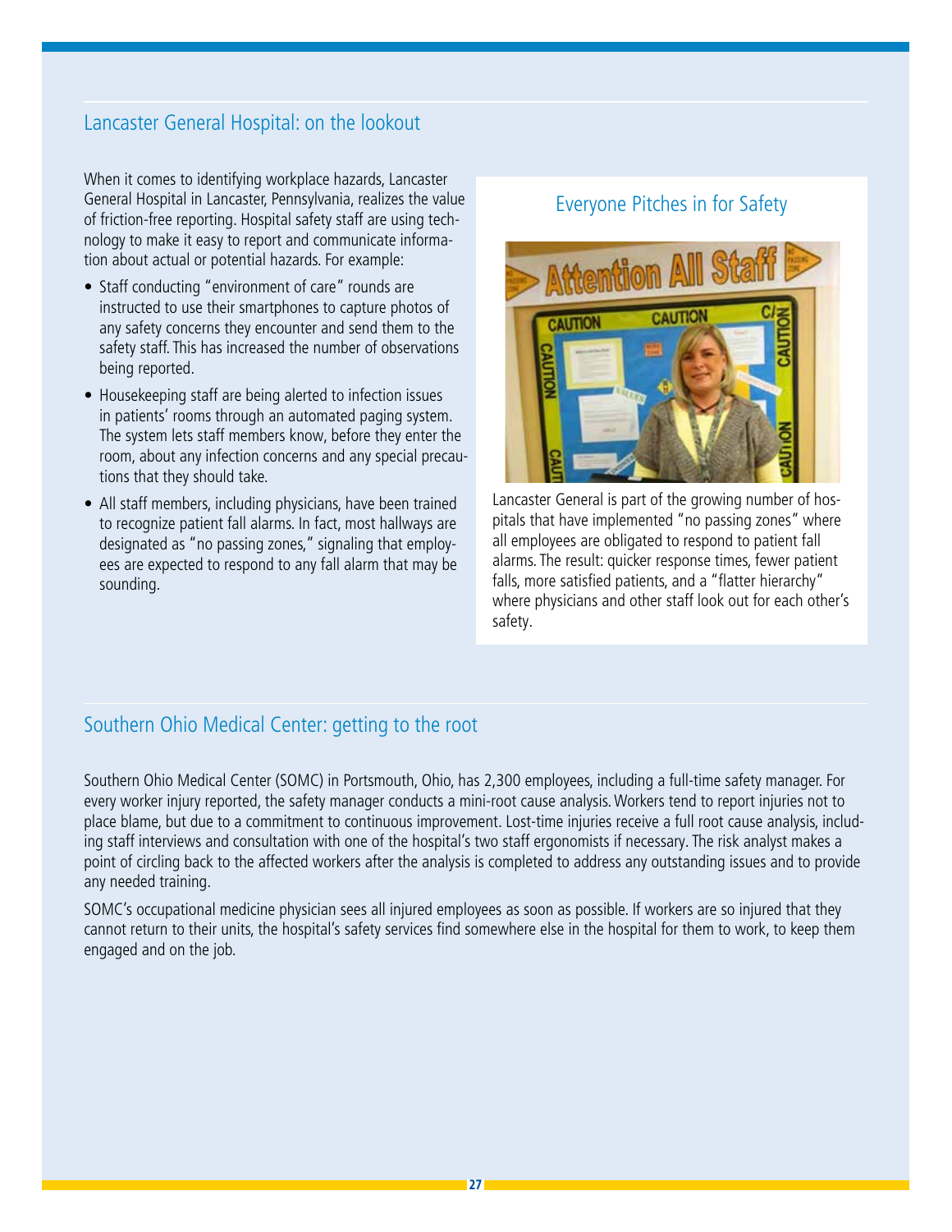## Lancaster General Hospital: on the lookout

When it comes to identifying workplace hazards, Lancaster General Hospital in Lancaster, Pennsylvania, realizes the value of friction-free reporting. Hospital safety staff are using technology to make it easy to report and communicate information about actual or potential hazards. For example:

- Staff conducting "environment of care" rounds are instructed to use their smartphones to capture photos of any safety concerns they encounter and send them to the safety staff. This has increased the number of observations being reported.
- Housekeeping staff are being alerted to infection issues in patients' rooms through an automated paging system. The system lets staff members know, before they enter the room, about any infection concerns and any special precautions that they should take.
- All staff members, including physicians, have been trained to recognize patient fall alarms. In fact, most hallways are designated as "no passing zones," signaling that employees are expected to respond to any fall alarm that may be sounding.

### Everyone Pitches in for Safety

Lancaster General is part of the growing number of hospitals that have implemented "no passing zones" where all employees are obligated to respond to patient fall alarms. The result: quicker response times, fewer patient falls, more satisfied patients, and a "flatter hierarchy" where physicians and other staff look out for each other's safety.

## Southern Ohio Medical Center: getting to the root

Southern Ohio Medical Center (SOMC) in Portsmouth, Ohio, has 2,300 employees, including a full-time safety manager. For every worker injury reported, the safety manager conducts a mini-root cause analysis. Workers tend to report injuries not to place blame, but due to a commitment to continuous improvement. Lost-time injuries receive a full root cause analysis, including staff interviews and consultation with one of the hospital's two staff ergonomists if necessary. The risk analyst makes a point of circling back to the affected workers after the analysis is completed to address any outstanding issues and to provide any needed training.

SOMC's occupational medicine physician sees all injured employees as soon as possible. If workers are so injured that they cannot return to their units, the hospital's safety services find somewhere else in the hospital for them to work, to keep them engaged and on the job.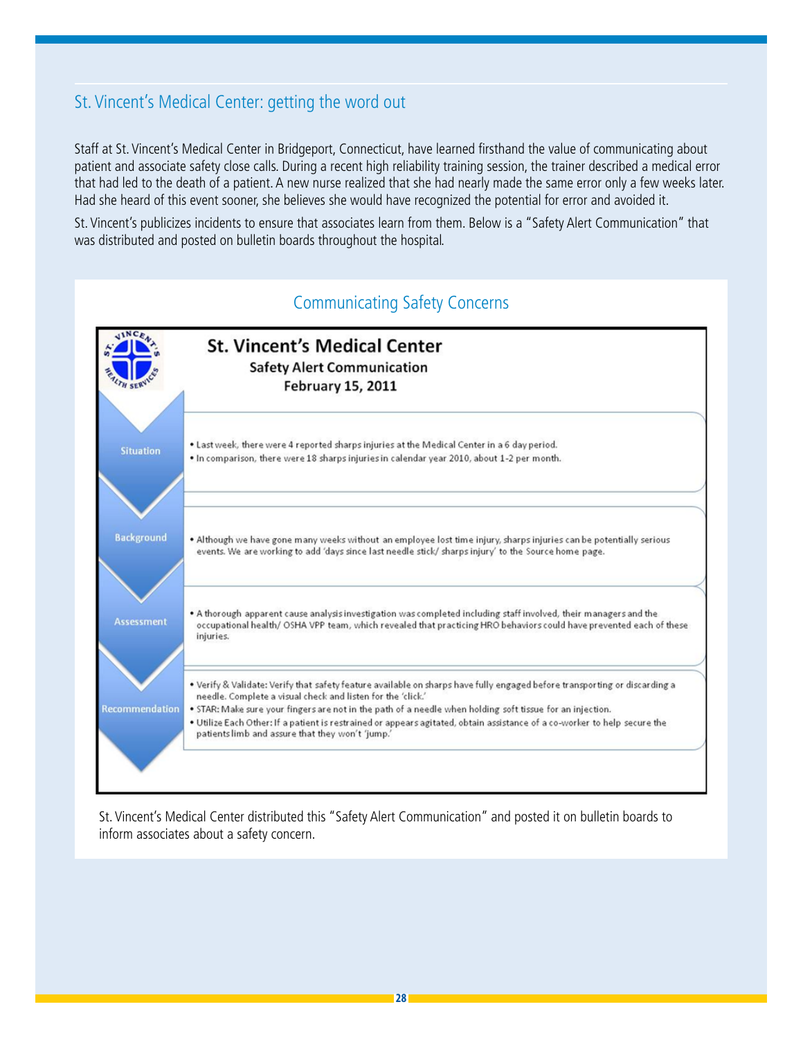## St. Vincent's Medical Center: getting the word out

Staff at St. Vincent's Medical Center in Bridgeport, Connecticut, have learned firsthand the value of communicating about patient and associate safety close calls. During a recent high reliability training session, the trainer described a medical error that had led to the death of a patient. A new nurse realized that she had nearly made the same error only a few weeks later. Had she heard of this event sooner, she believes she would have recognized the potential for error and avoided it.

St. Vincent's publicizes incidents to ensure that associates learn from them. Below is a "Safety Alert Communication" that was distributed and posted on bulletin boards throughout the hospital.

### Communicating Safety Concerns

**St. Vincent's Medical Center**
**Safety Alert Communication**
**February 15, 2011**

**Situation**

- Last week, there were 4 reported sharps injuries at the Medical Center in a 6 day period.
- In comparison, there were 18 sharps injuries in calendar year 2010, about 1-2 per month.

**Background**

- Although we have gone many weeks without an employee lost time injury, sharps injuries can be potentially serious events. We are working to add 'days since last needle stick/ sharps injury' to the Source home page.

**Assessment**

- A thorough apparent cause analysis investigation was completed including staff involved, their managers and the occupational health/ OSHA VPP team, which revealed that practicing HRO behaviors could have prevented each of these injuries.

**Recommendation**

- Verify & Validate: Verify that safety feature available on sharps have fully engaged before transporting or discarding a needle. Complete a visual check and listen for the 'click.'
- STAR: Make sure your fingers are not in the path of a needle when holding soft tissue for an injection.
- Utilize Each Other: If a patient is restrained or appears agitated, obtain assistance of a co-worker to help secure the patients limb and assure that they won't 'jump.'

St. Vincent's Medical Center distributed this "Safety Alert Communication" and posted it on bulletin boards to inform associates about a safety concern.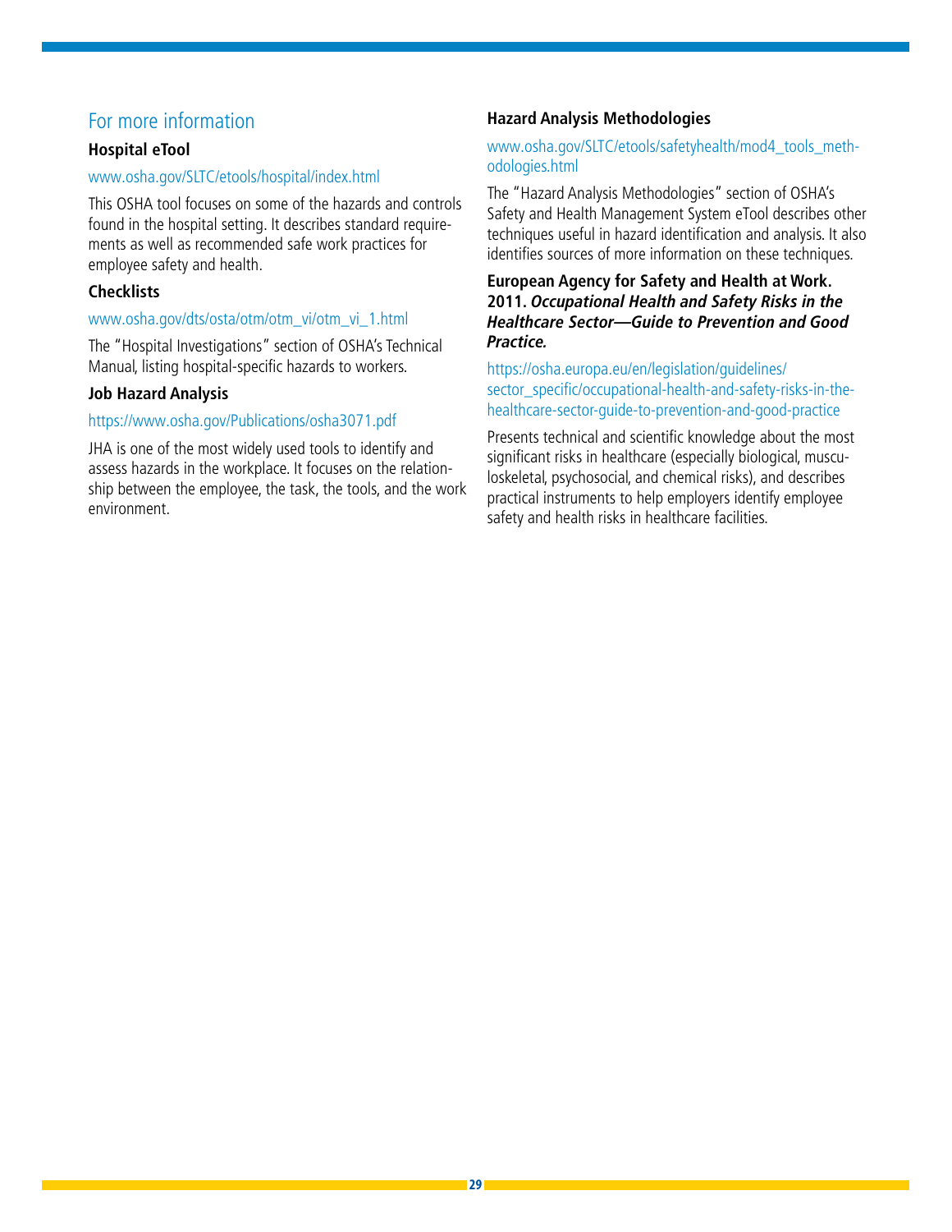## For more information

### Hospital eTool

www.osha.gov/SLTC/etools/hospital/index.html

This OSHA tool focuses on some of the hazards and controls found in the hospital setting. It describes standard requirements as well as recommended safe work practices for employee safety and health.

### Checklists

www.osha.gov/dts/osta/otm/otm_vi/otm_vi_1.html

The "Hospital Investigations" section of OSHA's Technical Manual, listing hospital-specific hazards to workers.

### Job Hazard Analysis

https://www.osha.gov/Publications/osha3071.pdf

JHA is one of the most widely used tools to identify and assess hazards in the workplace. It focuses on the relationship between the employee, the task, the tools, and the work environment.

### Hazard Analysis Methodologies

www.osha.gov/SLTC/etools/safetyhealth/mod4_tools_methodologies.html

The "Hazard Analysis Methodologies" section of OSHA's Safety and Health Management System eTool describes other techniques useful in hazard identification and analysis. It also identifies sources of more information on these techniques.

### European Agency for Safety and Health at Work. 2011. *Occupational Health and Safety Risks in the Healthcare Sector—Guide to Prevention and Good Practice.*

https://osha.europa.eu/en/legislation/guidelines/sector_specific/occupational-health-and-safety-risks-in-the-healthcare-sector-guide-to-prevention-and-good-practice

Presents technical and scientific knowledge about the most significant risks in healthcare (especially biological, musculoskeletal, psychosocial, and chemical risks), and describes practical instruments to help employers identify employee safety and health risks in healthcare facilities.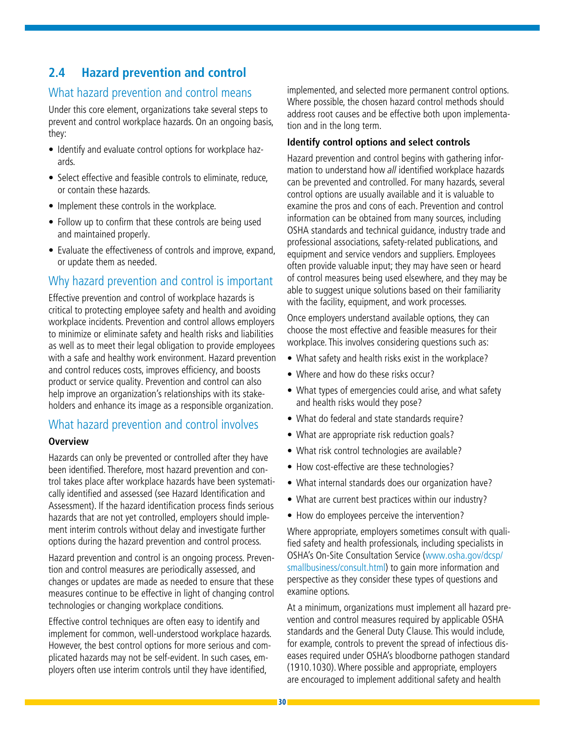## 2.4 Hazard prevention and control

### What hazard prevention and control means

Under this core element, organizations take several steps to prevent and control workplace hazards. On an ongoing basis, they:

- Identify and evaluate control options for workplace hazards.
- Select effective and feasible controls to eliminate, reduce, or contain these hazards.
- Implement these controls in the workplace.
- Follow up to confirm that these controls are being used and maintained properly.
- Evaluate the effectiveness of controls and improve, expand, or update them as needed.

### Why hazard prevention and control is important

Effective prevention and control of workplace hazards is critical to protecting employee safety and health and avoiding workplace incidents. Prevention and control allows employers to minimize or eliminate safety and health risks and liabilities as well as to meet their legal obligation to provide employees with a safe and healthy work environment. Hazard prevention and control reduces costs, improves efficiency, and boosts product or service quality. Prevention and control can also help improve an organization's relationships with its stakeholders and enhance its image as a responsible organization.

### What hazard prevention and control involves

**Overview**

Hazards can only be prevented or controlled after they have been identified. Therefore, most hazard prevention and control takes place after workplace hazards have been systematically identified and assessed (see Hazard Identification and Assessment). If the hazard identification process finds serious hazards that are not yet controlled, employers should implement interim controls without delay and investigate further options during the hazard prevention and control process.

Hazard prevention and control is an ongoing process. Prevention and control measures are periodically assessed, and changes or updates are made as needed to ensure that these measures continue to be effective in light of changing control technologies or changing workplace conditions.

Effective control techniques are often easy to identify and implement for common, well-understood workplace hazards. However, the best control options for more serious and complicated hazards may not be self-evident. In such cases, employers often use interim controls until they have identified, implemented, and selected more permanent control options. Where possible, the chosen hazard control methods should address root causes and be effective both upon implementation and in the long term.

**Identify control options and select controls**

Hazard prevention and control begins with gathering information to understand how *all* identified workplace hazards can be prevented and controlled. For many hazards, several control options are usually available and it is valuable to examine the pros and cons of each. Prevention and control information can be obtained from many sources, including OSHA standards and technical guidance, industry trade and professional associations, safety-related publications, and equipment and service vendors and suppliers. Employees often provide valuable input; they may have seen or heard of control measures being used elsewhere, and they may be able to suggest unique solutions based on their familiarity with the facility, equipment, and work processes.

Once employers understand available options, they can choose the most effective and feasible measures for their workplace. This involves considering questions such as:

- What safety and health risks exist in the workplace?
- Where and how do these risks occur?
- What types of emergencies could arise, and what safety and health risks would they pose?
- What do federal and state standards require?
- What are appropriate risk reduction goals?
- What risk control technologies are available?
- How cost-effective are these technologies?
- What internal standards does our organization have?
- What are current best practices within our industry?
- How do employees perceive the intervention?

Where appropriate, employers sometimes consult with qualified safety and health professionals, including specialists in OSHA's On-Site Consultation Service (www.osha.gov/dcsp/smallbusiness/consult.html) to gain more information and perspective as they consider these types of questions and examine options.

At a minimum, organizations must implement all hazard prevention and control measures required by applicable OSHA standards and the General Duty Clause. This would include, for example, controls to prevent the spread of infectious diseases required under OSHA's bloodborne pathogen standard (1910.1030). Where possible and appropriate, employers are encouraged to implement additional safety and health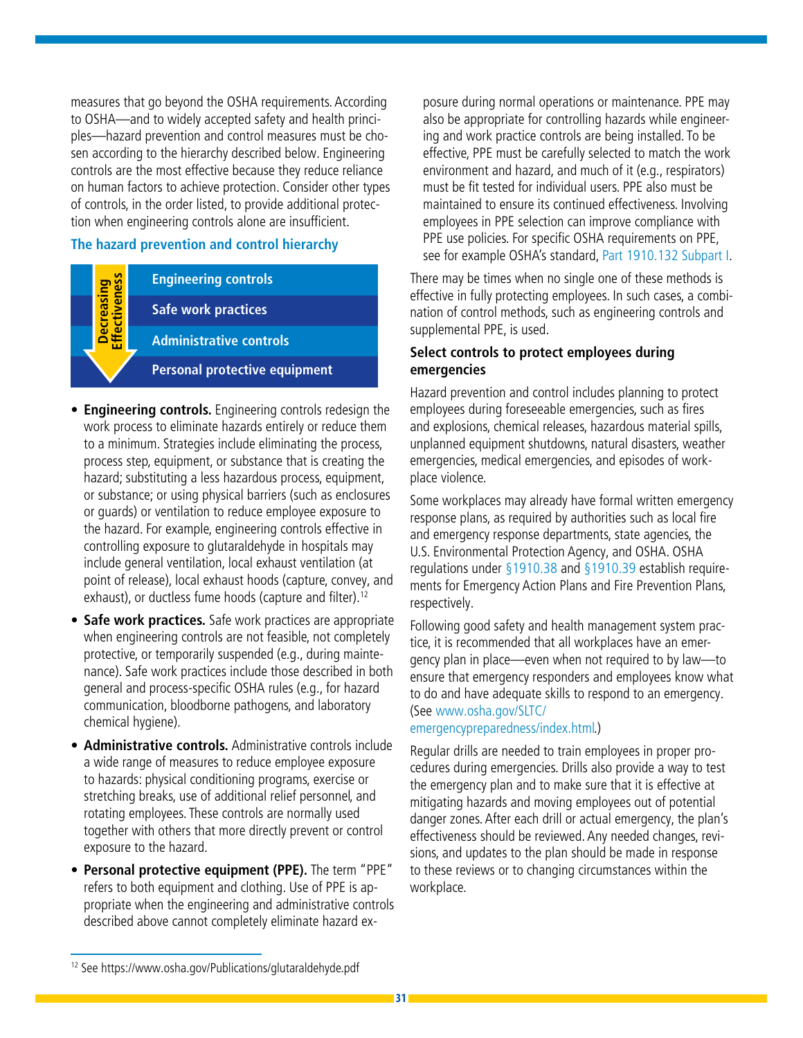measures that go beyond the OSHA requirements. According to OSHA—and to widely accepted safety and health principles—hazard prevention and control measures must be chosen according to the hierarchy described below. Engineering controls are the most effective because they reduce reliance on human factors to achieve protection. Consider other types of controls, in the order listed, to provide additional protection when engineering controls alone are insufficient.

### The hazard prevention and control hierarchy

Decreasing Effectiveness

- Engineering controls
- Safe work practices
- Administrative controls
- Personal protective equipment

- **Engineering controls.** Engineering controls redesign the work process to eliminate hazards entirely or reduce them to a minimum. Strategies include eliminating the process, process step, equipment, or substance that is creating the hazard; substituting a less hazardous process, equipment, or substance; or using physical barriers (such as enclosures or guards) or ventilation to reduce employee exposure to the hazard. For example, engineering controls effective in controlling exposure to glutaraldehyde in hospitals may include general ventilation, local exhaust ventilation (at point of release), local exhaust hoods (capture, convey, and exhaust), or ductless fume hoods (capture and filter).[12]
- **Safe work practices.** Safe work practices are appropriate when engineering controls are not feasible, not completely protective, or temporarily suspended (e.g., during maintenance). Safe work practices include those described in both general and process-specific OSHA rules (e.g., for hazard communication, bloodborne pathogens, and laboratory chemical hygiene).
- **Administrative controls.** Administrative controls include a wide range of measures to reduce employee exposure to hazards: physical conditioning programs, exercise or stretching breaks, use of additional relief personnel, and rotating employees. These controls are normally used together with others that more directly prevent or control exposure to the hazard.
- **Personal protective equipment (PPE).** The term "PPE" refers to both equipment and clothing. Use of PPE is appropriate when the engineering and administrative controls described above cannot completely eliminate hazard exposure during normal operations or maintenance. PPE may also be appropriate for controlling hazards while engineering and work practice controls are being installed. To be effective, PPE must be carefully selected to match the work environment and hazard, and much of it (e.g., respirators) must be fit tested for individual users. PPE also must be maintained to ensure its continued effectiveness. Involving employees in PPE selection can improve compliance with PPE use policies. For specific OSHA requirements on PPE, see for example OSHA's standard, Part 1910.132 Subpart I.

There may be times when no single one of these methods is effective in fully protecting employees. In such cases, a combination of control methods, such as engineering controls and supplemental PPE, is used.

### Select controls to protect employees during emergencies

Hazard prevention and control includes planning to protect employees during foreseeable emergencies, such as fires and explosions, chemical releases, hazardous material spills, unplanned equipment shutdowns, natural disasters, weather emergencies, medical emergencies, and episodes of workplace violence.

Some workplaces may already have formal written emergency response plans, as required by authorities such as local fire and emergency response departments, state agencies, the U.S. Environmental Protection Agency, and OSHA. OSHA regulations under §1910.38 and §1910.39 establish requirements for Emergency Action Plans and Fire Prevention Plans, respectively.

Following good safety and health management system practice, it is recommended that all workplaces have an emergency plan in place—even when not required to by law—to ensure that emergency responders and employees know what to do and have adequate skills to respond to an emergency. (See www.osha.gov/SLTC/emergencypreparedness/index.html.)

Regular drills are needed to train employees in proper procedures during emergencies. Drills also provide a way to test the emergency plan and to make sure that it is effective at mitigating hazards and moving employees out of potential danger zones. After each drill or actual emergency, the plan's effectiveness should be reviewed. Any needed changes, revisions, and updates to the plan should be made in response to these reviews or to changing circumstances within the workplace.

[12] See https://www.osha.gov/Publications/glutaraldehyde.pdf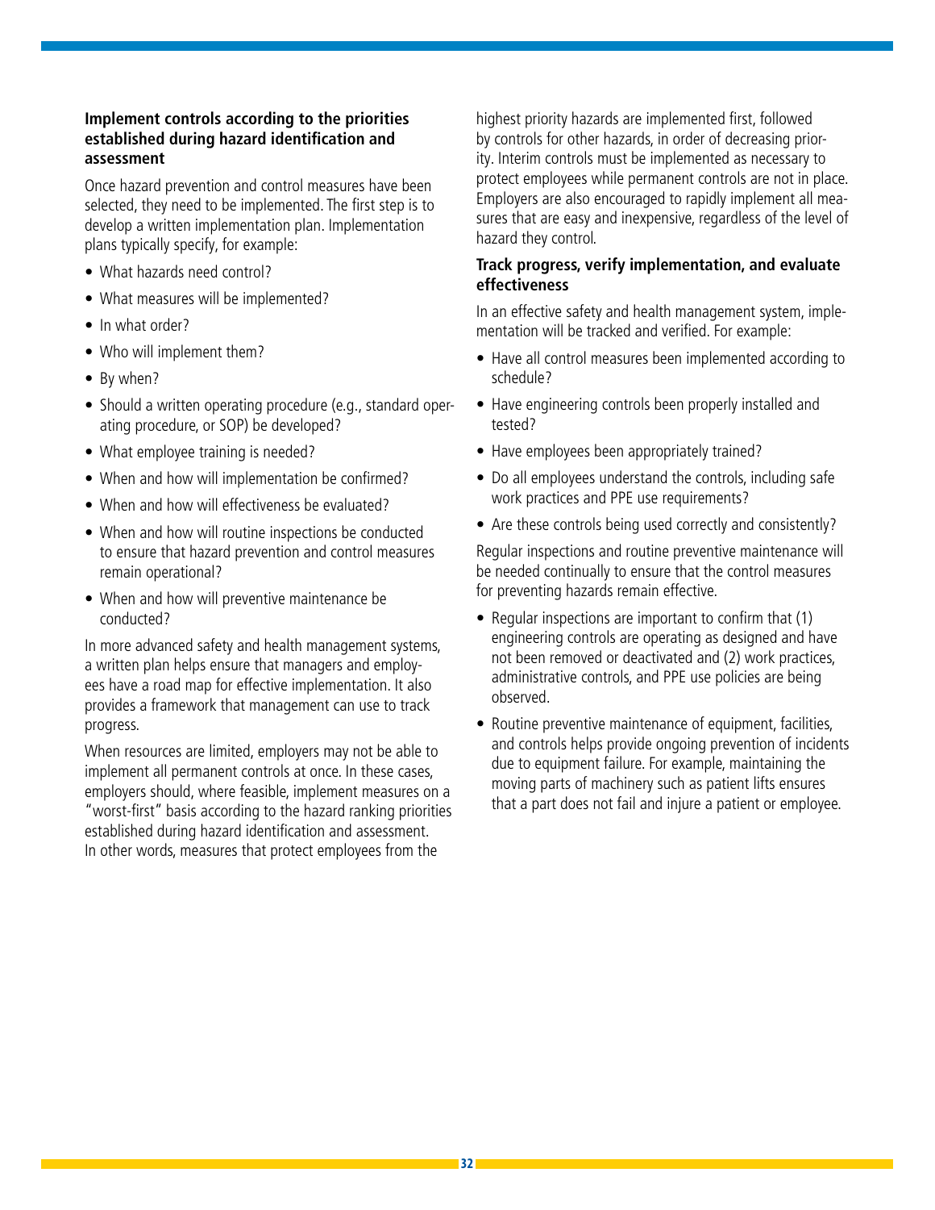### Implement controls according to the priorities established during hazard identification and assessment

Once hazard prevention and control measures have been selected, they need to be implemented. The first step is to develop a written implementation plan. Implementation plans typically specify, for example:

- What hazards need control?
- What measures will be implemented?
- In what order?
- Who will implement them?
- By when?
- Should a written operating procedure (e.g., standard operating procedure, or SOP) be developed?
- What employee training is needed?
- When and how will implementation be confirmed?
- When and how will effectiveness be evaluated?
- When and how will routine inspections be conducted to ensure that hazard prevention and control measures remain operational?
- When and how will preventive maintenance be conducted?

In more advanced safety and health management systems, a written plan helps ensure that managers and employees have a road map for effective implementation. It also provides a framework that management can use to track progress.

When resources are limited, employers may not be able to implement all permanent controls at once. In these cases, employers should, where feasible, implement measures on a "worst-first" basis according to the hazard ranking priorities established during hazard identification and assessment. In other words, measures that protect employees from the highest priority hazards are implemented first, followed by controls for other hazards, in order of decreasing priority. Interim controls must be implemented as necessary to protect employees while permanent controls are not in place. Employers are also encouraged to rapidly implement all measures that are easy and inexpensive, regardless of the level of hazard they control.

### Track progress, verify implementation, and evaluate effectiveness

In an effective safety and health management system, implementation will be tracked and verified. For example:

- Have all control measures been implemented according to schedule?
- Have engineering controls been properly installed and tested?
- Have employees been appropriately trained?
- Do all employees understand the controls, including safe work practices and PPE use requirements?
- Are these controls being used correctly and consistently?

Regular inspections and routine preventive maintenance will be needed continually to ensure that the control measures for preventing hazards remain effective.

- Regular inspections are important to confirm that (1) engineering controls are operating as designed and have not been removed or deactivated and (2) work practices, administrative controls, and PPE use policies are being observed.
- Routine preventive maintenance of equipment, facilities, and controls helps provide ongoing prevention of incidents due to equipment failure. For example, maintaining the moving parts of machinery such as patient lifts ensures that a part does not fail and injure a patient or employee.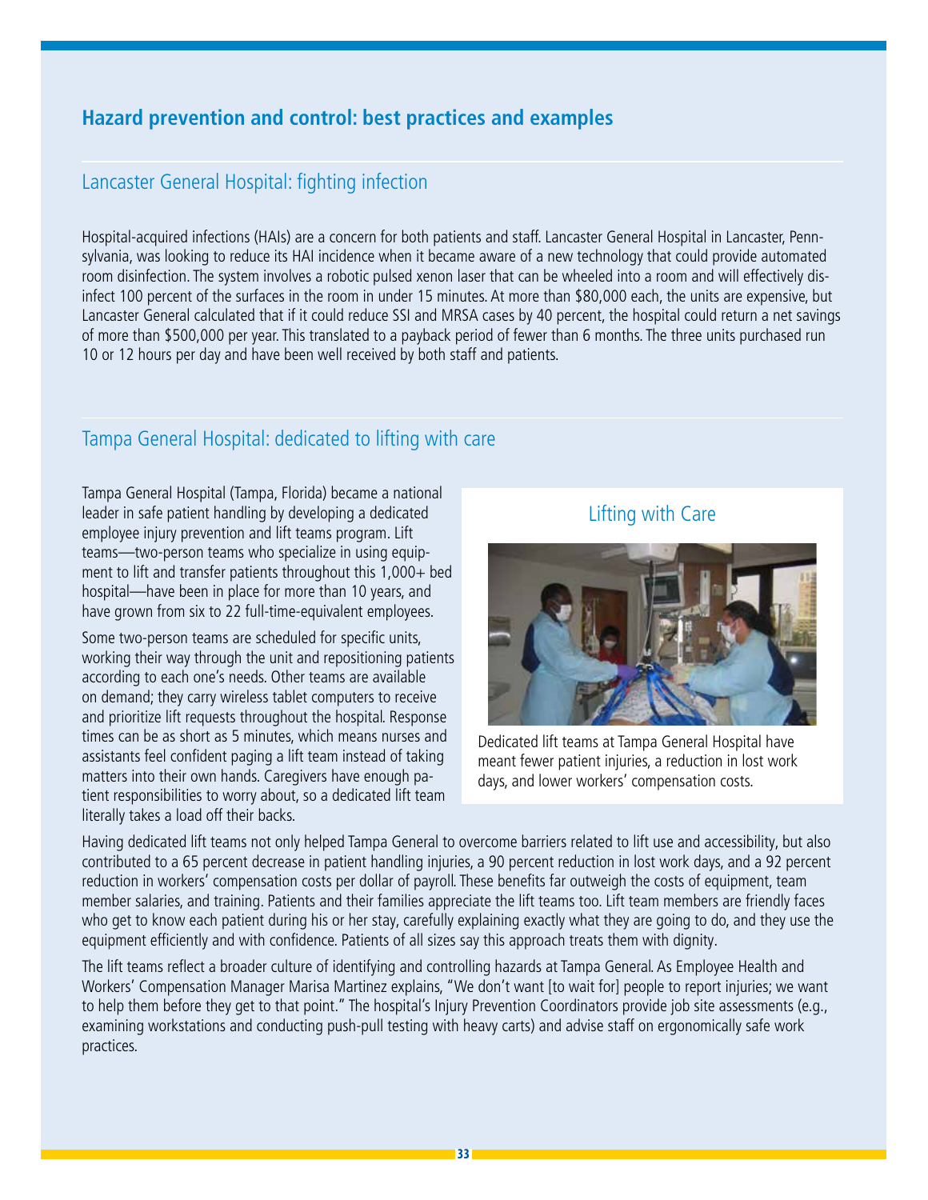## Hazard prevention and control: best practices and examples

### Lancaster General Hospital: fighting infection

Hospital-acquired infections (HAIs) are a concern for both patients and staff. Lancaster General Hospital in Lancaster, Pennsylvania, was looking to reduce its HAI incidence when it became aware of a new technology that could provide automated room disinfection. The system involves a robotic pulsed xenon laser that can be wheeled into a room and will effectively disinfect 100 percent of the surfaces in the room in under 15 minutes. At more than $80,000 each, the units are expensive, but Lancaster General calculated that if it could reduce SSI and MRSA cases by 40 percent, the hospital could return a net savings of more than $500,000 per year. This translated to a payback period of fewer than 6 months. The three units purchased run 10 or 12 hours per day and have been well received by both staff and patients.

### Tampa General Hospital: dedicated to lifting with care

Tampa General Hospital (Tampa, Florida) became a national leader in safe patient handling by developing a dedicated employee injury prevention and lift teams program. Lift teams—two-person teams who specialize in using equipment to lift and transfer patients throughout this 1,000+ bed hospital—have been in place for more than 10 years, and have grown from six to 22 full-time-equivalent employees.

Some two-person teams are scheduled for specific units, working their way through the unit and repositioning patients according to each one's needs. Other teams are available on demand; they carry wireless tablet computers to receive and prioritize lift requests throughout the hospital. Response times can be as short as 5 minutes, which means nurses and assistants feel confident paging a lift team instead of taking matters into their own hands. Caregivers have enough patient responsibilities to worry about, so a dedicated lift team literally takes a load off their backs.

**Lifting with Care**

Dedicated lift teams at Tampa General Hospital have meant fewer patient injuries, a reduction in lost work days, and lower workers' compensation costs.

Having dedicated lift teams not only helped Tampa General to overcome barriers related to lift use and accessibility, but also contributed to a 65 percent decrease in patient handling injuries, a 90 percent reduction in lost work days, and a 92 percent reduction in workers' compensation costs per dollar of payroll. These benefits far outweigh the costs of equipment, team member salaries, and training. Patients and their families appreciate the lift teams too. Lift team members are friendly faces who get to know each patient during his or her stay, carefully explaining exactly what they are going to do, and they use the equipment efficiently and with confidence. Patients of all sizes say this approach treats them with dignity.

The lift teams reflect a broader culture of identifying and controlling hazards at Tampa General. As Employee Health and Workers' Compensation Manager Marisa Martinez explains, "We don't want [to wait for] people to report injuries; we want to help them before they get to that point." The hospital's Injury Prevention Coordinators provide job site assessments (e.g., examining workstations and conducting push-pull testing with heavy carts) and advise staff on ergonomically safe work practices.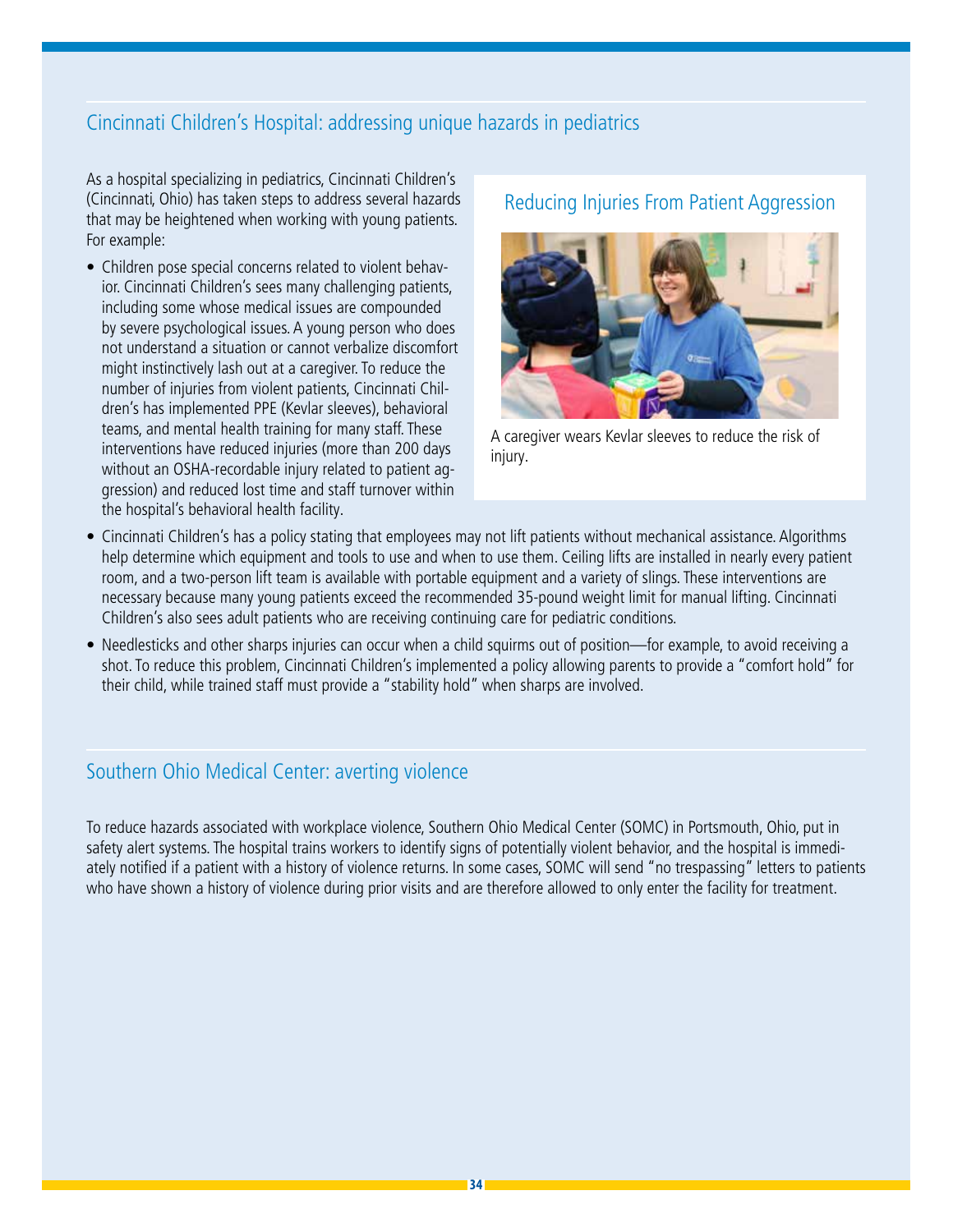## Cincinnati Children's Hospital: addressing unique hazards in pediatrics

As a hospital specializing in pediatrics, Cincinnati Children's (Cincinnati, Ohio) has taken steps to address several hazards that may be heightened when working with young patients. For example:

- Children pose special concerns related to violent behavior. Cincinnati Children's sees many challenging patients, including some whose medical issues are compounded by severe psychological issues. A young person who does not understand a situation or cannot verbalize discomfort might instinctively lash out at a caregiver. To reduce the number of injuries from violent patients, Cincinnati Children's has implemented PPE (Kevlar sleeves), behavioral teams, and mental health training for many staff. These interventions have reduced injuries (more than 200 days without an OSHA-recordable injury related to patient aggression) and reduced lost time and staff turnover within the hospital's behavioral health facility.
- Cincinnati Children's has a policy stating that employees may not lift patients without mechanical assistance. Algorithms help determine which equipment and tools to use and when to use them. Ceiling lifts are installed in nearly every patient room, and a two-person lift team is available with portable equipment and a variety of slings. These interventions are necessary because many young patients exceed the recommended 35-pound weight limit for manual lifting. Cincinnati Children's also sees adult patients who are receiving continuing care for pediatric conditions.
- Needlesticks and other sharps injuries can occur when a child squirms out of position—for example, to avoid receiving a shot. To reduce this problem, Cincinnati Children's implemented a policy allowing parents to provide a "comfort hold" for their child, while trained staff must provide a "stability hold" when sharps are involved.

### Reducing Injuries From Patient Aggression

A caregiver wears Kevlar sleeves to reduce the risk of injury.

## Southern Ohio Medical Center: averting violence

To reduce hazards associated with workplace violence, Southern Ohio Medical Center (SOMC) in Portsmouth, Ohio, put in safety alert systems. The hospital trains workers to identify signs of potentially violent behavior, and the hospital is immediately notified if a patient with a history of violence returns. In some cases, SOMC will send "no trespassing" letters to patients who have shown a history of violence during prior visits and are therefore allowed to only enter the facility for treatment.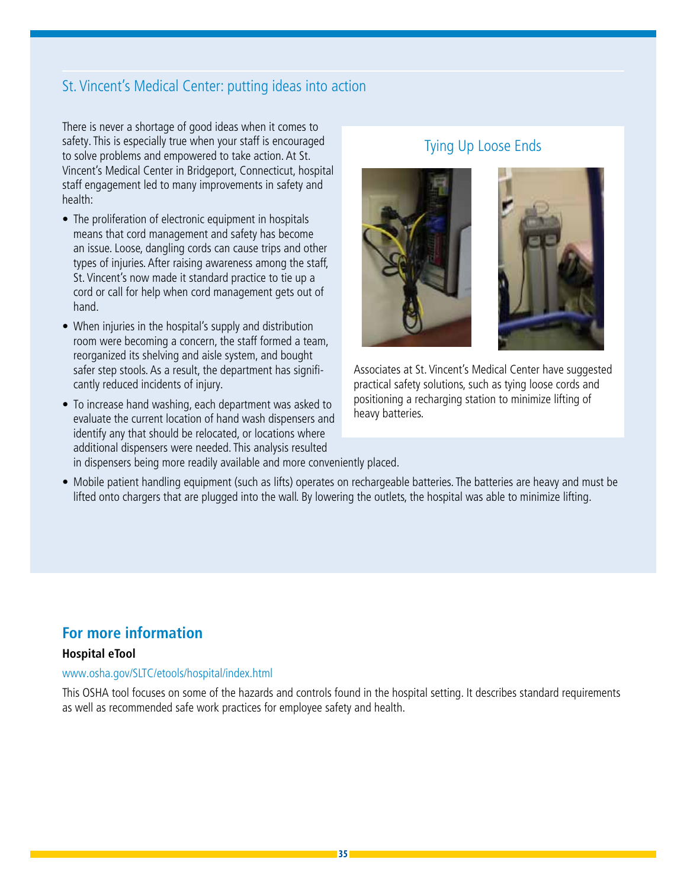## St. Vincent's Medical Center: putting ideas into action

There is never a shortage of good ideas when it comes to safety. This is especially true when your staff is encouraged to solve problems and empowered to take action. At St. Vincent's Medical Center in Bridgeport, Connecticut, hospital staff engagement led to many improvements in safety and health:

- The proliferation of electronic equipment in hospitals means that cord management and safety has become an issue. Loose, dangling cords can cause trips and other types of injuries. After raising awareness among the staff, St. Vincent's now made it standard practice to tie up a cord or call for help when cord management gets out of hand.
- When injuries in the hospital's supply and distribution room were becoming a concern, the staff formed a team, reorganized its shelving and aisle system, and bought safer step stools. As a result, the department has significantly reduced incidents of injury.
- To increase hand washing, each department was asked to evaluate the current location of hand wash dispensers and identify any that should be relocated, or locations where additional dispensers were needed. This analysis resulted in dispensers being more readily available and more conveniently placed.
- Mobile patient handling equipment (such as lifts) operates on rechargeable batteries. The batteries are heavy and must be lifted onto chargers that are plugged into the wall. By lowering the outlets, the hospital was able to minimize lifting.

### Tying Up Loose Ends

Associates at St. Vincent's Medical Center have suggested practical safety solutions, such as tying loose cords and positioning a recharging station to minimize lifting of heavy batteries.

## For more information

**Hospital eTool**

www.osha.gov/SLTC/etools/hospital/index.html

This OSHA tool focuses on some of the hazards and controls found in the hospital setting. It describes standard requirements as well as recommended safe work practices for employee safety and health.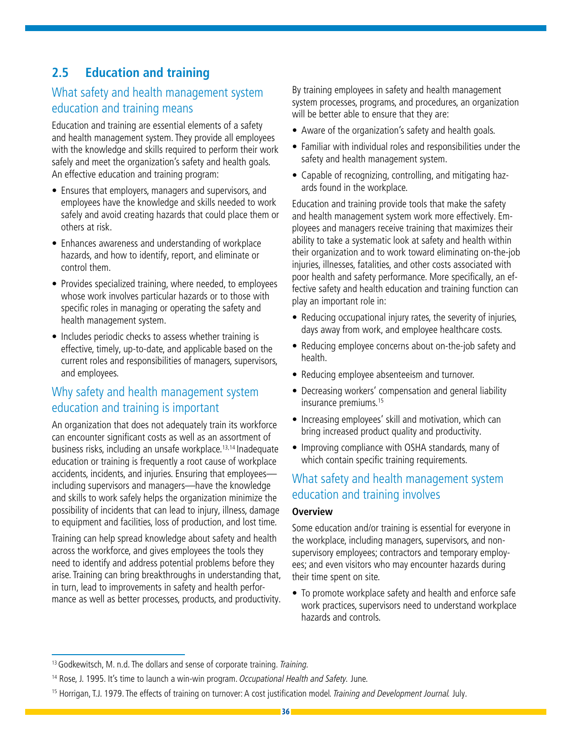## 2.5 Education and training

### What safety and health management system education and training means

Education and training are essential elements of a safety and health management system. They provide all employees with the knowledge and skills required to perform their work safely and meet the organization's safety and health goals. An effective education and training program:

- Ensures that employers, managers and supervisors, and employees have the knowledge and skills needed to work safely and avoid creating hazards that could place them or others at risk.
- Enhances awareness and understanding of workplace hazards, and how to identify, report, and eliminate or control them.
- Provides specialized training, where needed, to employees whose work involves particular hazards or to those with specific roles in managing or operating the safety and health management system.
- Includes periodic checks to assess whether training is effective, timely, up-to-date, and applicable based on the current roles and responsibilities of managers, supervisors, and employees.

### Why safety and health management system education and training is important

An organization that does not adequately train its workforce can encounter significant costs as well as an assortment of business risks, including an unsafe workplace.[13,14] Inadequate education or training is frequently a root cause of workplace accidents, incidents, and injuries. Ensuring that employees—including supervisors and managers—have the knowledge and skills to work safely helps the organization minimize the possibility of incidents that can lead to injury, illness, damage to equipment and facilities, loss of production, and lost time.

Training can help spread knowledge about safety and health across the workforce, and gives employees the tools they need to identify and address potential problems before they arise. Training can bring breakthroughs in understanding that, in turn, lead to improvements in safety and health performance as well as better processes, products, and productivity.

By training employees in safety and health management system processes, programs, and procedures, an organization will be better able to ensure that they are:

- Aware of the organization's safety and health goals.
- Familiar with individual roles and responsibilities under the safety and health management system.
- Capable of recognizing, controlling, and mitigating hazards found in the workplace.

Education and training provide tools that make the safety and health management system work more effectively. Employees and managers receive training that maximizes their ability to take a systematic look at safety and health within their organization and to work toward eliminating on-the-job injuries, illnesses, fatalities, and other costs associated with poor health and safety performance. More specifically, an effective safety and health education and training function can play an important role in:

- Reducing occupational injury rates, the severity of injuries, days away from work, and employee healthcare costs.
- Reducing employee concerns about on-the-job safety and health.
- Reducing employee absenteeism and turnover.
- Decreasing workers' compensation and general liability insurance premiums.[15]
- Increasing employees' skill and motivation, which can bring increased product quality and productivity.
- Improving compliance with OSHA standards, many of which contain specific training requirements.

### What safety and health management system education and training involves

**Overview**

Some education and/or training is essential for everyone in the workplace, including managers, supervisors, and non-supervisory employees; contractors and temporary employees; and even visitors who may encounter hazards during their time spent on site.

- To promote workplace safety and health and enforce safe work practices, supervisors need to understand workplace hazards and controls.

---

[13] Godkewitsch, M. n.d. The dollars and sense of corporate training. *Training.*

[14] Rose, J. 1995. It's time to launch a win-win program. *Occupational Health and Safety.* June.

[15] Horrigan, T.J. 1979. The effects of training on turnover: A cost justification model. *Training and Development Journal.* July.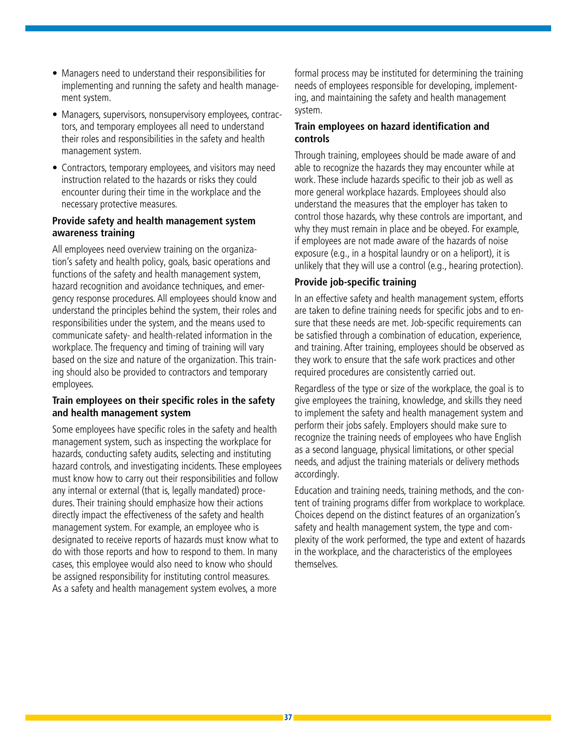- Managers need to understand their responsibilities for implementing and running the safety and health management system.
- Managers, supervisors, nonsupervisory employees, contractors, and temporary employees all need to understand their roles and responsibilities in the safety and health management system.
- Contractors, temporary employees, and visitors may need instruction related to the hazards or risks they could encounter during their time in the workplace and the necessary protective measures.

### Provide safety and health management system awareness training

All employees need overview training on the organization's safety and health policy, goals, basic operations and functions of the safety and health management system, hazard recognition and avoidance techniques, and emergency response procedures. All employees should know and understand the principles behind the system, their roles and responsibilities under the system, and the means used to communicate safety- and health-related information in the workplace. The frequency and timing of training will vary based on the size and nature of the organization. This training should also be provided to contractors and temporary employees.

### Train employees on their specific roles in the safety and health management system

Some employees have specific roles in the safety and health management system, such as inspecting the workplace for hazards, conducting safety audits, selecting and instituting hazard controls, and investigating incidents. These employees must know how to carry out their responsibilities and follow any internal or external (that is, legally mandated) procedures. Their training should emphasize how their actions directly impact the effectiveness of the safety and health management system. For example, an employee who is designated to receive reports of hazards must know what to do with those reports and how to respond to them. In many cases, this employee would also need to know who should be assigned responsibility for instituting control measures. As a safety and health management system evolves, a more formal process may be instituted for determining the training needs of employees responsible for developing, implementing, and maintaining the safety and health management system.

### Train employees on hazard identification and controls

Through training, employees should be made aware of and able to recognize the hazards they may encounter while at work. These include hazards specific to their job as well as more general workplace hazards. Employees should also understand the measures that the employer has taken to control those hazards, why these controls are important, and why they must remain in place and be obeyed. For example, if employees are not made aware of the hazards of noise exposure (e.g., in a hospital laundry or on a heliport), it is unlikely that they will use a control (e.g., hearing protection).

### Provide job-specific training

In an effective safety and health management system, efforts are taken to define training needs for specific jobs and to ensure that these needs are met. Job-specific requirements can be satisfied through a combination of education, experience, and training. After training, employees should be observed as they work to ensure that the safe work practices and other required procedures are consistently carried out.

Regardless of the type or size of the workplace, the goal is to give employees the training, knowledge, and skills they need to implement the safety and health management system and perform their jobs safely. Employers should make sure to recognize the training needs of employees who have English as a second language, physical limitations, or other special needs, and adjust the training materials or delivery methods accordingly.

Education and training needs, training methods, and the content of training programs differ from workplace to workplace. Choices depend on the distinct features of an organization's safety and health management system, the type and complexity of the work performed, the type and extent of hazards in the workplace, and the characteristics of the employees themselves.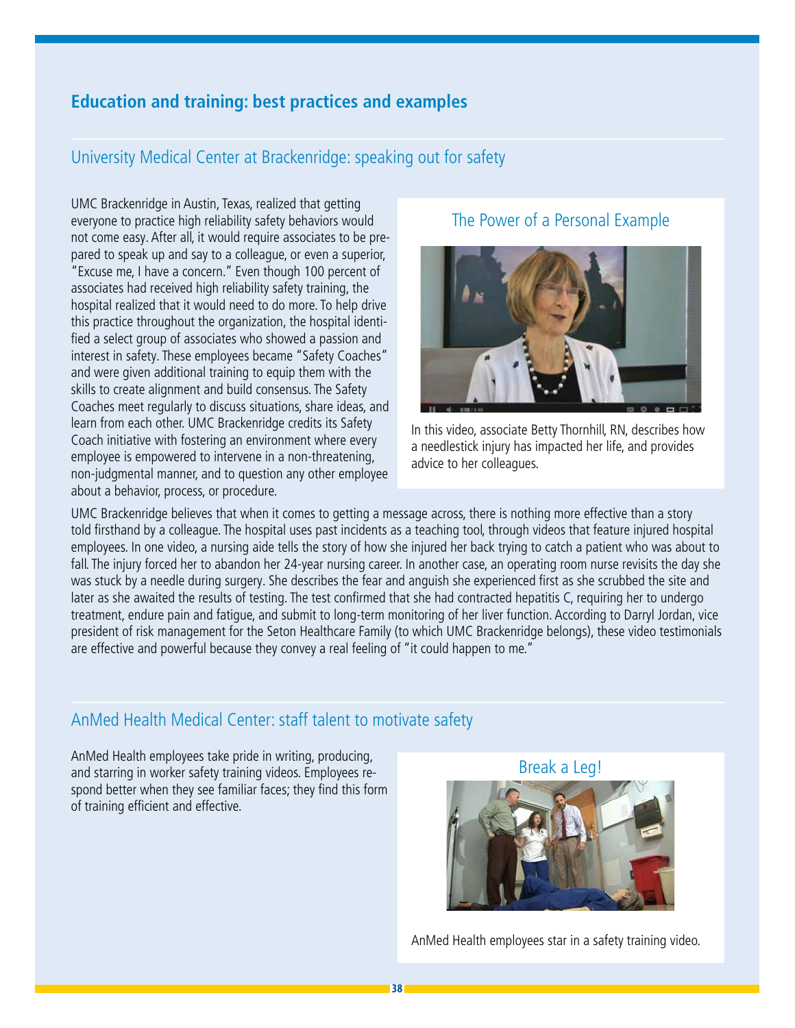## Education and training: best practices and examples

### University Medical Center at Brackenridge: speaking out for safety

UMC Brackenridge in Austin, Texas, realized that getting everyone to practice high reliability safety behaviors would not come easy. After all, it would require associates to be prepared to speak up and say to a colleague, or even a superior, "Excuse me, I have a concern." Even though 100 percent of associates had received high reliability safety training, the hospital realized that it would need to do more. To help drive this practice throughout the organization, the hospital identified a select group of associates who showed a passion and interest in safety. These employees became "Safety Coaches" and were given additional training to equip them with the skills to create alignment and build consensus. The Safety Coaches meet regularly to discuss situations, share ideas, and learn from each other. UMC Brackenridge credits its Safety Coach initiative with fostering an environment where every employee is empowered to intervene in a non-threatening, non-judgmental manner, and to question any other employee about a behavior, process, or procedure.

#### The Power of a Personal Example

In this video, associate Betty Thornhill, RN, describes how a needlestick injury has impacted her life, and provides advice to her colleagues.

UMC Brackenridge believes that when it comes to getting a message across, there is nothing more effective than a story told firsthand by a colleague. The hospital uses past incidents as a teaching tool, through videos that feature injured hospital employees. In one video, a nursing aide tells the story of how she injured her back trying to catch a patient who was about to fall. The injury forced her to abandon her 24-year nursing career. In another case, an operating room nurse revisits the day she was stuck by a needle during surgery. She describes the fear and anguish she experienced first as she scrubbed the site and later as she awaited the results of testing. The test confirmed that she had contracted hepatitis C, requiring her to undergo treatment, endure pain and fatigue, and submit to long-term monitoring of her liver function. According to Darryl Jordan, vice president of risk management for the Seton Healthcare Family (to which UMC Brackenridge belongs), these video testimonials are effective and powerful because they convey a real feeling of "it could happen to me."

### AnMed Health Medical Center: staff talent to motivate safety

AnMed Health employees take pride in writing, producing, and starring in worker safety training videos. Employees respond better when they see familiar faces; they find this form of training efficient and effective.

#### Break a Leg!

AnMed Health employees star in a safety training video.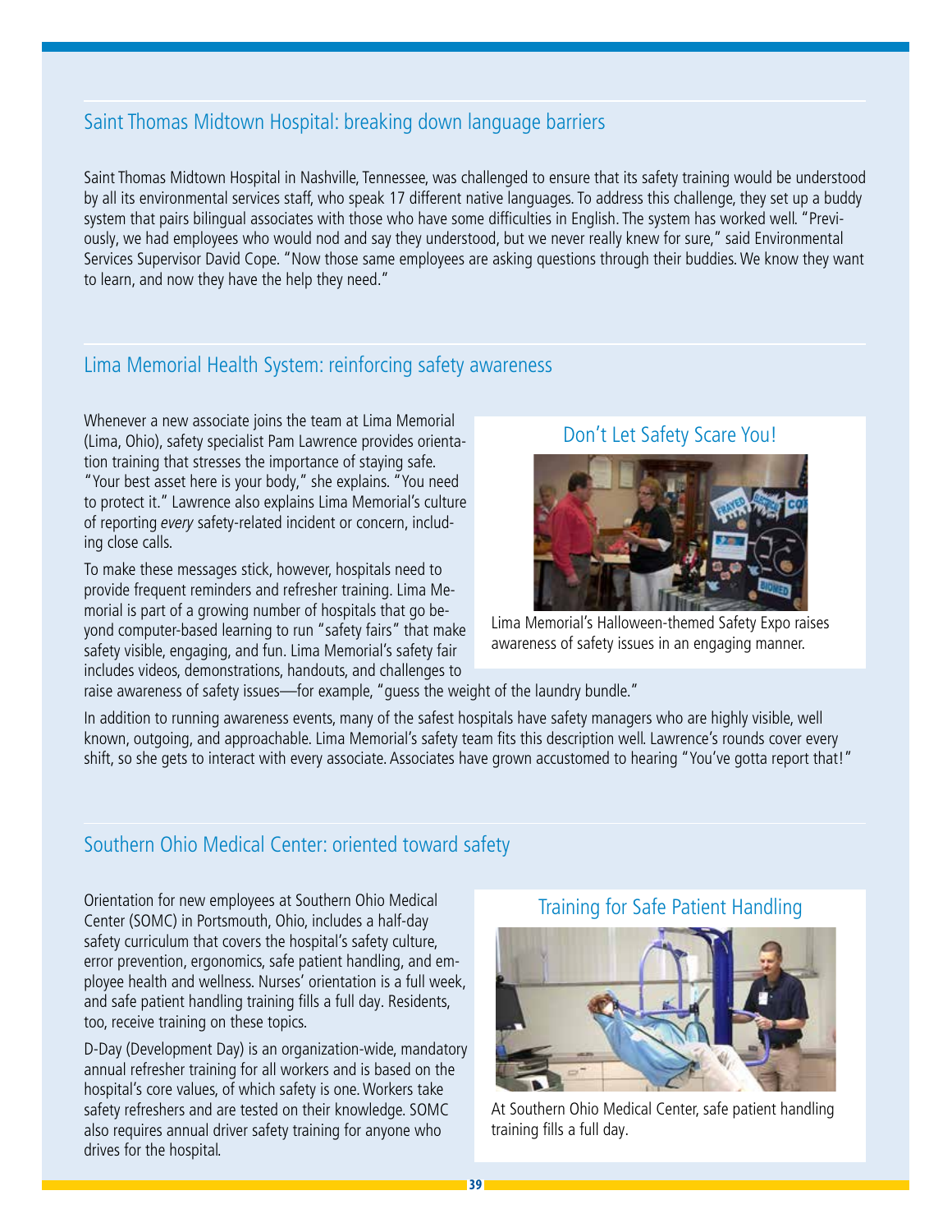## Saint Thomas Midtown Hospital: breaking down language barriers

Saint Thomas Midtown Hospital in Nashville, Tennessee, was challenged to ensure that its safety training would be understood by all its environmental services staff, who speak 17 different native languages. To address this challenge, they set up a buddy system that pairs bilingual associates with those who have some difficulties in English. The system has worked well. "Previously, we had employees who would nod and say they understood, but we never really knew for sure," said Environmental Services Supervisor David Cope. "Now those same employees are asking questions through their buddies. We know they want to learn, and now they have the help they need."

## Lima Memorial Health System: reinforcing safety awareness

Whenever a new associate joins the team at Lima Memorial (Lima, Ohio), safety specialist Pam Lawrence provides orientation training that stresses the importance of staying safe. "Your best asset here is your body," she explains. "You need to protect it." Lawrence also explains Lima Memorial's culture of reporting *every* safety-related incident or concern, including close calls.

To make these messages stick, however, hospitals need to provide frequent reminders and refresher training. Lima Memorial is part of a growing number of hospitals that go beyond computer-based learning to run "safety fairs" that make safety visible, engaging, and fun. Lima Memorial's safety fair includes videos, demonstrations, handouts, and challenges to raise awareness of safety issues—for example, "guess the weight of the laundry bundle."

### Don't Let Safety Scare You!

Lima Memorial's Halloween-themed Safety Expo raises awareness of safety issues in an engaging manner.

In addition to running awareness events, many of the safest hospitals have safety managers who are highly visible, well known, outgoing, and approachable. Lima Memorial's safety team fits this description well. Lawrence's rounds cover every shift, so she gets to interact with every associate. Associates have grown accustomed to hearing "You've gotta report that!"

## Southern Ohio Medical Center: oriented toward safety

Orientation for new employees at Southern Ohio Medical Center (SOMC) in Portsmouth, Ohio, includes a half-day safety curriculum that covers the hospital's safety culture, error prevention, ergonomics, safe patient handling, and employee health and wellness. Nurses' orientation is a full week, and safe patient handling training fills a full day. Residents, too, receive training on these topics.

D-Day (Development Day) is an organization-wide, mandatory annual refresher training for all workers and is based on the hospital's core values, of which safety is one. Workers take safety refreshers and are tested on their knowledge. SOMC also requires annual driver safety training for anyone who drives for the hospital.

### Training for Safe Patient Handling

At Southern Ohio Medical Center, safe patient handling training fills a full day.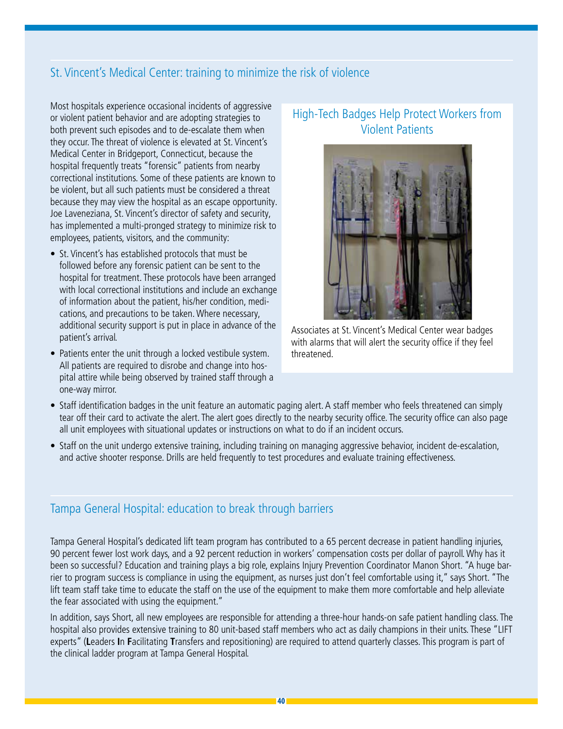## St. Vincent's Medical Center: training to minimize the risk of violence

Most hospitals experience occasional incidents of aggressive or violent patient behavior and are adopting strategies to both prevent such episodes and to de-escalate them when they occur. The threat of violence is elevated at St. Vincent's Medical Center in Bridgeport, Connecticut, because the hospital frequently treats "forensic" patients from nearby correctional institutions. Some of these patients are known to be violent, but all such patients must be considered a threat because they may view the hospital as an escape opportunity. Joe Laveneziana, St. Vincent's director of safety and security, has implemented a multi-pronged strategy to minimize risk to employees, patients, visitors, and the community:

- St. Vincent's has established protocols that must be followed before any forensic patient can be sent to the hospital for treatment. These protocols have been arranged with local correctional institutions and include an exchange of information about the patient, his/her condition, medications, and precautions to be taken. Where necessary, additional security support is put in place in advance of the patient's arrival.
- Patients enter the unit through a locked vestibule system. All patients are required to disrobe and change into hospital attire while being observed by trained staff through a one-way mirror.
- Staff identification badges in the unit feature an automatic paging alert. A staff member who feels threatened can simply tear off their card to activate the alert. The alert goes directly to the nearby security office. The security office can also page all unit employees with situational updates or instructions on what to do if an incident occurs.
- Staff on the unit undergo extensive training, including training on managing aggressive behavior, incident de-escalation, and active shooter response. Drills are held frequently to test procedures and evaluate training effectiveness.

### High-Tech Badges Help Protect Workers from Violent Patients

Associates at St. Vincent's Medical Center wear badges with alarms that will alert the security office if they feel threatened.

## Tampa General Hospital: education to break through barriers

Tampa General Hospital's dedicated lift team program has contributed to a 65 percent decrease in patient handling injuries, 90 percent fewer lost work days, and a 92 percent reduction in workers' compensation costs per dollar of payroll. Why has it been so successful? Education and training plays a big role, explains Injury Prevention Coordinator Manon Short. "A huge barrier to program success is compliance in using the equipment, as nurses just don't feel comfortable using it," says Short. "The lift team staff take time to educate the staff on the use of the equipment to make them more comfortable and help alleviate the fear associated with using the equipment."

In addition, says Short, all new employees are responsible for attending a three-hour hands-on safe patient handling class. The hospital also provides extensive training to 80 unit-based staff members who act as daily champions in their units. These "LIFT experts" (**L**eaders **I**n **F**acilitating **T**ransfers and repositioning) are required to attend quarterly classes. This program is part of the clinical ladder program at Tampa General Hospital.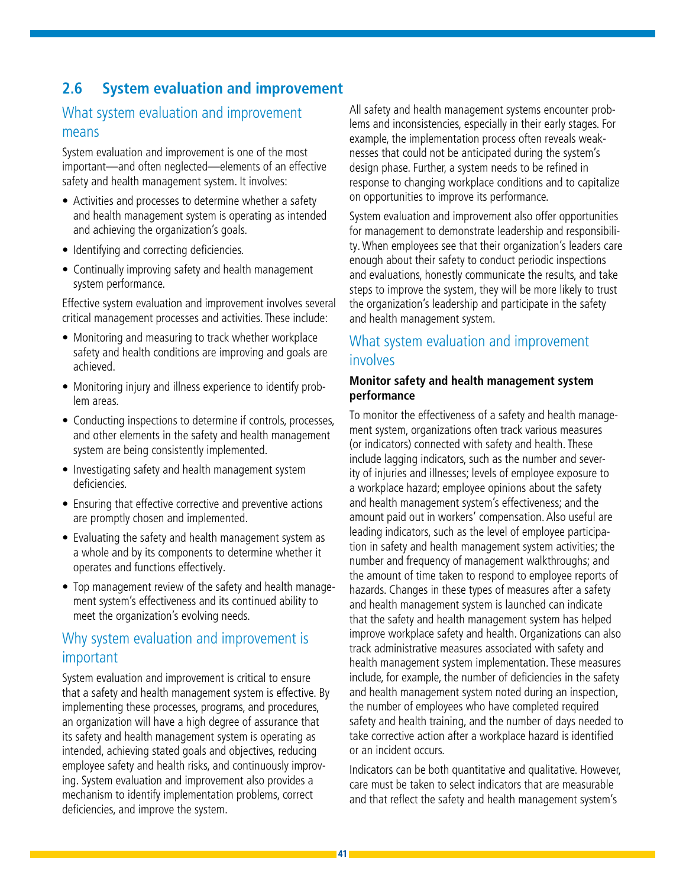## 2.6 System evaluation and improvement

### What system evaluation and improvement means

System evaluation and improvement is one of the most important—and often neglected—elements of an effective safety and health management system. It involves:

- Activities and processes to determine whether a safety and health management system is operating as intended and achieving the organization's goals.
- Identifying and correcting deficiencies.
- Continually improving safety and health management system performance.

Effective system evaluation and improvement involves several critical management processes and activities. These include:

- Monitoring and measuring to track whether workplace safety and health conditions are improving and goals are achieved.
- Monitoring injury and illness experience to identify problem areas.
- Conducting inspections to determine if controls, processes, and other elements in the safety and health management system are being consistently implemented.
- Investigating safety and health management system deficiencies.
- Ensuring that effective corrective and preventive actions are promptly chosen and implemented.
- Evaluating the safety and health management system as a whole and by its components to determine whether it operates and functions effectively.
- Top management review of the safety and health management system's effectiveness and its continued ability to meet the organization's evolving needs.

### Why system evaluation and improvement is important

System evaluation and improvement is critical to ensure that a safety and health management system is effective. By implementing these processes, programs, and procedures, an organization will have a high degree of assurance that its safety and health management system is operating as intended, achieving stated goals and objectives, reducing employee safety and health risks, and continuously improving. System evaluation and improvement also provides a mechanism to identify implementation problems, correct deficiencies, and improve the system.

All safety and health management systems encounter problems and inconsistencies, especially in their early stages. For example, the implementation process often reveals weaknesses that could not be anticipated during the system's design phase. Further, a system needs to be refined in response to changing workplace conditions and to capitalize on opportunities to improve its performance.

System evaluation and improvement also offer opportunities for management to demonstrate leadership and responsibility. When employees see that their organization's leaders care enough about their safety to conduct periodic inspections and evaluations, honestly communicate the results, and take steps to improve the system, they will be more likely to trust the organization's leadership and participate in the safety and health management system.

### What system evaluation and improvement involves

**Monitor safety and health management system performance**

To monitor the effectiveness of a safety and health management system, organizations often track various measures (or indicators) connected with safety and health. These include lagging indicators, such as the number and severity of injuries and illnesses; levels of employee exposure to a workplace hazard; employee opinions about the safety and health management system's effectiveness; and the amount paid out in workers' compensation. Also useful are leading indicators, such as the level of employee participation in safety and health management system activities; the number and frequency of management walkthroughs; and the amount of time taken to respond to employee reports of hazards. Changes in these types of measures after a safety and health management system is launched can indicate that the safety and health management system has helped improve workplace safety and health. Organizations can also track administrative measures associated with safety and health management system implementation. These measures include, for example, the number of deficiencies in the safety and health management system noted during an inspection, the number of employees who have completed required safety and health training, and the number of days needed to take corrective action after a workplace hazard is identified or an incident occurs.

Indicators can be both quantitative and qualitative. However, care must be taken to select indicators that are measurable and that reflect the safety and health management system's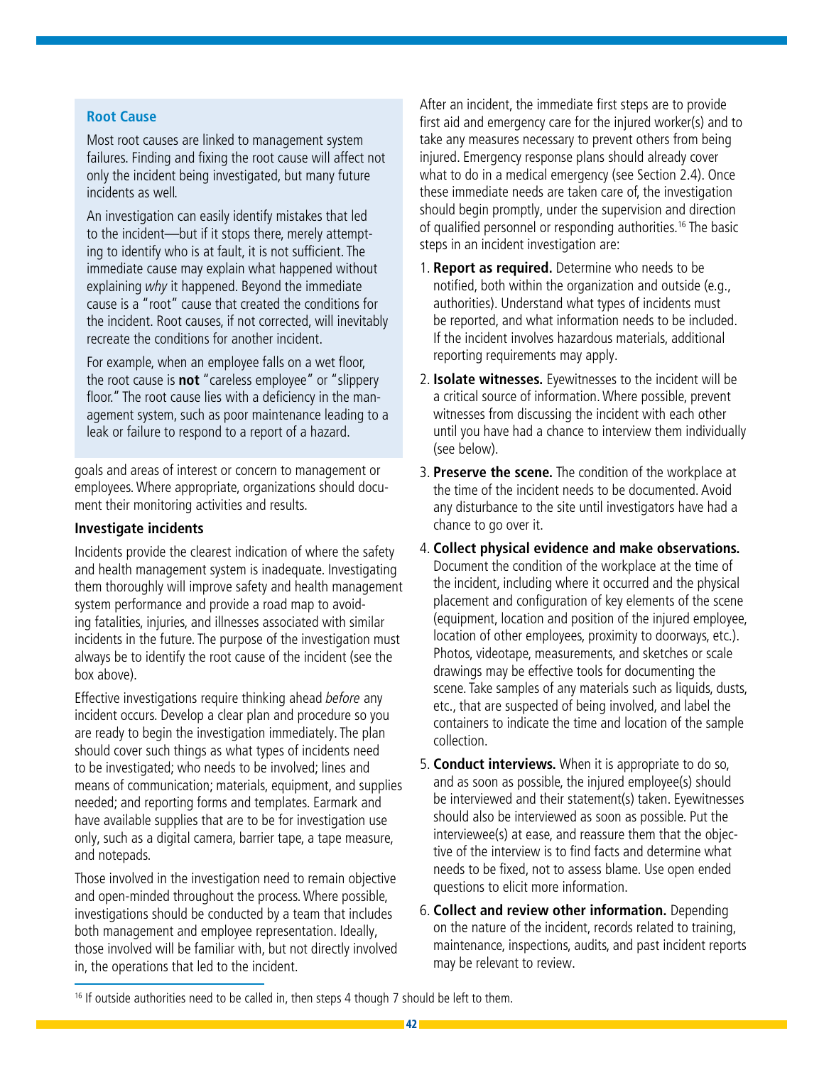### Root Cause

Most root causes are linked to management system failures. Finding and fixing the root cause will affect not only the incident being investigated, but many future incidents as well.

An investigation can easily identify mistakes that led to the incident—but if it stops there, merely attempting to identify who is at fault, it is not sufficient. The immediate cause may explain what happened without explaining *why* it happened. Beyond the immediate cause is a "root" cause that created the conditions for the incident. Root causes, if not corrected, will inevitably recreate the conditions for another incident.

For example, when an employee falls on a wet floor, the root cause is **not** "careless employee" or "slippery floor." The root cause lies with a deficiency in the management system, such as poor maintenance leading to a leak or failure to respond to a report of a hazard.

goals and areas of interest or concern to management or employees. Where appropriate, organizations should document their monitoring activities and results.

**Investigate incidents**

Incidents provide the clearest indication of where the safety and health management system is inadequate. Investigating them thoroughly will improve safety and health management system performance and provide a road map to avoiding fatalities, injuries, and illnesses associated with similar incidents in the future. The purpose of the investigation must always be to identify the root cause of the incident (see the box above).

Effective investigations require thinking ahead *before* any incident occurs. Develop a clear plan and procedure so you are ready to begin the investigation immediately. The plan should cover such things as what types of incidents need to be investigated; who needs to be involved; lines and means of communication; materials, equipment, and supplies needed; and reporting forms and templates. Earmark and have available supplies that are to be for investigation use only, such as a digital camera, barrier tape, a tape measure, and notepads.

Those involved in the investigation need to remain objective and open-minded throughout the process. Where possible, investigations should be conducted by a team that includes both management and employee representation. Ideally, those involved will be familiar with, but not directly involved in, the operations that led to the incident.

After an incident, the immediate first steps are to provide first aid and emergency care for the injured worker(s) and to take any measures necessary to prevent others from being injured. Emergency response plans should already cover what to do in a medical emergency (see Section 2.4). Once these immediate needs are taken care of, the investigation should begin promptly, under the supervision and direction of qualified personnel or responding authorities.[16] The basic steps in an incident investigation are:

1. **Report as required.** Determine who needs to be notified, both within the organization and outside (e.g., authorities). Understand what types of incidents must be reported, and what information needs to be included. If the incident involves hazardous materials, additional reporting requirements may apply.
2. **Isolate witnesses.** Eyewitnesses to the incident will be a critical source of information. Where possible, prevent witnesses from discussing the incident with each other until you have had a chance to interview them individually (see below).
3. **Preserve the scene.** The condition of the workplace at the time of the incident needs to be documented. Avoid any disturbance to the site until investigators have had a chance to go over it.
4. **Collect physical evidence and make observations.** Document the condition of the workplace at the time of the incident, including where it occurred and the physical placement and configuration of key elements of the scene (equipment, location and position of the injured employee, location of other employees, proximity to doorways, etc.). Photos, videotape, measurements, and sketches or scale drawings may be effective tools for documenting the scene. Take samples of any materials such as liquids, dusts, etc., that are suspected of being involved, and label the containers to indicate the time and location of the sample collection.
5. **Conduct interviews.** When it is appropriate to do so, and as soon as possible, the injured employee(s) should be interviewed and their statement(s) taken. Eyewitnesses should also be interviewed as soon as possible. Put the interviewee(s) at ease, and reassure them that the objective of the interview is to find facts and determine what needs to be fixed, not to assess blame. Use open ended questions to elicit more information.
6. **Collect and review other information.** Depending on the nature of the incident, records related to training, maintenance, inspections, audits, and past incident reports may be relevant to review.

[16] If outside authorities need to be called in, then steps 4 though 7 should be left to them.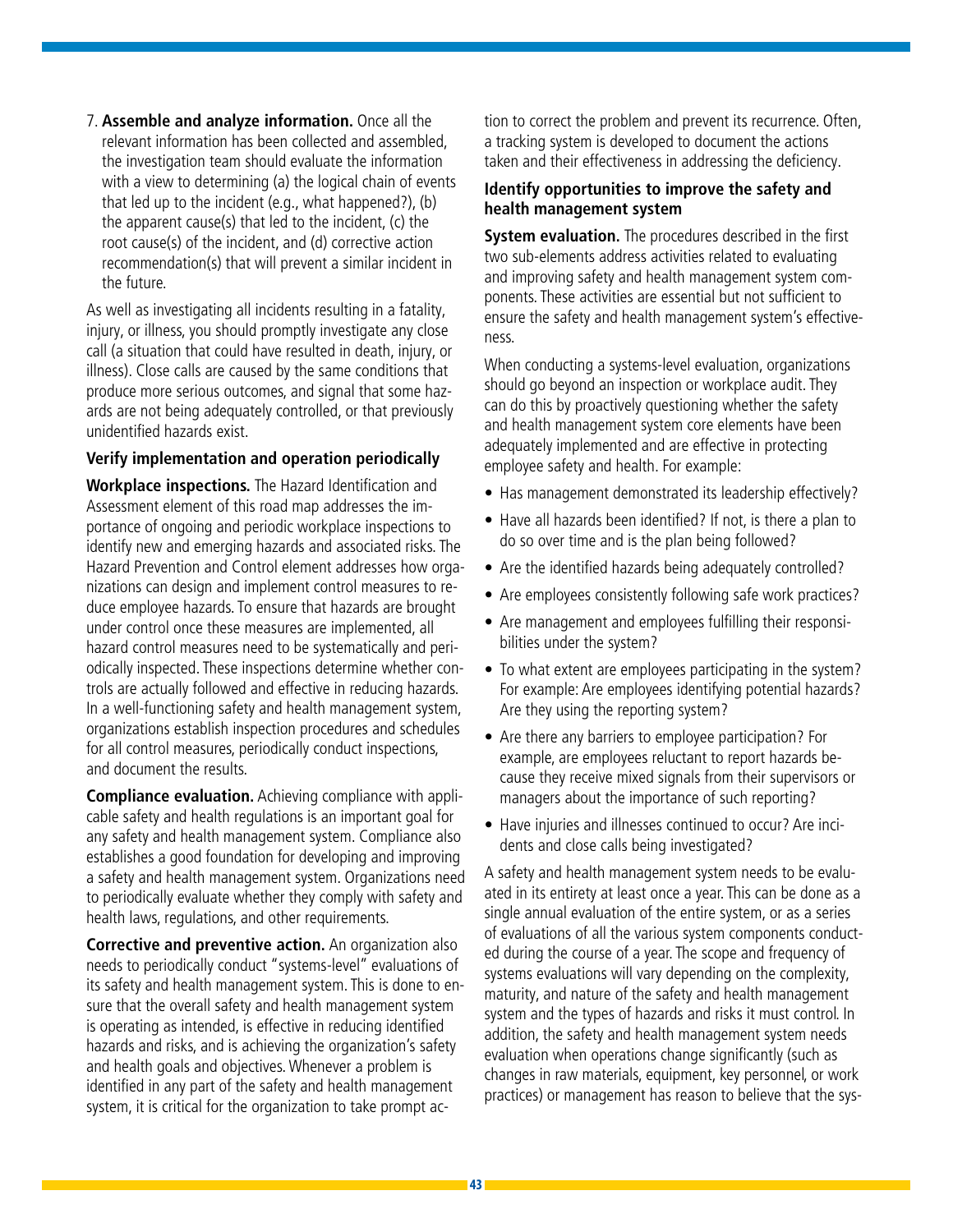7. **Assemble and analyze information.** Once all the relevant information has been collected and assembled, the investigation team should evaluate the information with a view to determining (a) the logical chain of events that led up to the incident (e.g., what happened?), (b) the apparent cause(s) that led to the incident, (c) the root cause(s) of the incident, and (d) corrective action recommendation(s) that will prevent a similar incident in the future.

As well as investigating all incidents resulting in a fatality, injury, or illness, you should promptly investigate any close call (a situation that could have resulted in death, injury, or illness). Close calls are caused by the same conditions that produce more serious outcomes, and signal that some hazards are not being adequately controlled, or that previously unidentified hazards exist.

### Verify implementation and operation periodically

**Workplace inspections.** The Hazard Identification and Assessment element of this road map addresses the importance of ongoing and periodic workplace inspections to identify new and emerging hazards and associated risks. The Hazard Prevention and Control element addresses how organizations can design and implement control measures to reduce employee hazards. To ensure that hazards are brought under control once these measures are implemented, all hazard control measures need to be systematically and periodically inspected. These inspections determine whether controls are actually followed and effective in reducing hazards. In a well-functioning safety and health management system, organizations establish inspection procedures and schedules for all control measures, periodically conduct inspections, and document the results.

**Compliance evaluation.** Achieving compliance with applicable safety and health regulations is an important goal for any safety and health management system. Compliance also establishes a good foundation for developing and improving a safety and health management system. Organizations need to periodically evaluate whether they comply with safety and health laws, regulations, and other requirements.

**Corrective and preventive action.** An organization also needs to periodically conduct "systems-level" evaluations of its safety and health management system. This is done to ensure that the overall safety and health management system is operating as intended, is effective in reducing identified hazards and risks, and is achieving the organization's safety and health goals and objectives. Whenever a problem is identified in any part of the safety and health management system, it is critical for the organization to take prompt action to correct the problem and prevent its recurrence. Often, a tracking system is developed to document the actions taken and their effectiveness in addressing the deficiency.

### Identify opportunities to improve the safety and health management system

**System evaluation.** The procedures described in the first two sub-elements address activities related to evaluating and improving safety and health management system components. These activities are essential but not sufficient to ensure the safety and health management system's effectiveness.

When conducting a systems-level evaluation, organizations should go beyond an inspection or workplace audit. They can do this by proactively questioning whether the safety and health management system core elements have been adequately implemented and are effective in protecting employee safety and health. For example:

- Has management demonstrated its leadership effectively?
- Have all hazards been identified? If not, is there a plan to do so over time and is the plan being followed?
- Are the identified hazards being adequately controlled?
- Are employees consistently following safe work practices?
- Are management and employees fulfilling their responsibilities under the system?
- To what extent are employees participating in the system? For example: Are employees identifying potential hazards? Are they using the reporting system?
- Are there any barriers to employee participation? For example, are employees reluctant to report hazards because they receive mixed signals from their supervisors or managers about the importance of such reporting?
- Have injuries and illnesses continued to occur? Are incidents and close calls being investigated?

A safety and health management system needs to be evaluated in its entirety at least once a year. This can be done as a single annual evaluation of the entire system, or as a series of evaluations of all the various system components conducted during the course of a year. The scope and frequency of systems evaluations will vary depending on the complexity, maturity, and nature of the safety and health management system and the types of hazards and risks it must control. In addition, the safety and health management system needs evaluation when operations change significantly (such as changes in raw materials, equipment, key personnel, or work practices) or management has reason to believe that the sys-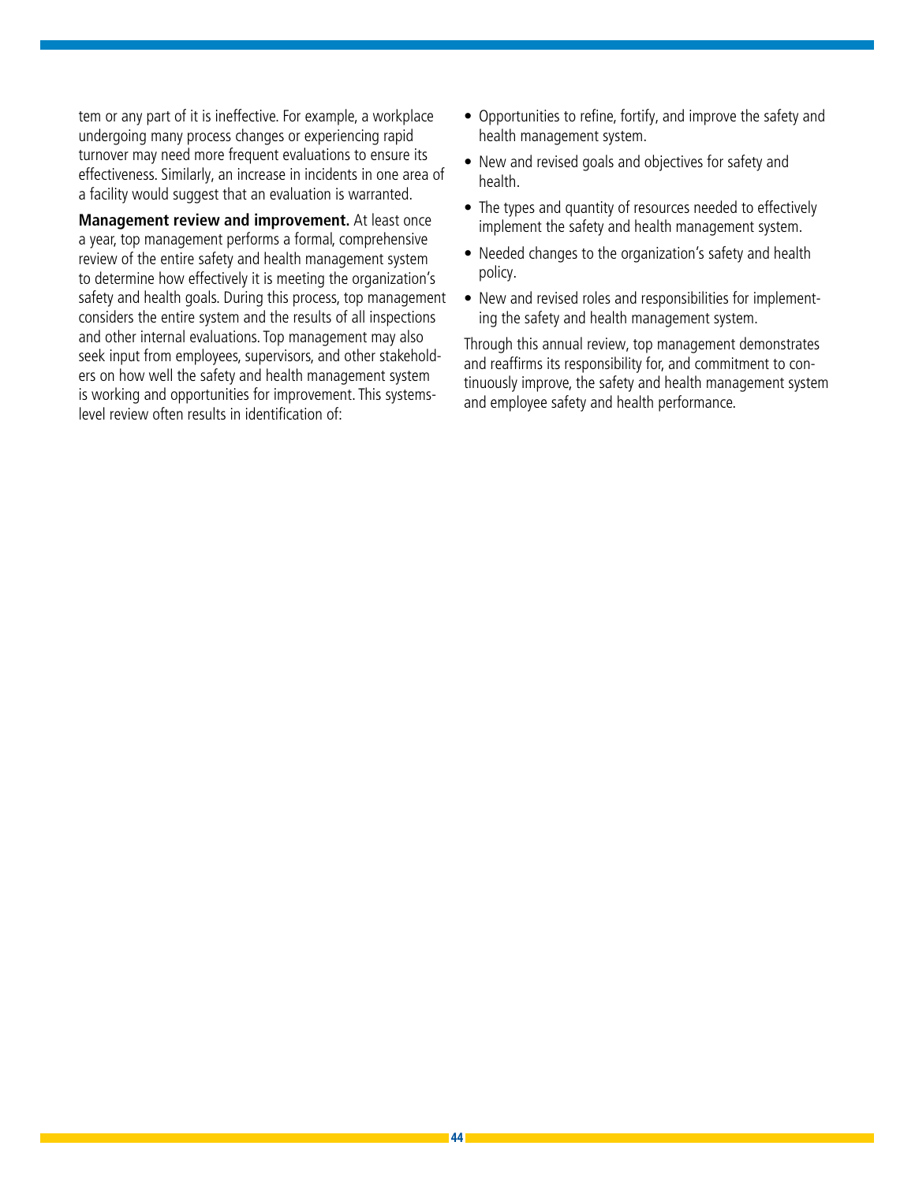tem or any part of it is ineffective. For example, a workplace undergoing many process changes or experiencing rapid turnover may need more frequent evaluations to ensure its effectiveness. Similarly, an increase in incidents in one area of a facility would suggest that an evaluation is warranted.

**Management review and improvement.** At least once a year, top management performs a formal, comprehensive review of the entire safety and health management system to determine how effectively it is meeting the organization's safety and health goals. During this process, top management considers the entire system and the results of all inspections and other internal evaluations. Top management may also seek input from employees, supervisors, and other stakeholders on how well the safety and health management system is working and opportunities for improvement. This systems-level review often results in identification of:

- Opportunities to refine, fortify, and improve the safety and health management system.
- New and revised goals and objectives for safety and health.
- The types and quantity of resources needed to effectively implement the safety and health management system.
- Needed changes to the organization's safety and health policy.
- New and revised roles and responsibilities for implementing the safety and health management system.

Through this annual review, top management demonstrates and reaffirms its responsibility for, and commitment to continuously improve, the safety and health management system and employee safety and health performance.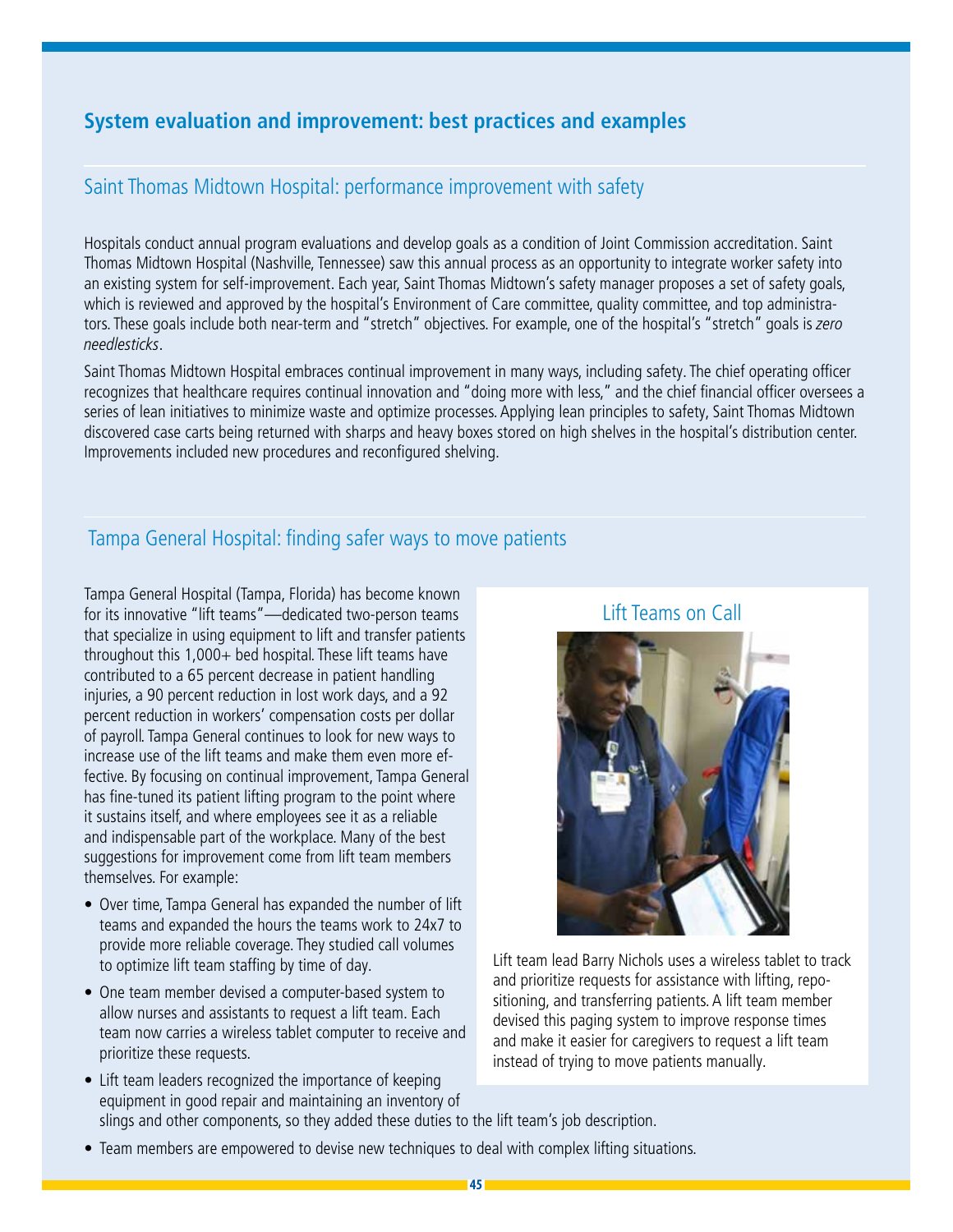## System evaluation and improvement: best practices and examples

### Saint Thomas Midtown Hospital: performance improvement with safety

Hospitals conduct annual program evaluations and develop goals as a condition of Joint Commission accreditation. Saint Thomas Midtown Hospital (Nashville, Tennessee) saw this annual process as an opportunity to integrate worker safety into an existing system for self-improvement. Each year, Saint Thomas Midtown's safety manager proposes a set of safety goals, which is reviewed and approved by the hospital's Environment of Care committee, quality committee, and top administrators. These goals include both near-term and "stretch" objectives. For example, one of the hospital's "stretch" goals is *zero needlesticks*.

Saint Thomas Midtown Hospital embraces continual improvement in many ways, including safety. The chief operating officer recognizes that healthcare requires continual innovation and "doing more with less," and the chief financial officer oversees a series of lean initiatives to minimize waste and optimize processes. Applying lean principles to safety, Saint Thomas Midtown discovered case carts being returned with sharps and heavy boxes stored on high shelves in the hospital's distribution center. Improvements included new procedures and reconfigured shelving.

### Tampa General Hospital: finding safer ways to move patients

Tampa General Hospital (Tampa, Florida) has become known for its innovative "lift teams"—dedicated two-person teams that specialize in using equipment to lift and transfer patients throughout this 1,000+ bed hospital. These lift teams have contributed to a 65 percent decrease in patient handling injuries, a 90 percent reduction in lost work days, and a 92 percent reduction in workers' compensation costs per dollar of payroll. Tampa General continues to look for new ways to increase use of the lift teams and make them even more effective. By focusing on continual improvement, Tampa General has fine-tuned its patient lifting program to the point where it sustains itself, and where employees see it as a reliable and indispensable part of the workplace. Many of the best suggestions for improvement come from lift team members themselves. For example:

- Over time, Tampa General has expanded the number of lift teams and expanded the hours the teams work to 24x7 to provide more reliable coverage. They studied call volumes to optimize lift team staffing by time of day.
- One team member devised a computer-based system to allow nurses and assistants to request a lift team. Each team now carries a wireless tablet computer to receive and prioritize these requests.
- Lift team leaders recognized the importance of keeping equipment in good repair and maintaining an inventory of slings and other components, so they added these duties to the lift team's job description.
- Team members are empowered to devise new techniques to deal with complex lifting situations.

#### Lift Teams on Call

Lift team lead Barry Nichols uses a wireless tablet to track and prioritize requests for assistance with lifting, repositioning, and transferring patients. A lift team member devised this paging system to improve response times and make it easier for caregivers to request a lift team instead of trying to move patients manually.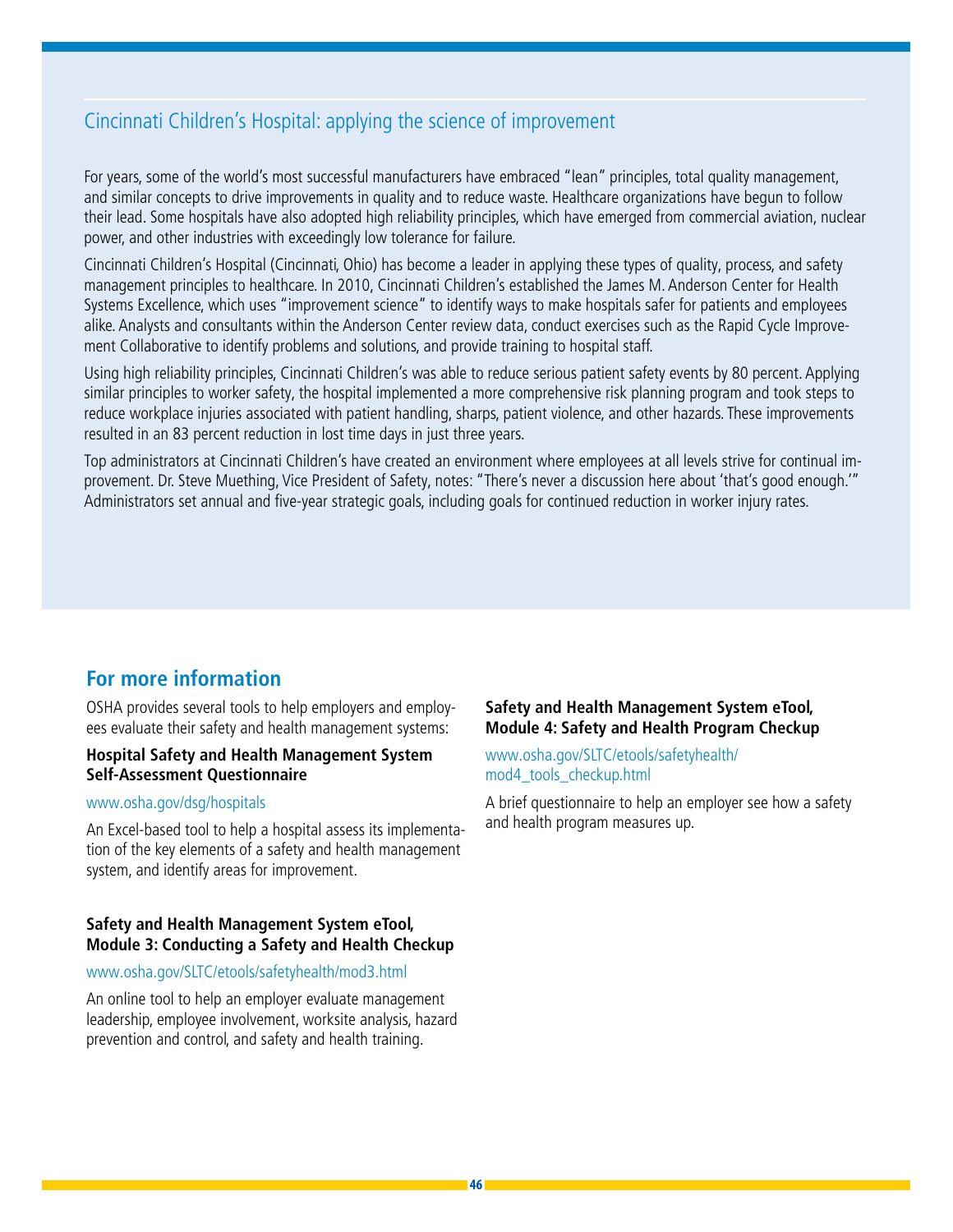## Cincinnati Children's Hospital: applying the science of improvement

For years, some of the world's most successful manufacturers have embraced "lean" principles, total quality management, and similar concepts to drive improvements in quality and to reduce waste. Healthcare organizations have begun to follow their lead. Some hospitals have also adopted high reliability principles, which have emerged from commercial aviation, nuclear power, and other industries with exceedingly low tolerance for failure.

Cincinnati Children's Hospital (Cincinnati, Ohio) has become a leader in applying these types of quality, process, and safety management principles to healthcare. In 2010, Cincinnati Children's established the James M. Anderson Center for Health Systems Excellence, which uses "improvement science" to identify ways to make hospitals safer for patients and employees alike. Analysts and consultants within the Anderson Center review data, conduct exercises such as the Rapid Cycle Improvement Collaborative to identify problems and solutions, and provide training to hospital staff.

Using high reliability principles, Cincinnati Children's was able to reduce serious patient safety events by 80 percent. Applying similar principles to worker safety, the hospital implemented a more comprehensive risk planning program and took steps to reduce workplace injuries associated with patient handling, sharps, patient violence, and other hazards. These improvements resulted in an 83 percent reduction in lost time days in just three years.

Top administrators at Cincinnati Children's have created an environment where employees at all levels strive for continual improvement. Dr. Steve Muething, Vice President of Safety, notes: "There's never a discussion here about 'that's good enough.'" Administrators set annual and five-year strategic goals, including goals for continued reduction in worker injury rates.

## For more information

OSHA provides several tools to help employers and employees evaluate their safety and health management systems:

**Hospital Safety and Health Management System Self-Assessment Questionnaire**

www.osha.gov/dsg/hospitals

An Excel-based tool to help a hospital assess its implementation of the key elements of a safety and health management system, and identify areas for improvement.

**Safety and Health Management System eTool, Module 3: Conducting a Safety and Health Checkup**

www.osha.gov/SLTC/etools/safetyhealth/mod3.html

An online tool to help an employer evaluate management leadership, employee involvement, worksite analysis, hazard prevention and control, and safety and health training.

**Safety and Health Management System eTool, Module 4: Safety and Health Program Checkup**

www.osha.gov/SLTC/etools/safetyhealth/mod4_tools_checkup.html

A brief questionnaire to help an employer see how a safety and health program measures up.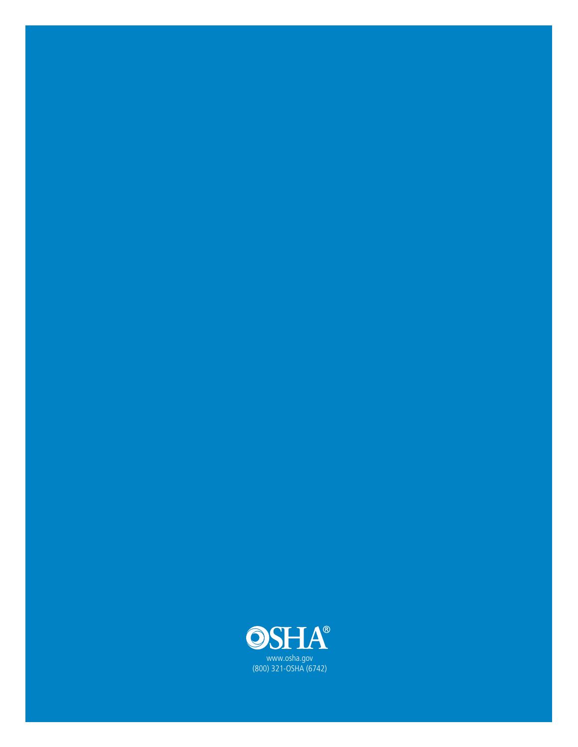OSHA®

www.osha.gov

(800) 321-OSHA (6742)